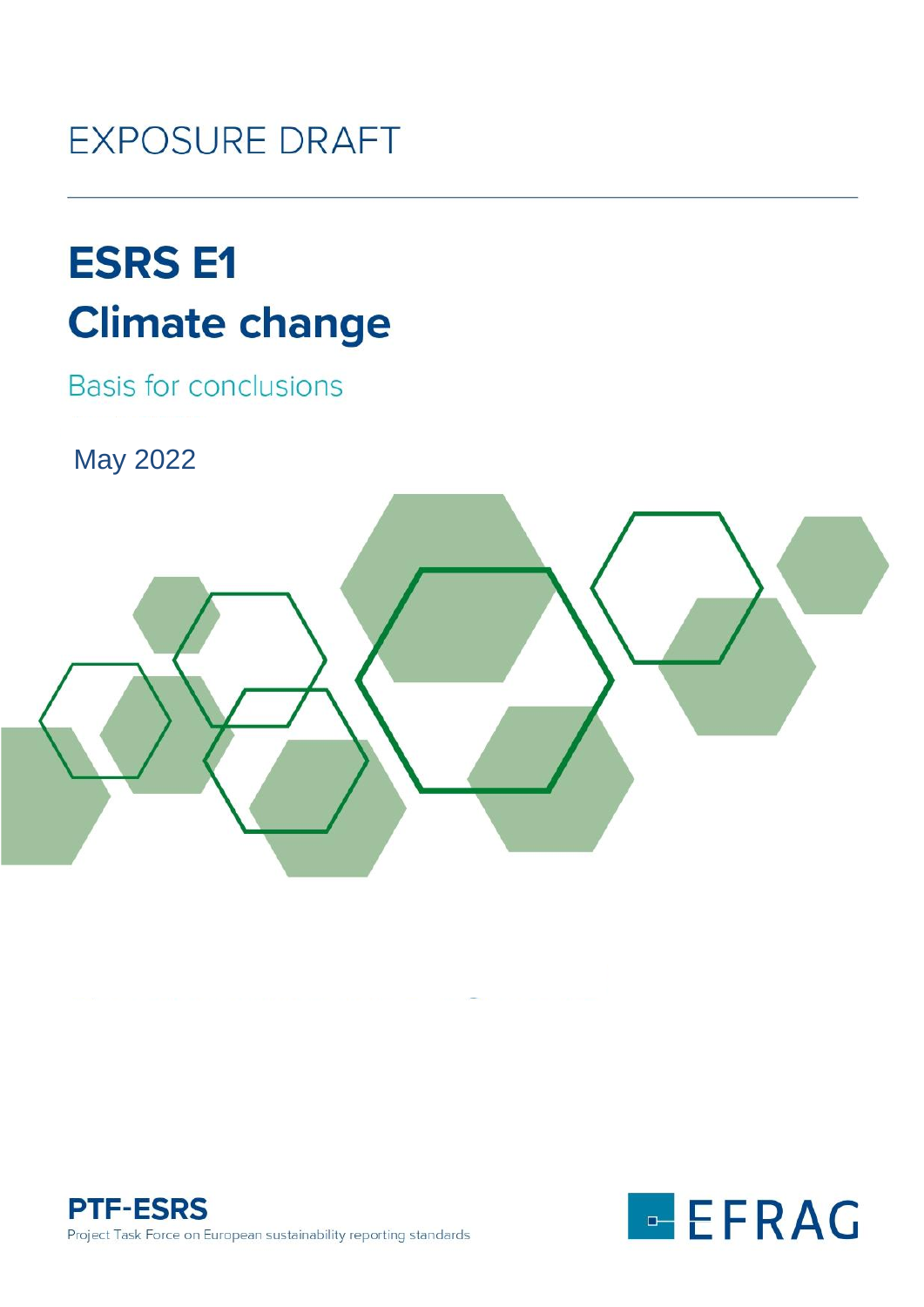EXPOSURE DRAFT

# ESRS E1
# Climate change

## Basis for conclusions

May 2022

**PTF-ESRS**
Project Task Force on European sustainability reporting standards

EFRAG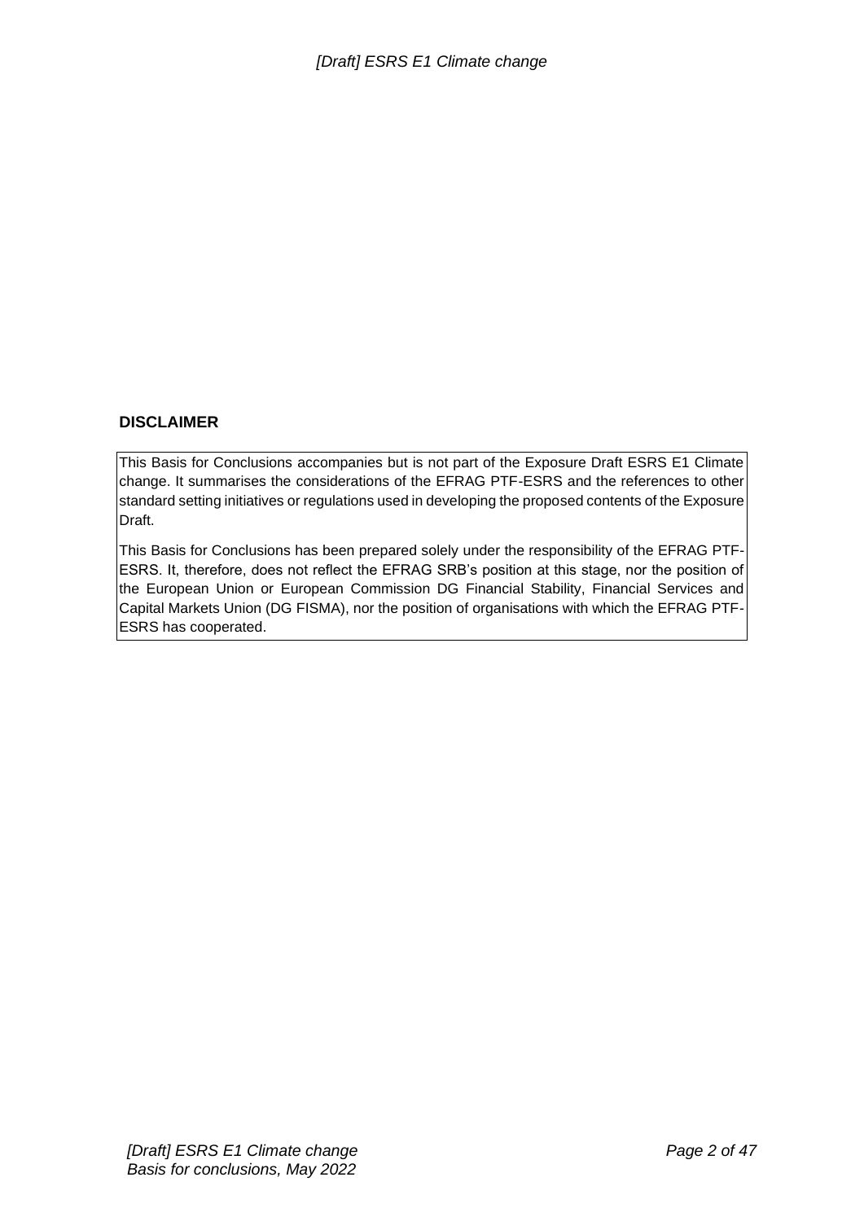## DISCLAIMER

This Basis for Conclusions accompanies but is not part of the Exposure Draft ESRS E1 Climate change. It summarises the considerations of the EFRAG PTF-ESRS and the references to other standard setting initiatives or regulations used in developing the proposed contents of the Exposure Draft.

This Basis for Conclusions has been prepared solely under the responsibility of the EFRAG PTF-ESRS. It, therefore, does not reflect the EFRAG SRB's position at this stage, nor the position of the European Union or European Commission DG Financial Stability, Financial Services and Capital Markets Union (DG FISMA), nor the position of organisations with which the EFRAG PTF-ESRS has cooperated.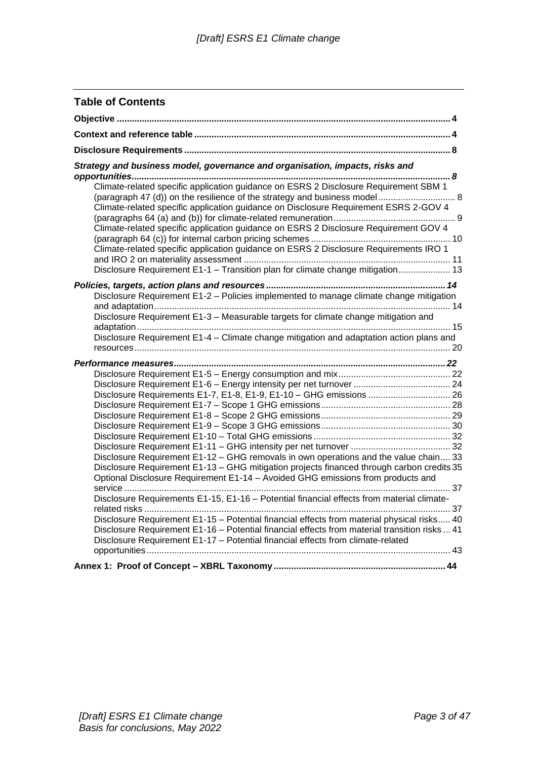## Table of Contents

**Objective** ..................... **4**

**Context and reference table** ..................... **4**

**Disclosure Requirements** ..................... **8**

***Strategy and business model, governance and organisation, impacts, risks and opportunities*** ..................... ***8***

- Climate-related specific application guidance on ESRS 2 Disclosure Requirement SBM 1 (paragraph 47 (d)) on the resilience of the strategy and business model ..................... 8
- Climate-related specific application guidance on Disclosure Requirement ESRS 2-GOV 4 (paragraphs 64 (a) and (b)) for climate-related remuneration ..................... 9
- Climate-related specific application guidance on ESRS 2 Disclosure Requirement GOV 4 (paragraph 64 (c)) for internal carbon pricing schemes ..................... 10
- Climate-related specific application guidance on ESRS 2 Disclosure Requirements IRO 1 and IRO 2 on materiality assessment ..................... 11
- Disclosure Requirement E1-1 – Transition plan for climate change mitigation ..................... 13

***Policies, targets, action plans and resources*** ..................... ***14***

- Disclosure Requirement E1-2 – Policies implemented to manage climate change mitigation and adaptation ..................... 14
- Disclosure Requirement E1-3 – Measurable targets for climate change mitigation and adaptation ..................... 15
- Disclosure Requirement E1-4 – Climate change mitigation and adaptation action plans and resources ..................... 20

***Performance measures*** ..................... ***22***

- Disclosure Requirement E1-5 – Energy consumption and mix ..................... 22
- Disclosure Requirement E1-6 – Energy intensity per net turnover ..................... 24
- Disclosure Requirements E1-7, E1-8, E1-9, E1-10 – GHG emissions ..................... 26
- Disclosure Requirement E1-7 – Scope 1 GHG emissions ..................... 28
- Disclosure Requirement E1-8 – Scope 2 GHG emissions ..................... 29
- Disclosure Requirement E1-9 – Scope 3 GHG emissions ..................... 30
- Disclosure Requirement E1-10 – Total GHG emissions ..................... 32
- Disclosure Requirement E1-11 – GHG intensity per net turnover ..................... 32
- Disclosure Requirement E1-12 – GHG removals in own operations and the value chain ..................... 33
- Disclosure Requirement E1-13 – GHG mitigation projects financed through carbon credits ..................... 35
- Optional Disclosure Requirement E1-14 – Avoided GHG emissions from products and service ..................... 37
- Disclosure Requirements E1-15, E1-16 – Potential financial effects from material climate-related risks ..................... 37
- Disclosure Requirement E1-15 – Potential financial effects from material physical risks ..................... 40
- Disclosure Requirement E1-16 – Potential financial effects from material transition risks ..................... 41
- Disclosure Requirement E1-17 – Potential financial effects from climate-related opportunities ..................... 43

**Annex 1: Proof of Concept – XBRL Taxonomy** ..................... **44**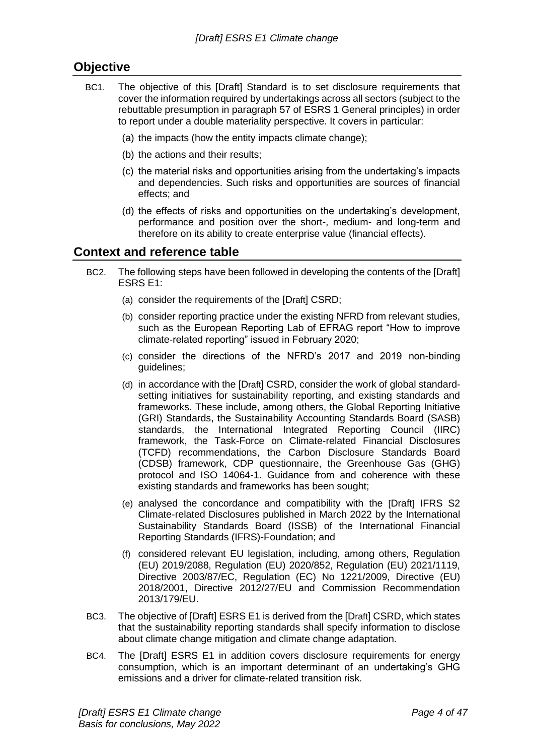## Objective

BC1. The objective of this [Draft] Standard is to set disclosure requirements that cover the information required by undertakings across all sectors (subject to the rebuttable presumption in paragraph 57 of ESRS 1 General principles) in order to report under a double materiality perspective. It covers in particular:

(a) the impacts (how the entity impacts climate change);

(b) the actions and their results;

(c) the material risks and opportunities arising from the undertaking's impacts and dependencies. Such risks and opportunities are sources of financial effects; and

(d) the effects of risks and opportunities on the undertaking's development, performance and position over the short-, medium- and long-term and therefore on its ability to create enterprise value (financial effects).

## Context and reference table

BC2. The following steps have been followed in developing the contents of the [Draft] ESRS E1:

(a) consider the requirements of the [Draft] CSRD;

(b) consider reporting practice under the existing NFRD from relevant studies, such as the European Reporting Lab of EFRAG report "How to improve climate-related reporting" issued in February 2020;

(c) consider the directions of the NFRD's 2017 and 2019 non-binding guidelines;

(d) in accordance with the [Draft] CSRD, consider the work of global standard-setting initiatives for sustainability reporting, and existing standards and frameworks. These include, among others, the Global Reporting Initiative (GRI) Standards, the Sustainability Accounting Standards Board (SASB) standards, the International Integrated Reporting Council (IIRC) framework, the Task-Force on Climate-related Financial Disclosures (TCFD) recommendations, the Carbon Disclosure Standards Board (CDSB) framework, CDP questionnaire, the Greenhouse Gas (GHG) protocol and ISO 14064-1. Guidance from and coherence with these existing standards and frameworks has been sought;

(e) analysed the concordance and compatibility with the [Draft] IFRS S2 Climate-related Disclosures published in March 2022 by the International Sustainability Standards Board (ISSB) of the International Financial Reporting Standards (IFRS)-Foundation; and

(f) considered relevant EU legislation, including, among others, Regulation (EU) 2019/2088, Regulation (EU) 2020/852, Regulation (EU) 2021/1119, Directive 2003/87/EC, Regulation (EC) No 1221/2009, Directive (EU) 2018/2001, Directive 2012/27/EU and Commission Recommendation 2013/179/EU.

BC3. The objective of [Draft] ESRS E1 is derived from the [Draft] CSRD, which states that the sustainability reporting standards shall specify information to disclose about climate change mitigation and climate change adaptation.

BC4. The [Draft] ESRS E1 in addition covers disclosure requirements for energy consumption, which is an important determinant of an undertaking's GHG emissions and a driver for climate-related transition risk.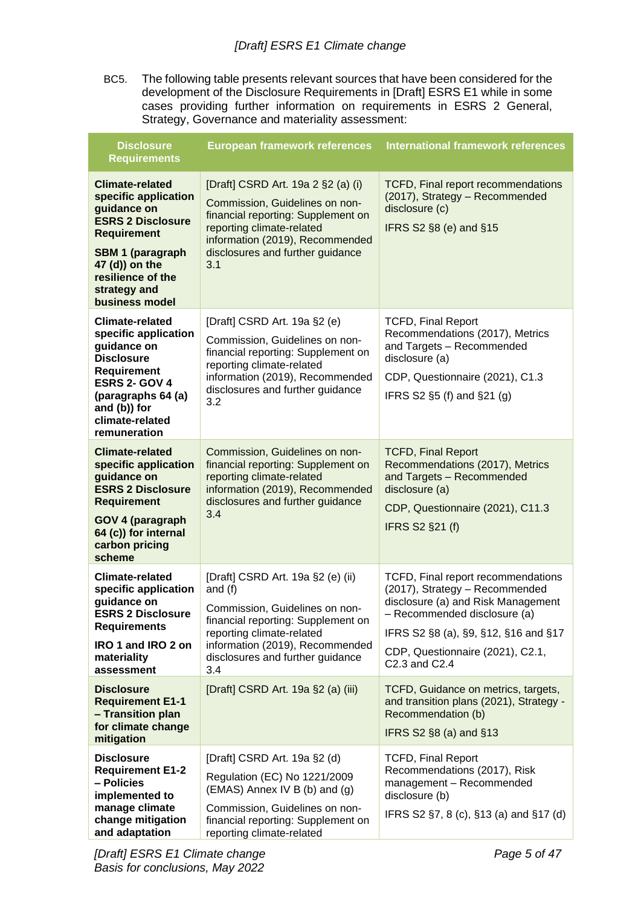BC5. The following table presents relevant sources that have been considered for the development of the Disclosure Requirements in [Draft] ESRS E1 while in some cases providing further information on requirements in ESRS 2 General, Strategy, Governance and materiality assessment:

| Disclosure Requirements | European framework references | International framework references |
|---|---|---|
| **Climate-related specific application guidance on ESRS 2 Disclosure Requirement** **SBM 1 (paragraph 47 (d)) on the resilience of the strategy and business model** | [Draft] CSRD Art. 19a 2 §2 (a) (i) Commission, Guidelines on non-financial reporting: Supplement on reporting climate-related information (2019), Recommended disclosures and further guidance 3.1 | TCFD, Final report recommendations (2017), Strategy – Recommended disclosure (c) IFRS S2 §8 (e) and §15 |
| **Climate-related specific application guidance on Disclosure Requirement ESRS 2- GOV 4 (paragraphs 64 (a) and (b)) for climate-related remuneration** | [Draft] CSRD Art. 19a §2 (e) Commission, Guidelines on non-financial reporting: Supplement on reporting climate-related information (2019), Recommended disclosures and further guidance 3.2 | TCFD, Final Report Recommendations (2017), Metrics and Targets – Recommended disclosure (a) CDP, Questionnaire (2021), C1.3 IFRS S2 §5 (f) and §21 (g) |
| **Climate-related specific application guidance on ESRS 2 Disclosure Requirement** **GOV 4 (paragraph 64 (c)) for internal carbon pricing scheme** | Commission, Guidelines on non-financial reporting: Supplement on reporting climate-related information (2019), Recommended disclosures and further guidance 3.4 | TCFD, Final Report Recommendations (2017), Metrics and Targets – Recommended disclosure (a) CDP, Questionnaire (2021), C11.3 IFRS S2 §21 (f) |
| **Climate-related specific application guidance on ESRS 2 Disclosure Requirements** **IRO 1 and IRO 2 on materiality assessment** | [Draft] CSRD Art. 19a §2 (e) (ii) and (f) Commission, Guidelines on non-financial reporting: Supplement on reporting climate-related information (2019), Recommended disclosures and further guidance 3.4 | TCFD, Final report recommendations (2017), Strategy – Recommended disclosure (a) and Risk Management – Recommended disclosure (a) IFRS S2 §8 (a), §9, §12, §16 and §17 CDP, Questionnaire (2021), C2.1, C2.3 and C2.4 |
| **Disclosure Requirement E1-1 – Transition plan for climate change mitigation** | [Draft] CSRD Art. 19a §2 (a) (iii) | TCFD, Guidance on metrics, targets, and transition plans (2021), Strategy - Recommendation (b) IFRS S2 §8 (a) and §13 |
| **Disclosure Requirement E1-2 – Policies implemented to manage climate change mitigation and adaptation** | [Draft] CSRD Art. 19a §2 (d) Regulation (EC) No 1221/2009 (EMAS) Annex IV B (b) and (g) Commission, Guidelines on non-financial reporting: Supplement on reporting climate-related | TCFD, Final Report Recommendations (2017), Risk management – Recommended disclosure (b) IFRS S2 §7, 8 (c), §13 (a) and §17 (d) |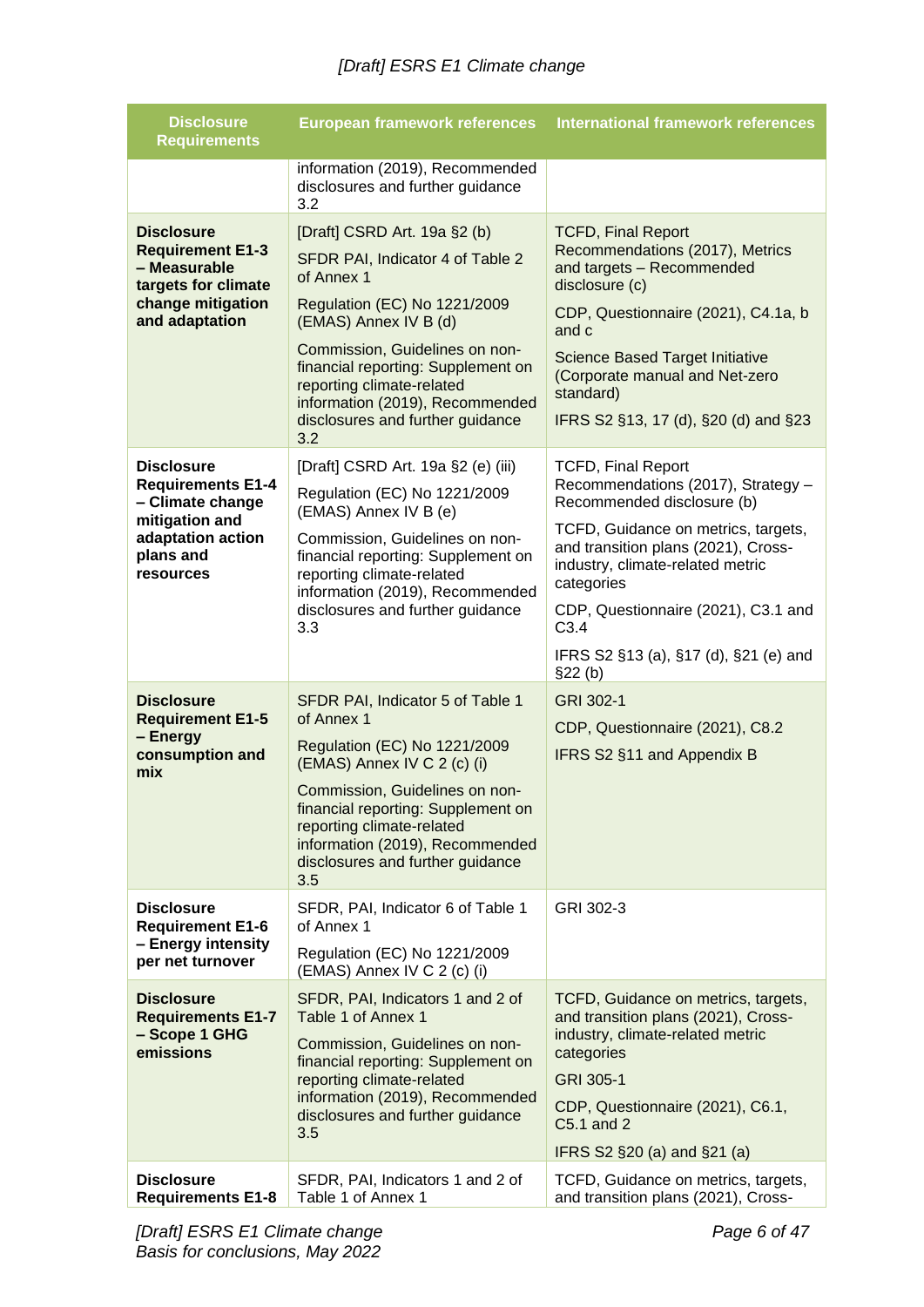| Disclosure Requirements | European framework references | International framework references |
|---|---|---|
| | information (2019), Recommended disclosures and further guidance 3.2 | |
| **Disclosure Requirement E1-3 – Measurable targets for climate change mitigation and adaptation** | [Draft] CSRD Art. 19a §2 (b)<br>SFDR PAI, Indicator 4 of Table 2 of Annex 1<br>Regulation (EC) No 1221/2009 (EMAS) Annex IV B (d)<br>Commission, Guidelines on non-financial reporting: Supplement on reporting climate-related information (2019), Recommended disclosures and further guidance 3.2 | TCFD, Final Report Recommendations (2017), Metrics and targets – Recommended disclosure (c)<br>CDP, Questionnaire (2021), C4.1a, b and c<br>Science Based Target Initiative (Corporate manual and Net-zero standard)<br>IFRS S2 §13, 17 (d), §20 (d) and §23 |
| **Disclosure Requirements E1-4 – Climate change mitigation and adaptation action plans and resources** | [Draft] CSRD Art. 19a §2 (e) (iii)<br>Regulation (EC) No 1221/2009 (EMAS) Annex IV B (e)<br>Commission, Guidelines on non-financial reporting: Supplement on reporting climate-related information (2019), Recommended disclosures and further guidance 3.3 | TCFD, Final Report Recommendations (2017), Strategy – Recommended disclosure (b)<br>TCFD, Guidance on metrics, targets, and transition plans (2021), Cross-industry, climate-related metric categories<br>CDP, Questionnaire (2021), C3.1 and C3.4<br>IFRS S2 §13 (a), §17 (d), §21 (e) and §22 (b) |
| **Disclosure Requirement E1-5 – Energy consumption and mix** | SFDR PAI, Indicator 5 of Table 1 of Annex 1<br>Regulation (EC) No 1221/2009 (EMAS) Annex IV C 2 (c) (i)<br>Commission, Guidelines on non-financial reporting: Supplement on reporting climate-related information (2019), Recommended disclosures and further guidance 3.5 | GRI 302-1<br>CDP, Questionnaire (2021), C8.2<br>IFRS S2 §11 and Appendix B |
| **Disclosure Requirement E1-6 – Energy intensity per net turnover** | SFDR, PAI, Indicator 6 of Table 1 of Annex 1<br>Regulation (EC) No 1221/2009 (EMAS) Annex IV C 2 (c) (i) | GRI 302-3 |
| **Disclosure Requirements E1-7 – Scope 1 GHG emissions** | SFDR, PAI, Indicators 1 and 2 of Table 1 of Annex 1<br>Commission, Guidelines on non-financial reporting: Supplement on reporting climate-related information (2019), Recommended disclosures and further guidance 3.5 | TCFD, Guidance on metrics, targets, and transition plans (2021), Cross-industry, climate-related metric categories<br>GRI 305-1<br>CDP, Questionnaire (2021), C6.1, C5.1 and 2<br>IFRS S2 §20 (a) and §21 (a) |
| **Disclosure Requirements E1-8** | SFDR, PAI, Indicators 1 and 2 of Table 1 of Annex 1 | TCFD, Guidance on metrics, targets, and transition plans (2021), Cross- |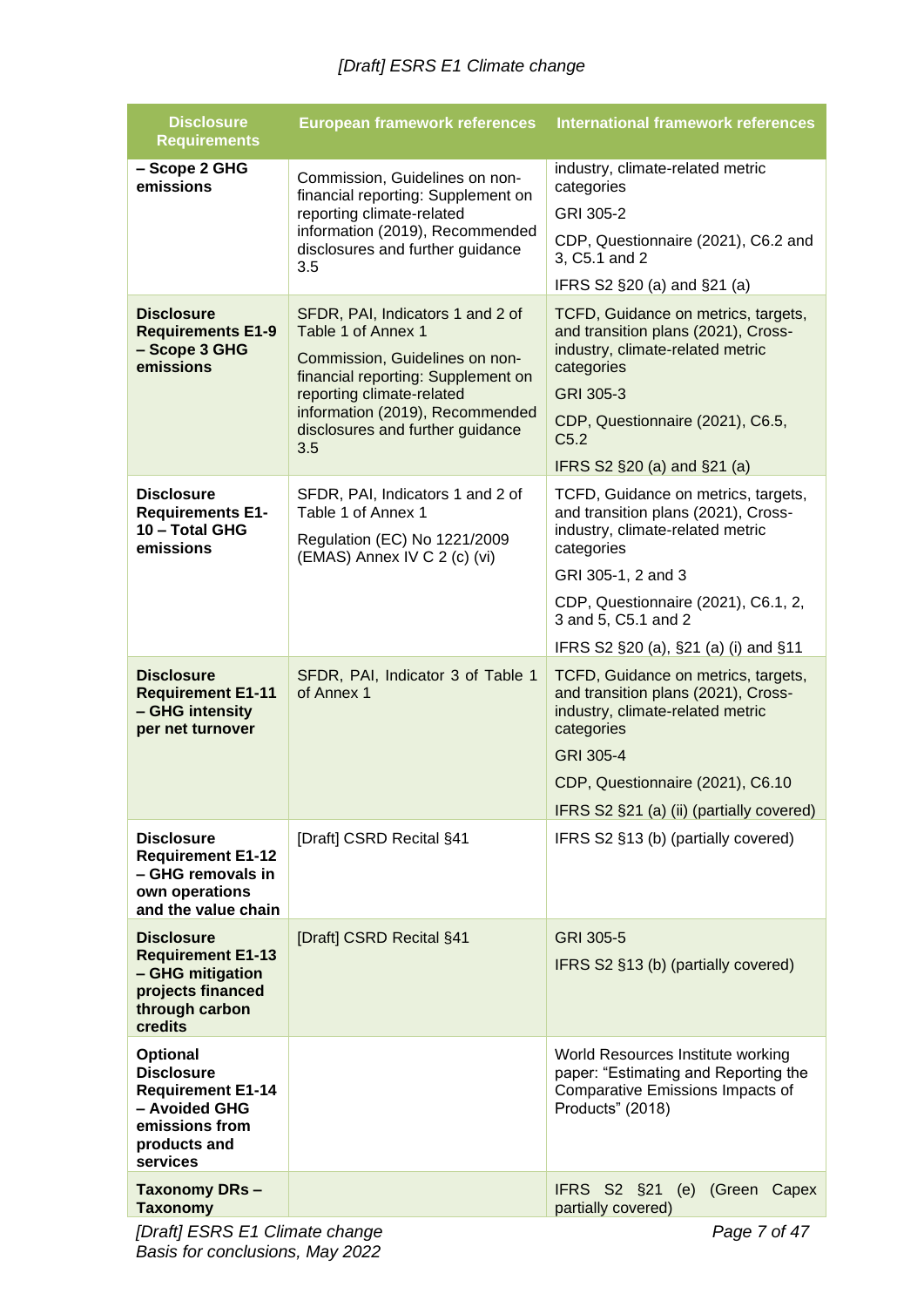| Disclosure Requirements | European framework references | International framework references |
|---|---|---|
| **– Scope 2 GHG emissions** | Commission, Guidelines on non-financial reporting: Supplement on reporting climate-related information (2019), Recommended disclosures and further guidance 3.5 | industry, climate-related metric categories<br>GRI 305-2<br>CDP, Questionnaire (2021), C6.2 and 3, C5.1 and 2<br>IFRS S2 §20 (a) and §21 (a) |
| **Disclosure Requirements E1-9 – Scope 3 GHG emissions** | SFDR, PAI, Indicators 1 and 2 of Table 1 of Annex 1<br>Commission, Guidelines on non-financial reporting: Supplement on reporting climate-related information (2019), Recommended disclosures and further guidance 3.5 | TCFD, Guidance on metrics, targets, and transition plans (2021), Cross-industry, climate-related metric categories<br>GRI 305-3<br>CDP, Questionnaire (2021), C6.5, C5.2<br>IFRS S2 §20 (a) and §21 (a) |
| **Disclosure Requirements E1-10 – Total GHG emissions** | SFDR, PAI, Indicators 1 and 2 of Table 1 of Annex 1<br>Regulation (EC) No 1221/2009 (EMAS) Annex IV C 2 (c) (vi) | TCFD, Guidance on metrics, targets, and transition plans (2021), Cross-industry, climate-related metric categories<br>GRI 305-1, 2 and 3<br>CDP, Questionnaire (2021), C6.1, 2, 3 and 5, C5.1 and 2<br>IFRS S2 §20 (a), §21 (a) (i) and §11 |
| **Disclosure Requirement E1-11 – GHG intensity per net turnover** | SFDR, PAI, Indicator 3 of Table 1 of Annex 1 | TCFD, Guidance on metrics, targets, and transition plans (2021), Cross-industry, climate-related metric categories<br>GRI 305-4<br>CDP, Questionnaire (2021), C6.10<br>IFRS S2 §21 (a) (ii) (partially covered) |
| **Disclosure Requirement E1-12 – GHG removals in own operations and the value chain** | [Draft] CSRD Recital §41 | IFRS S2 §13 (b) (partially covered) |
| **Disclosure Requirement E1-13 – GHG mitigation projects financed through carbon credits** | [Draft] CSRD Recital §41 | GRI 305-5<br>IFRS S2 §13 (b) (partially covered) |
| **Optional Disclosure Requirement E1-14 – Avoided GHG emissions from products and services** | | World Resources Institute working paper: "Estimating and Reporting the Comparative Emissions Impacts of Products" (2018) |
| **Taxonomy DRs – Taxonomy** | | IFRS S2 §21 (e) (Green Capex partially covered) |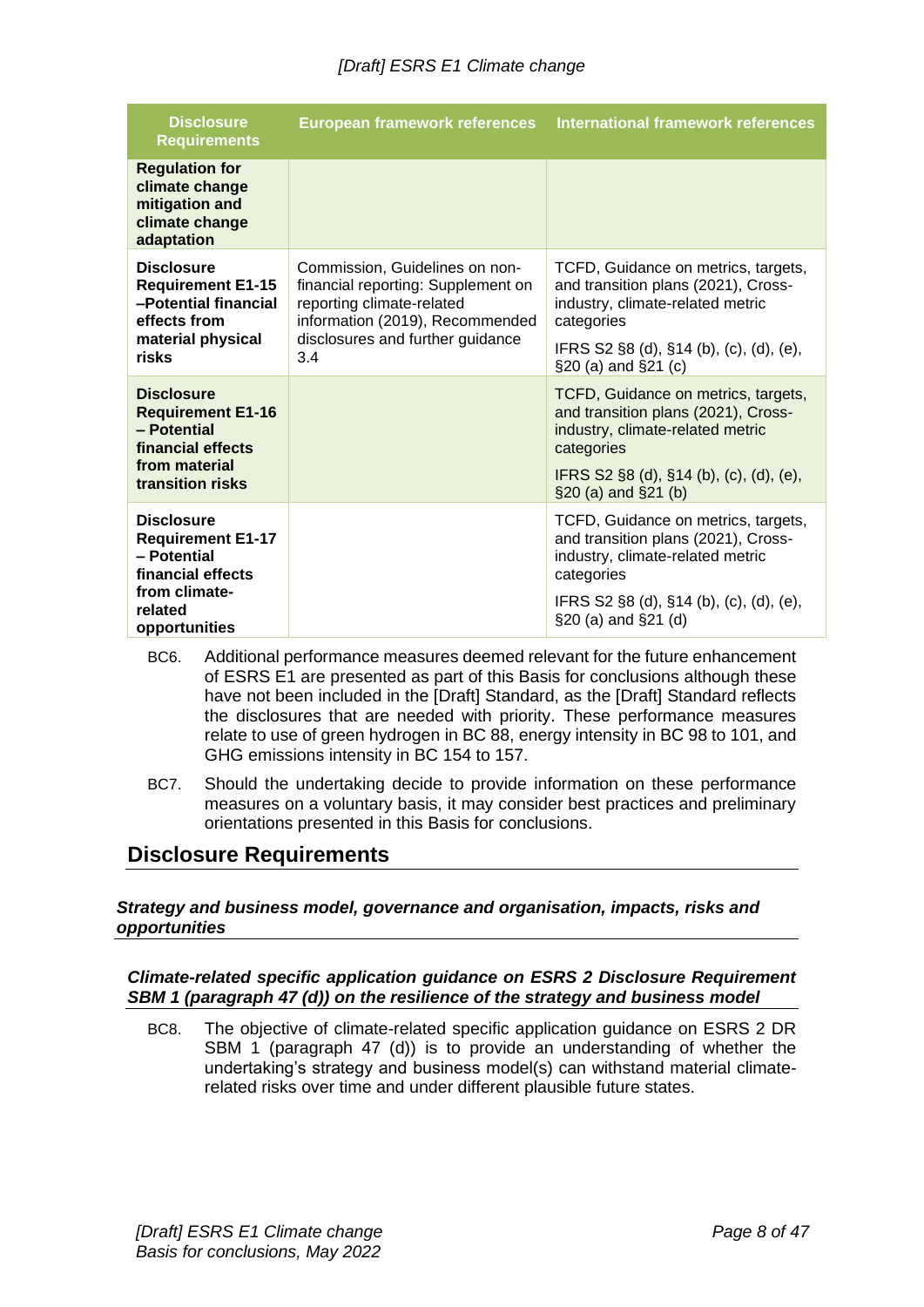| Disclosure Requirements | European framework references | International framework references |
|---|---|---|
| **Regulation for climate change mitigation and climate change adaptation** | | |
| **Disclosure Requirement E1-15 –Potential financial effects from material physical risks** | Commission, Guidelines on non-financial reporting: Supplement on reporting climate-related information (2019), Recommended disclosures and further guidance 3.4 | TCFD, Guidance on metrics, targets, and transition plans (2021), Cross-industry, climate-related metric categories<br><br>IFRS S2 §8 (d), §14 (b), (c), (d), (e), §20 (a) and §21 (c) |
| **Disclosure Requirement E1-16 – Potential financial effects from material transition risks** | | TCFD, Guidance on metrics, targets, and transition plans (2021), Cross-industry, climate-related metric categories<br><br>IFRS S2 §8 (d), §14 (b), (c), (d), (e), §20 (a) and §21 (b) |
| **Disclosure Requirement E1-17 – Potential financial effects from climate-related opportunities** | | TCFD, Guidance on metrics, targets, and transition plans (2021), Cross-industry, climate-related metric categories<br><br>IFRS S2 §8 (d), §14 (b), (c), (d), (e), §20 (a) and §21 (d) |

BC6. Additional performance measures deemed relevant for the future enhancement of ESRS E1 are presented as part of this Basis for conclusions although these have not been included in the [Draft] Standard, as the [Draft] Standard reflects the disclosures that are needed with priority. These performance measures relate to use of green hydrogen in BC 88, energy intensity in BC 98 to 101, and GHG emissions intensity in BC 154 to 157.

BC7. Should the undertaking decide to provide information on these performance measures on a voluntary basis, it may consider best practices and preliminary orientations presented in this Basis for conclusions.

## Disclosure Requirements

### *Strategy and business model, governance and organisation, impacts, risks and opportunities*

#### *Climate-related specific application guidance on ESRS 2 Disclosure Requirement SBM 1 (paragraph 47 (d)) on the resilience of the strategy and business model*

BC8. The objective of climate-related specific application guidance on ESRS 2 DR SBM 1 (paragraph 47 (d)) is to provide an understanding of whether the undertaking's strategy and business model(s) can withstand material climate-related risks over time and under different plausible future states.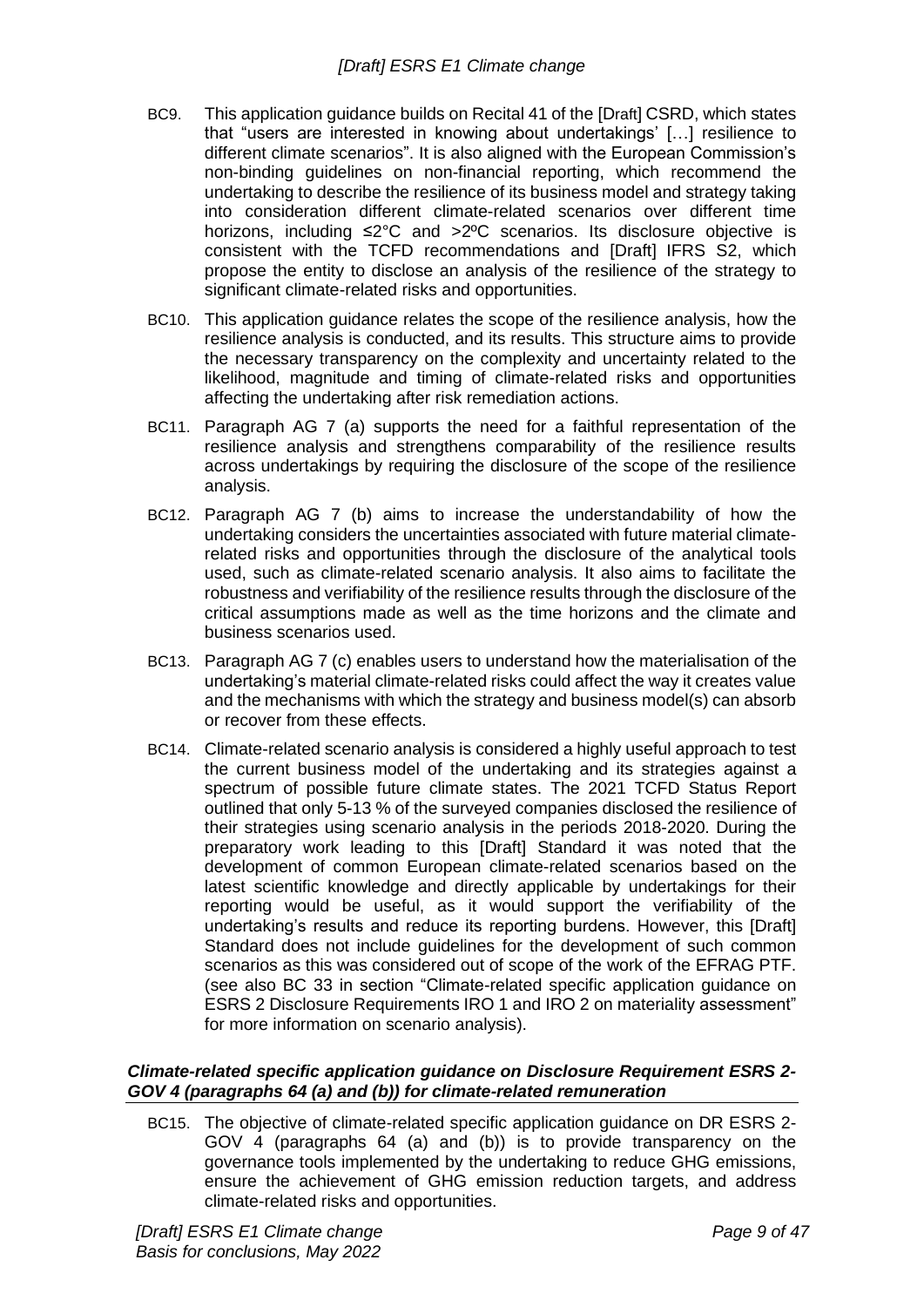BC9. This application guidance builds on Recital 41 of the [Draft] CSRD, which states that "users are interested in knowing about undertakings' […] resilience to different climate scenarios". It is also aligned with the European Commission's non-binding guidelines on non-financial reporting, which recommend the undertaking to describe the resilience of its business model and strategy taking into consideration different climate-related scenarios over different time horizons, including ≤2°C and >2ºC scenarios. Its disclosure objective is consistent with the TCFD recommendations and [Draft] IFRS S2, which propose the entity to disclose an analysis of the resilience of the strategy to significant climate-related risks and opportunities.

BC10. This application guidance relates the scope of the resilience analysis, how the resilience analysis is conducted, and its results. This structure aims to provide the necessary transparency on the complexity and uncertainty related to the likelihood, magnitude and timing of climate-related risks and opportunities affecting the undertaking after risk remediation actions.

BC11. Paragraph AG 7 (a) supports the need for a faithful representation of the resilience analysis and strengthens comparability of the resilience results across undertakings by requiring the disclosure of the scope of the resilience analysis.

BC12. Paragraph AG 7 (b) aims to increase the understandability of how the undertaking considers the uncertainties associated with future material climate-related risks and opportunities through the disclosure of the analytical tools used, such as climate-related scenario analysis. It also aims to facilitate the robustness and verifiability of the resilience results through the disclosure of the critical assumptions made as well as the time horizons and the climate and business scenarios used.

BC13. Paragraph AG 7 (c) enables users to understand how the materialisation of the undertaking's material climate-related risks could affect the way it creates value and the mechanisms with which the strategy and business model(s) can absorb or recover from these effects.

BC14. Climate-related scenario analysis is considered a highly useful approach to test the current business model of the undertaking and its strategies against a spectrum of possible future climate states. The 2021 TCFD Status Report outlined that only 5-13 % of the surveyed companies disclosed the resilience of their strategies using scenario analysis in the periods 2018-2020. During the preparatory work leading to this [Draft] Standard it was noted that the development of common European climate-related scenarios based on the latest scientific knowledge and directly applicable by undertakings for their reporting would be useful, as it would support the verifiability of the undertaking's results and reduce its reporting burdens. However, this [Draft] Standard does not include guidelines for the development of such common scenarios as this was considered out of scope of the work of the EFRAG PTF. (see also BC 33 in section "Climate-related specific application guidance on ESRS 2 Disclosure Requirements IRO 1 and IRO 2 on materiality assessment" for more information on scenario analysis).

#### *Climate-related specific application guidance on Disclosure Requirement ESRS 2-GOV 4 (paragraphs 64 (a) and (b)) for climate-related remuneration*

BC15. The objective of climate-related specific application guidance on DR ESRS 2-GOV 4 (paragraphs 64 (a) and (b)) is to provide transparency on the governance tools implemented by the undertaking to reduce GHG emissions, ensure the achievement of GHG emission reduction targets, and address climate-related risks and opportunities.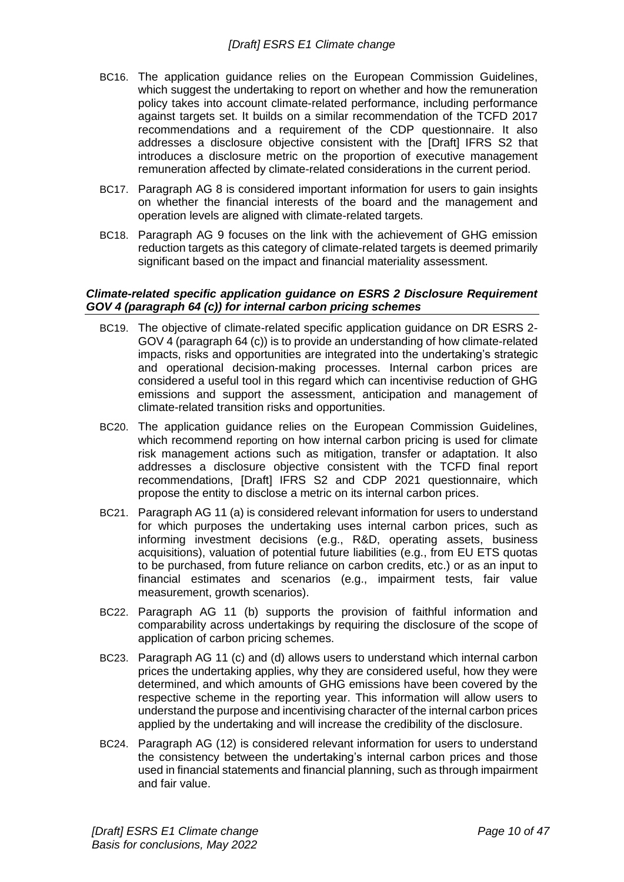BC16. The application guidance relies on the European Commission Guidelines, which suggest the undertaking to report on whether and how the remuneration policy takes into account climate-related performance, including performance against targets set. It builds on a similar recommendation of the TCFD 2017 recommendations and a requirement of the CDP questionnaire. It also addresses a disclosure objective consistent with the [Draft] IFRS S2 that introduces a disclosure metric on the proportion of executive management remuneration affected by climate-related considerations in the current period.

BC17. Paragraph AG 8 is considered important information for users to gain insights on whether the financial interests of the board and the management and operation levels are aligned with climate-related targets.

BC18. Paragraph AG 9 focuses on the link with the achievement of GHG emission reduction targets as this category of climate-related targets is deemed primarily significant based on the impact and financial materiality assessment.

### *Climate-related specific application guidance on ESRS 2 Disclosure Requirement GOV 4 (paragraph 64 (c)) for internal carbon pricing schemes*

BC19. The objective of climate-related specific application guidance on DR ESRS 2-GOV 4 (paragraph 64 (c)) is to provide an understanding of how climate-related impacts, risks and opportunities are integrated into the undertaking's strategic and operational decision-making processes. Internal carbon prices are considered a useful tool in this regard which can incentivise reduction of GHG emissions and support the assessment, anticipation and management of climate-related transition risks and opportunities.

BC20. The application guidance relies on the European Commission Guidelines, which recommend reporting on how internal carbon pricing is used for climate risk management actions such as mitigation, transfer or adaptation. It also addresses a disclosure objective consistent with the TCFD final report recommendations, [Draft] IFRS S2 and CDP 2021 questionnaire, which propose the entity to disclose a metric on its internal carbon prices.

BC21. Paragraph AG 11 (a) is considered relevant information for users to understand for which purposes the undertaking uses internal carbon prices, such as informing investment decisions (e.g., R&D, operating assets, business acquisitions), valuation of potential future liabilities (e.g., from EU ETS quotas to be purchased, from future reliance on carbon credits, etc.) or as an input to financial estimates and scenarios (e.g., impairment tests, fair value measurement, growth scenarios).

BC22. Paragraph AG 11 (b) supports the provision of faithful information and comparability across undertakings by requiring the disclosure of the scope of application of carbon pricing schemes.

BC23. Paragraph AG 11 (c) and (d) allows users to understand which internal carbon prices the undertaking applies, why they are considered useful, how they were determined, and which amounts of GHG emissions have been covered by the respective scheme in the reporting year. This information will allow users to understand the purpose and incentivising character of the internal carbon prices applied by the undertaking and will increase the credibility of the disclosure.

BC24. Paragraph AG (12) is considered relevant information for users to understand the consistency between the undertaking's internal carbon prices and those used in financial statements and financial planning, such as through impairment and fair value.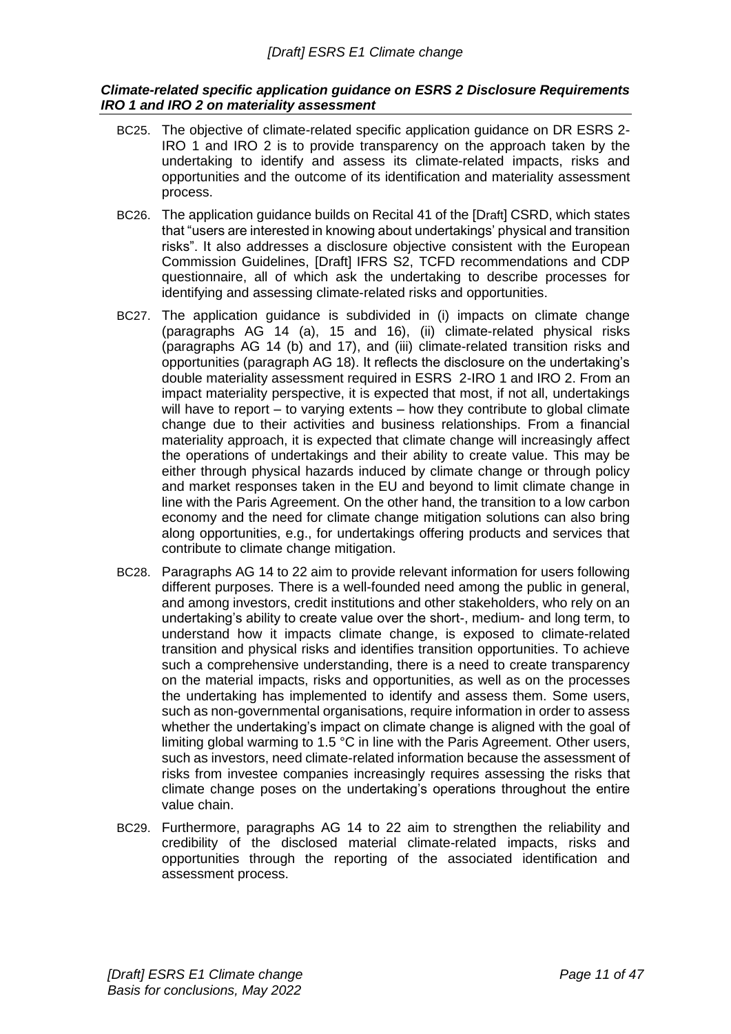### *Climate-related specific application guidance on ESRS 2 Disclosure Requirements IRO 1 and IRO 2 on materiality assessment*

BC25. The objective of climate-related specific application guidance on DR ESRS 2-IRO 1 and IRO 2 is to provide transparency on the approach taken by the undertaking to identify and assess its climate-related impacts, risks and opportunities and the outcome of its identification and materiality assessment process.

BC26. The application guidance builds on Recital 41 of the [Draft] CSRD, which states that "users are interested in knowing about undertakings' physical and transition risks". It also addresses a disclosure objective consistent with the European Commission Guidelines, [Draft] IFRS S2, TCFD recommendations and CDP questionnaire, all of which ask the undertaking to describe processes for identifying and assessing climate-related risks and opportunities.

BC27. The application guidance is subdivided in (i) impacts on climate change (paragraphs AG 14 (a), 15 and 16), (ii) climate-related physical risks (paragraphs AG 14 (b) and 17), and (iii) climate-related transition risks and opportunities (paragraph AG 18). It reflects the disclosure on the undertaking's double materiality assessment required in ESRS 2-IRO 1 and IRO 2. From an impact materiality perspective, it is expected that most, if not all, undertakings will have to report – to varying extents – how they contribute to global climate change due to their activities and business relationships. From a financial materiality approach, it is expected that climate change will increasingly affect the operations of undertakings and their ability to create value. This may be either through physical hazards induced by climate change or through policy and market responses taken in the EU and beyond to limit climate change in line with the Paris Agreement. On the other hand, the transition to a low carbon economy and the need for climate change mitigation solutions can also bring along opportunities, e.g., for undertakings offering products and services that contribute to climate change mitigation.

BC28. Paragraphs AG 14 to 22 aim to provide relevant information for users following different purposes. There is a well-founded need among the public in general, and among investors, credit institutions and other stakeholders, who rely on an undertaking's ability to create value over the short-, medium- and long term, to understand how it impacts climate change, is exposed to climate-related transition and physical risks and identifies transition opportunities. To achieve such a comprehensive understanding, there is a need to create transparency on the material impacts, risks and opportunities, as well as on the processes the undertaking has implemented to identify and assess them. Some users, such as non-governmental organisations, require information in order to assess whether the undertaking's impact on climate change is aligned with the goal of limiting global warming to 1.5 °C in line with the Paris Agreement. Other users, such as investors, need climate-related information because the assessment of risks from investee companies increasingly requires assessing the risks that climate change poses on the undertaking's operations throughout the entire value chain.

BC29. Furthermore, paragraphs AG 14 to 22 aim to strengthen the reliability and credibility of the disclosed material climate-related impacts, risks and opportunities through the reporting of the associated identification and assessment process.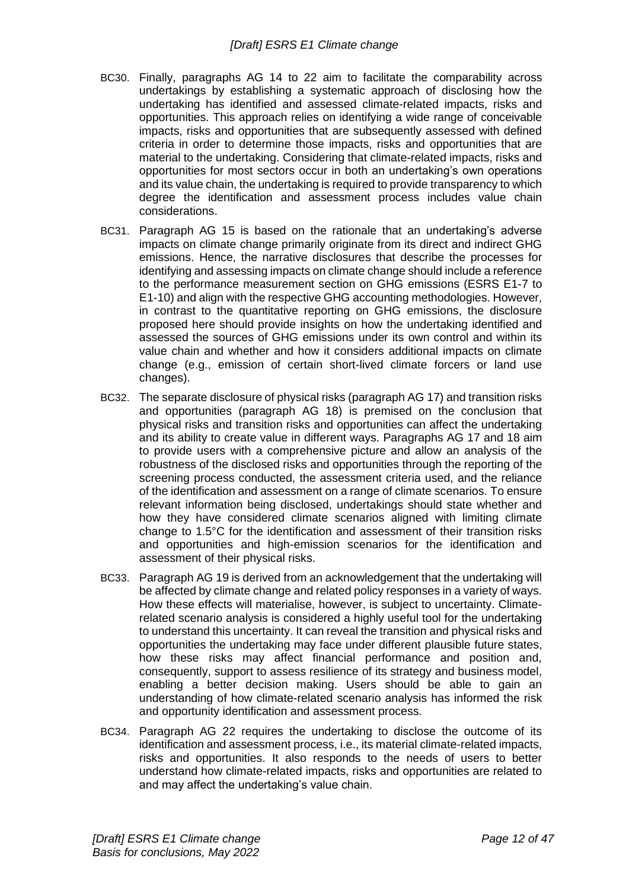BC30. Finally, paragraphs AG 14 to 22 aim to facilitate the comparability across undertakings by establishing a systematic approach of disclosing how the undertaking has identified and assessed climate-related impacts, risks and opportunities. This approach relies on identifying a wide range of conceivable impacts, risks and opportunities that are subsequently assessed with defined criteria in order to determine those impacts, risks and opportunities that are material to the undertaking. Considering that climate-related impacts, risks and opportunities for most sectors occur in both an undertaking's own operations and its value chain, the undertaking is required to provide transparency to which degree the identification and assessment process includes value chain considerations.

BC31. Paragraph AG 15 is based on the rationale that an undertaking's adverse impacts on climate change primarily originate from its direct and indirect GHG emissions. Hence, the narrative disclosures that describe the processes for identifying and assessing impacts on climate change should include a reference to the performance measurement section on GHG emissions (ESRS E1-7 to E1-10) and align with the respective GHG accounting methodologies. However, in contrast to the quantitative reporting on GHG emissions, the disclosure proposed here should provide insights on how the undertaking identified and assessed the sources of GHG emissions under its own control and within its value chain and whether and how it considers additional impacts on climate change (e.g., emission of certain short-lived climate forcers or land use changes).

BC32. The separate disclosure of physical risks (paragraph AG 17) and transition risks and opportunities (paragraph AG 18) is premised on the conclusion that physical risks and transition risks and opportunities can affect the undertaking and its ability to create value in different ways. Paragraphs AG 17 and 18 aim to provide users with a comprehensive picture and allow an analysis of the robustness of the disclosed risks and opportunities through the reporting of the screening process conducted, the assessment criteria used, and the reliance of the identification and assessment on a range of climate scenarios. To ensure relevant information being disclosed, undertakings should state whether and how they have considered climate scenarios aligned with limiting climate change to 1.5°C for the identification and assessment of their transition risks and opportunities and high-emission scenarios for the identification and assessment of their physical risks.

BC33. Paragraph AG 19 is derived from an acknowledgement that the undertaking will be affected by climate change and related policy responses in a variety of ways. How these effects will materialise, however, is subject to uncertainty. Climate-related scenario analysis is considered a highly useful tool for the undertaking to understand this uncertainty. It can reveal the transition and physical risks and opportunities the undertaking may face under different plausible future states, how these risks may affect financial performance and position and, consequently, support to assess resilience of its strategy and business model, enabling a better decision making. Users should be able to gain an understanding of how climate-related scenario analysis has informed the risk and opportunity identification and assessment process.

BC34. Paragraph AG 22 requires the undertaking to disclose the outcome of its identification and assessment process, i.e., its material climate-related impacts, risks and opportunities. It also responds to the needs of users to better understand how climate-related impacts, risks and opportunities are related to and may affect the undertaking's value chain.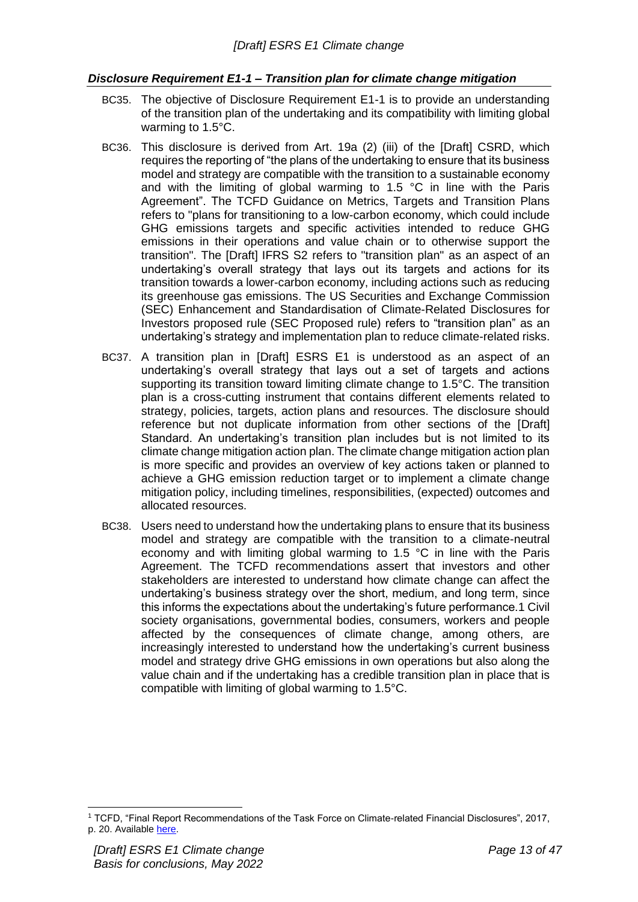### *Disclosure Requirement E1-1 – Transition plan for climate change mitigation*

BC35. The objective of Disclosure Requirement E1-1 is to provide an understanding of the transition plan of the undertaking and its compatibility with limiting global warming to 1.5°C.

BC36. This disclosure is derived from Art. 19a (2) (iii) of the [Draft] CSRD, which requires the reporting of "the plans of the undertaking to ensure that its business model and strategy are compatible with the transition to a sustainable economy and with the limiting of global warming to 1.5 °C in line with the Paris Agreement". The TCFD Guidance on Metrics, Targets and Transition Plans refers to "plans for transitioning to a low-carbon economy, which could include GHG emissions targets and specific activities intended to reduce GHG emissions in their operations and value chain or to otherwise support the transition". The [Draft] IFRS S2 refers to "transition plan" as an aspect of an undertaking's overall strategy that lays out its targets and actions for its transition towards a lower-carbon economy, including actions such as reducing its greenhouse gas emissions. The US Securities and Exchange Commission (SEC) Enhancement and Standardisation of Climate-Related Disclosures for Investors proposed rule (SEC Proposed rule) refers to "transition plan" as an undertaking's strategy and implementation plan to reduce climate-related risks.

BC37. A transition plan in [Draft] ESRS E1 is understood as an aspect of an undertaking's overall strategy that lays out a set of targets and actions supporting its transition toward limiting climate change to 1.5°C. The transition plan is a cross-cutting instrument that contains different elements related to strategy, policies, targets, action plans and resources. The disclosure should reference but not duplicate information from other sections of the [Draft] Standard. An undertaking's transition plan includes but is not limited to its climate change mitigation action plan. The climate change mitigation action plan is more specific and provides an overview of key actions taken or planned to achieve a GHG emission reduction target or to implement a climate change mitigation policy, including timelines, responsibilities, (expected) outcomes and allocated resources.

BC38. Users need to understand how the undertaking plans to ensure that its business model and strategy are compatible with the transition to a climate-neutral economy and with limiting global warming to 1.5 °C in line with the Paris Agreement. The TCFD recommendations assert that investors and other stakeholders are interested to understand how climate change can affect the undertaking's business strategy over the short, medium, and long term, since this informs the expectations about the undertaking's future performance.[1] Civil society organisations, governmental bodies, consumers, workers and people affected by the consequences of climate change, among others, are increasingly interested to understand how the undertaking's current business model and strategy drive GHG emissions in own operations but also along the value chain and if the undertaking has a credible transition plan in place that is compatible with limiting of global warming to 1.5°C.

[1] TCFD, "Final Report Recommendations of the Task Force on Climate-related Financial Disclosures", 2017, p. 20. Available here.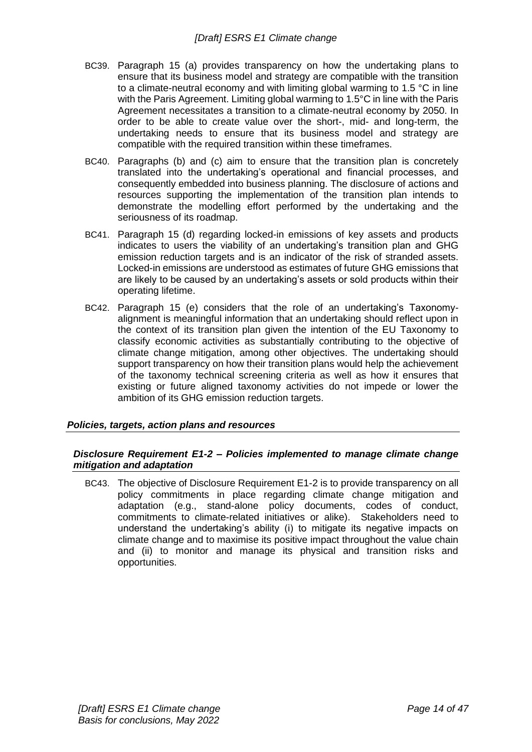BC39. Paragraph 15 (a) provides transparency on how the undertaking plans to ensure that its business model and strategy are compatible with the transition to a climate-neutral economy and with limiting global warming to 1.5 °C in line with the Paris Agreement. Limiting global warming to 1.5°C in line with the Paris Agreement necessitates a transition to a climate-neutral economy by 2050. In order to be able to create value over the short-, mid- and long-term, the undertaking needs to ensure that its business model and strategy are compatible with the required transition within these timeframes.

BC40. Paragraphs (b) and (c) aim to ensure that the transition plan is concretely translated into the undertaking's operational and financial processes, and consequently embedded into business planning. The disclosure of actions and resources supporting the implementation of the transition plan intends to demonstrate the modelling effort performed by the undertaking and the seriousness of its roadmap.

BC41. Paragraph 15 (d) regarding locked-in emissions of key assets and products indicates to users the viability of an undertaking's transition plan and GHG emission reduction targets and is an indicator of the risk of stranded assets. Locked-in emissions are understood as estimates of future GHG emissions that are likely to be caused by an undertaking's assets or sold products within their operating lifetime.

BC42. Paragraph 15 (e) considers that the role of an undertaking's Taxonomy-alignment is meaningful information that an undertaking should reflect upon in the context of its transition plan given the intention of the EU Taxonomy to classify economic activities as substantially contributing to the objective of climate change mitigation, among other objectives. The undertaking should support transparency on how their transition plans would help the achievement of the taxonomy technical screening criteria as well as how it ensures that existing or future aligned taxonomy activities do not impede or lower the ambition of its GHG emission reduction targets.

### *Policies, targets, action plans and resources*

### *Disclosure Requirement E1-2 – Policies implemented to manage climate change mitigation and adaptation*

BC43. The objective of Disclosure Requirement E1-2 is to provide transparency on all policy commitments in place regarding climate change mitigation and adaptation (e.g., stand-alone policy documents, codes of conduct, commitments to climate-related initiatives or alike). Stakeholders need to understand the undertaking's ability (i) to mitigate its negative impacts on climate change and to maximise its positive impact throughout the value chain and (ii) to monitor and manage its physical and transition risks and opportunities.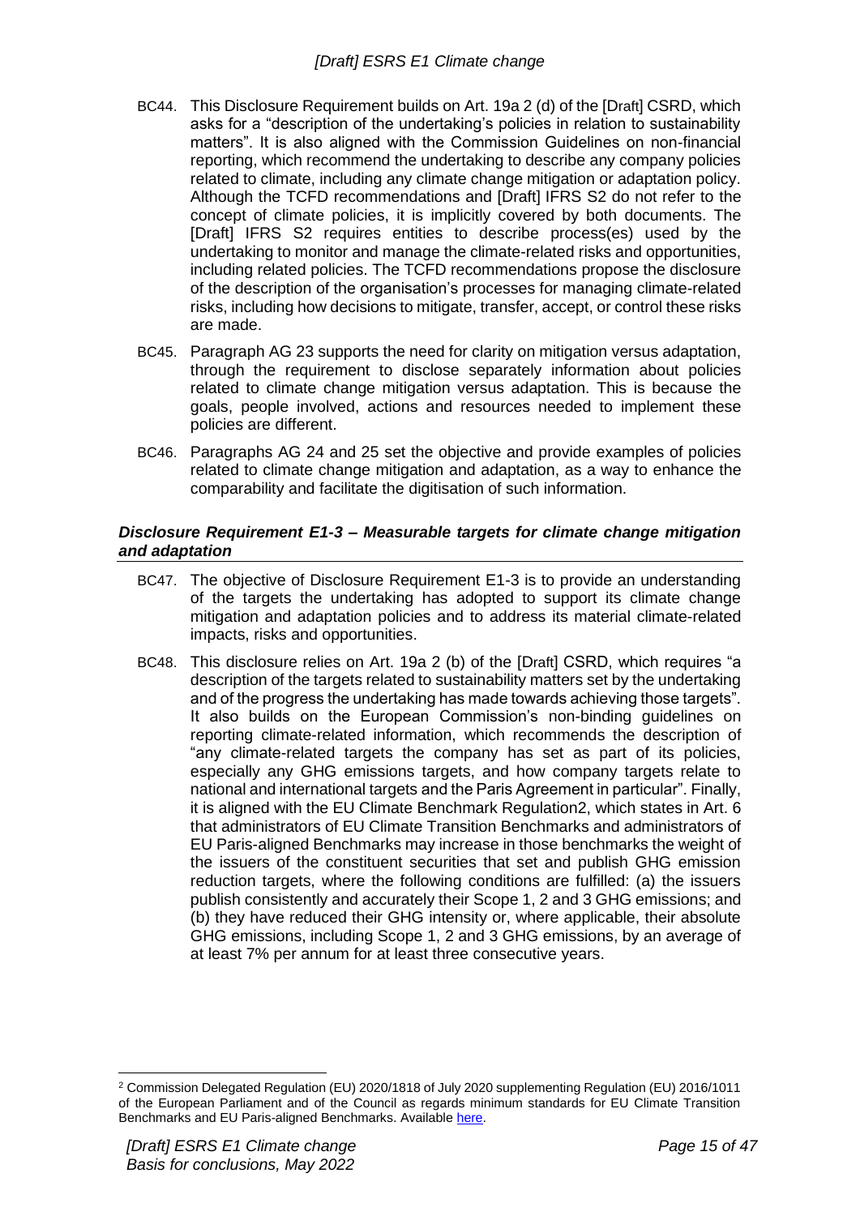BC44. This Disclosure Requirement builds on Art. 19a 2 (d) of the [Draft] CSRD, which asks for a "description of the undertaking's policies in relation to sustainability matters". It is also aligned with the Commission Guidelines on non-financial reporting, which recommend the undertaking to describe any company policies related to climate, including any climate change mitigation or adaptation policy. Although the TCFD recommendations and [Draft] IFRS S2 do not refer to the concept of climate policies, it is implicitly covered by both documents. The [Draft] IFRS S2 requires entities to describe process(es) used by the undertaking to monitor and manage the climate-related risks and opportunities, including related policies. The TCFD recommendations propose the disclosure of the description of the organisation's processes for managing climate-related risks, including how decisions to mitigate, transfer, accept, or control these risks are made.

BC45. Paragraph AG 23 supports the need for clarity on mitigation versus adaptation, through the requirement to disclose separately information about policies related to climate change mitigation versus adaptation. This is because the goals, people involved, actions and resources needed to implement these policies are different.

BC46. Paragraphs AG 24 and 25 set the objective and provide examples of policies related to climate change mitigation and adaptation, as a way to enhance the comparability and facilitate the digitisation of such information.

### *Disclosure Requirement E1-3 – Measurable targets for climate change mitigation and adaptation*

BC47. The objective of Disclosure Requirement E1-3 is to provide an understanding of the targets the undertaking has adopted to support its climate change mitigation and adaptation policies and to address its material climate-related impacts, risks and opportunities.

BC48. This disclosure relies on Art. 19a 2 (b) of the [Draft] CSRD, which requires "a description of the targets related to sustainability matters set by the undertaking and of the progress the undertaking has made towards achieving those targets". It also builds on the European Commission's non-binding guidelines on reporting climate-related information, which recommends the description of "any climate-related targets the company has set as part of its policies, especially any GHG emissions targets, and how company targets relate to national and international targets and the Paris Agreement in particular". Finally, it is aligned with the EU Climate Benchmark Regulation2, which states in Art. 6 that administrators of EU Climate Transition Benchmarks and administrators of EU Paris-aligned Benchmarks may increase in those benchmarks the weight of the issuers of the constituent securities that set and publish GHG emission reduction targets, where the following conditions are fulfilled: (a) the issuers publish consistently and accurately their Scope 1, 2 and 3 GHG emissions; and (b) they have reduced their GHG intensity or, where applicable, their absolute GHG emissions, including Scope 1, 2 and 3 GHG emissions, by an average of at least 7% per annum for at least three consecutive years.

---

[2] Commission Delegated Regulation (EU) 2020/1818 of July 2020 supplementing Regulation (EU) 2016/1011 of the European Parliament and of the Council as regards minimum standards for EU Climate Transition Benchmarks and EU Paris-aligned Benchmarks. Available here.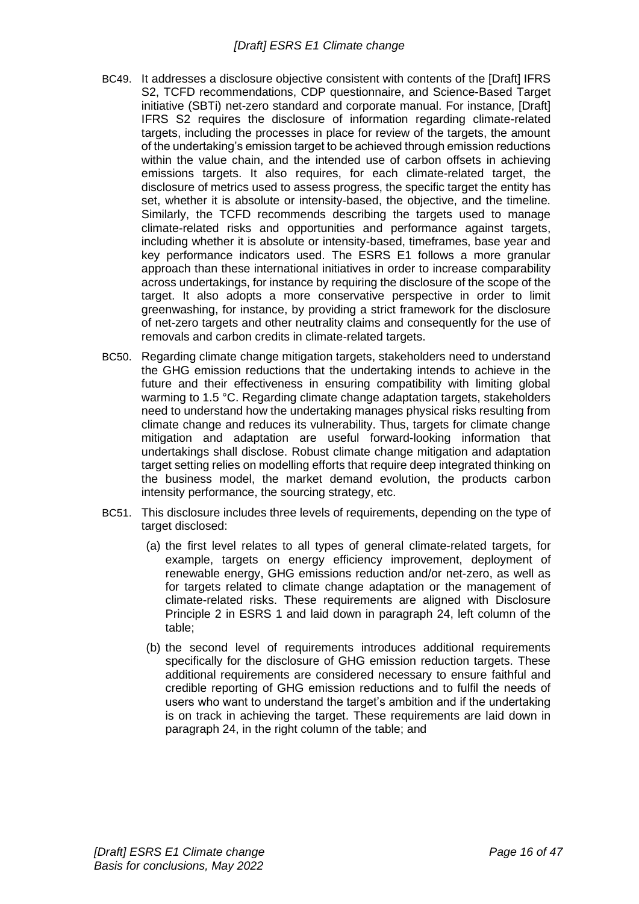BC49. It addresses a disclosure objective consistent with contents of the [Draft] IFRS S2, TCFD recommendations, CDP questionnaire, and Science-Based Target initiative (SBTi) net-zero standard and corporate manual. For instance, [Draft] IFRS S2 requires the disclosure of information regarding climate-related targets, including the processes in place for review of the targets, the amount of the undertaking's emission target to be achieved through emission reductions within the value chain, and the intended use of carbon offsets in achieving emissions targets. It also requires, for each climate-related target, the disclosure of metrics used to assess progress, the specific target the entity has set, whether it is absolute or intensity-based, the objective, and the timeline. Similarly, the TCFD recommends describing the targets used to manage climate-related risks and opportunities and performance against targets, including whether it is absolute or intensity-based, timeframes, base year and key performance indicators used. The ESRS E1 follows a more granular approach than these international initiatives in order to increase comparability across undertakings, for instance by requiring the disclosure of the scope of the target. It also adopts a more conservative perspective in order to limit greenwashing, for instance, by providing a strict framework for the disclosure of net-zero targets and other neutrality claims and consequently for the use of removals and carbon credits in climate-related targets.

BC50. Regarding climate change mitigation targets, stakeholders need to understand the GHG emission reductions that the undertaking intends to achieve in the future and their effectiveness in ensuring compatibility with limiting global warming to 1.5 °C. Regarding climate change adaptation targets, stakeholders need to understand how the undertaking manages physical risks resulting from climate change and reduces its vulnerability. Thus, targets for climate change mitigation and adaptation are useful forward-looking information that undertakings shall disclose. Robust climate change mitigation and adaptation target setting relies on modelling efforts that require deep integrated thinking on the business model, the market demand evolution, the products carbon intensity performance, the sourcing strategy, etc.

BC51. This disclosure includes three levels of requirements, depending on the type of target disclosed:

(a) the first level relates to all types of general climate-related targets, for example, targets on energy efficiency improvement, deployment of renewable energy, GHG emissions reduction and/or net-zero, as well as for targets related to climate change adaptation or the management of climate-related risks. These requirements are aligned with Disclosure Principle 2 in ESRS 1 and laid down in paragraph 24, left column of the table;

(b) the second level of requirements introduces additional requirements specifically for the disclosure of GHG emission reduction targets. These additional requirements are considered necessary to ensure faithful and credible reporting of GHG emission reductions and to fulfil the needs of users who want to understand the target's ambition and if the undertaking is on track in achieving the target. These requirements are laid down in paragraph 24, in the right column of the table; and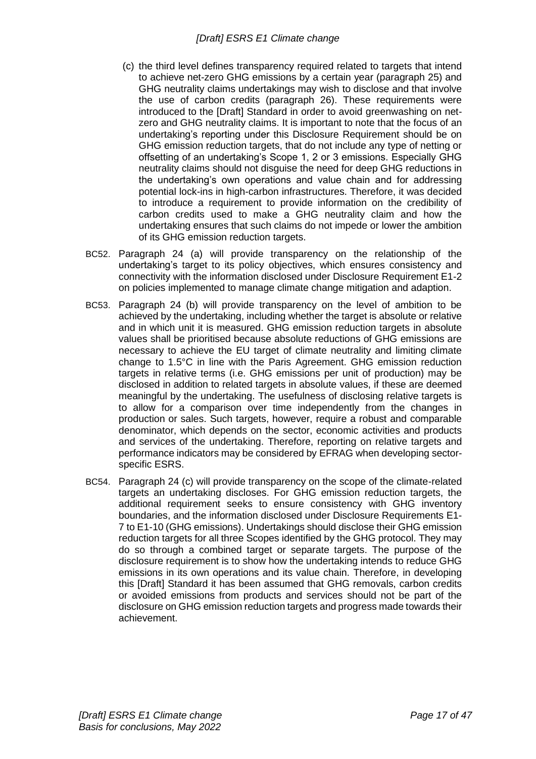(c) the third level defines transparency required related to targets that intend to achieve net-zero GHG emissions by a certain year (paragraph 25) and GHG neutrality claims undertakings may wish to disclose and that involve the use of carbon credits (paragraph 26). These requirements were introduced to the [Draft] Standard in order to avoid greenwashing on net-zero and GHG neutrality claims. It is important to note that the focus of an undertaking's reporting under this Disclosure Requirement should be on GHG emission reduction targets, that do not include any type of netting or offsetting of an undertaking's Scope 1, 2 or 3 emissions. Especially GHG neutrality claims should not disguise the need for deep GHG reductions in the undertaking's own operations and value chain and for addressing potential lock-ins in high-carbon infrastructures. Therefore, it was decided to introduce a requirement to provide information on the credibility of carbon credits used to make a GHG neutrality claim and how the undertaking ensures that such claims do not impede or lower the ambition of its GHG emission reduction targets.

BC52. Paragraph 24 (a) will provide transparency on the relationship of the undertaking's target to its policy objectives, which ensures consistency and connectivity with the information disclosed under Disclosure Requirement E1-2 on policies implemented to manage climate change mitigation and adaption.

BC53. Paragraph 24 (b) will provide transparency on the level of ambition to be achieved by the undertaking, including whether the target is absolute or relative and in which unit it is measured. GHG emission reduction targets in absolute values shall be prioritised because absolute reductions of GHG emissions are necessary to achieve the EU target of climate neutrality and limiting climate change to 1.5°C in line with the Paris Agreement. GHG emission reduction targets in relative terms (i.e. GHG emissions per unit of production) may be disclosed in addition to related targets in absolute values, if these are deemed meaningful by the undertaking. The usefulness of disclosing relative targets is to allow for a comparison over time independently from the changes in production or sales. Such targets, however, require a robust and comparable denominator, which depends on the sector, economic activities and products and services of the undertaking. Therefore, reporting on relative targets and performance indicators may be considered by EFRAG when developing sector-specific ESRS.

BC54. Paragraph 24 (c) will provide transparency on the scope of the climate-related targets an undertaking discloses. For GHG emission reduction targets, the additional requirement seeks to ensure consistency with GHG inventory boundaries, and the information disclosed under Disclosure Requirements E1-7 to E1-10 (GHG emissions). Undertakings should disclose their GHG emission reduction targets for all three Scopes identified by the GHG protocol. They may do so through a combined target or separate targets. The purpose of the disclosure requirement is to show how the undertaking intends to reduce GHG emissions in its own operations and its value chain. Therefore, in developing this [Draft] Standard it has been assumed that GHG removals, carbon credits or avoided emissions from products and services should not be part of the disclosure on GHG emission reduction targets and progress made towards their achievement.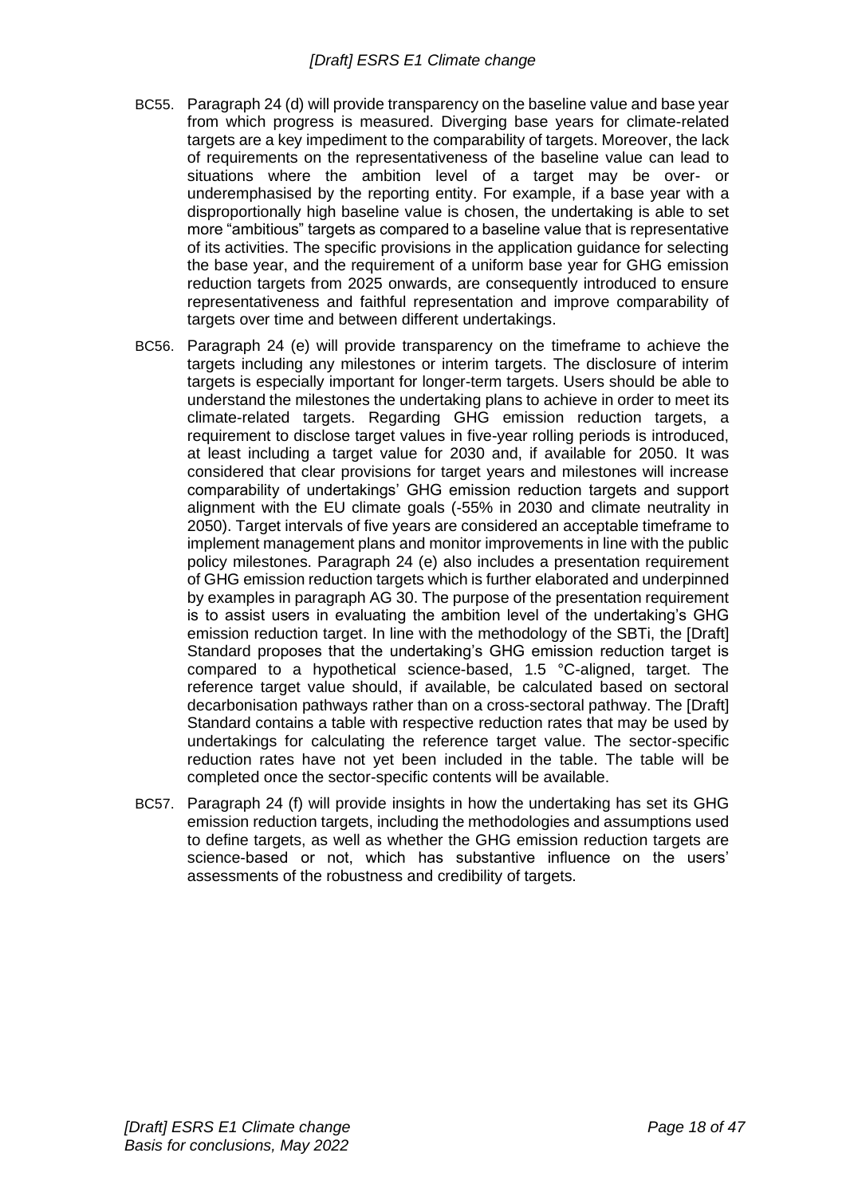BC55. Paragraph 24 (d) will provide transparency on the baseline value and base year from which progress is measured. Diverging base years for climate-related targets are a key impediment to the comparability of targets. Moreover, the lack of requirements on the representativeness of the baseline value can lead to situations where the ambition level of a target may be over- or underemphasised by the reporting entity. For example, if a base year with a disproportionally high baseline value is chosen, the undertaking is able to set more "ambitious" targets as compared to a baseline value that is representative of its activities. The specific provisions in the application guidance for selecting the base year, and the requirement of a uniform base year for GHG emission reduction targets from 2025 onwards, are consequently introduced to ensure representativeness and faithful representation and improve comparability of targets over time and between different undertakings.

BC56. Paragraph 24 (e) will provide transparency on the timeframe to achieve the targets including any milestones or interim targets. The disclosure of interim targets is especially important for longer-term targets. Users should be able to understand the milestones the undertaking plans to achieve in order to meet its climate-related targets. Regarding GHG emission reduction targets, a requirement to disclose target values in five-year rolling periods is introduced, at least including a target value for 2030 and, if available for 2050. It was considered that clear provisions for target years and milestones will increase comparability of undertakings' GHG emission reduction targets and support alignment with the EU climate goals (-55% in 2030 and climate neutrality in 2050). Target intervals of five years are considered an acceptable timeframe to implement management plans and monitor improvements in line with the public policy milestones. Paragraph 24 (e) also includes a presentation requirement of GHG emission reduction targets which is further elaborated and underpinned by examples in paragraph AG 30. The purpose of the presentation requirement is to assist users in evaluating the ambition level of the undertaking's GHG emission reduction target. In line with the methodology of the SBTi, the [Draft] Standard proposes that the undertaking's GHG emission reduction target is compared to a hypothetical science-based, 1.5 °C-aligned, target. The reference target value should, if available, be calculated based on sectoral decarbonisation pathways rather than on a cross-sectoral pathway. The [Draft] Standard contains a table with respective reduction rates that may be used by undertakings for calculating the reference target value. The sector-specific reduction rates have not yet been included in the table. The table will be completed once the sector-specific contents will be available.

BC57. Paragraph 24 (f) will provide insights in how the undertaking has set its GHG emission reduction targets, including the methodologies and assumptions used to define targets, as well as whether the GHG emission reduction targets are science-based or not, which has substantive influence on the users' assessments of the robustness and credibility of targets.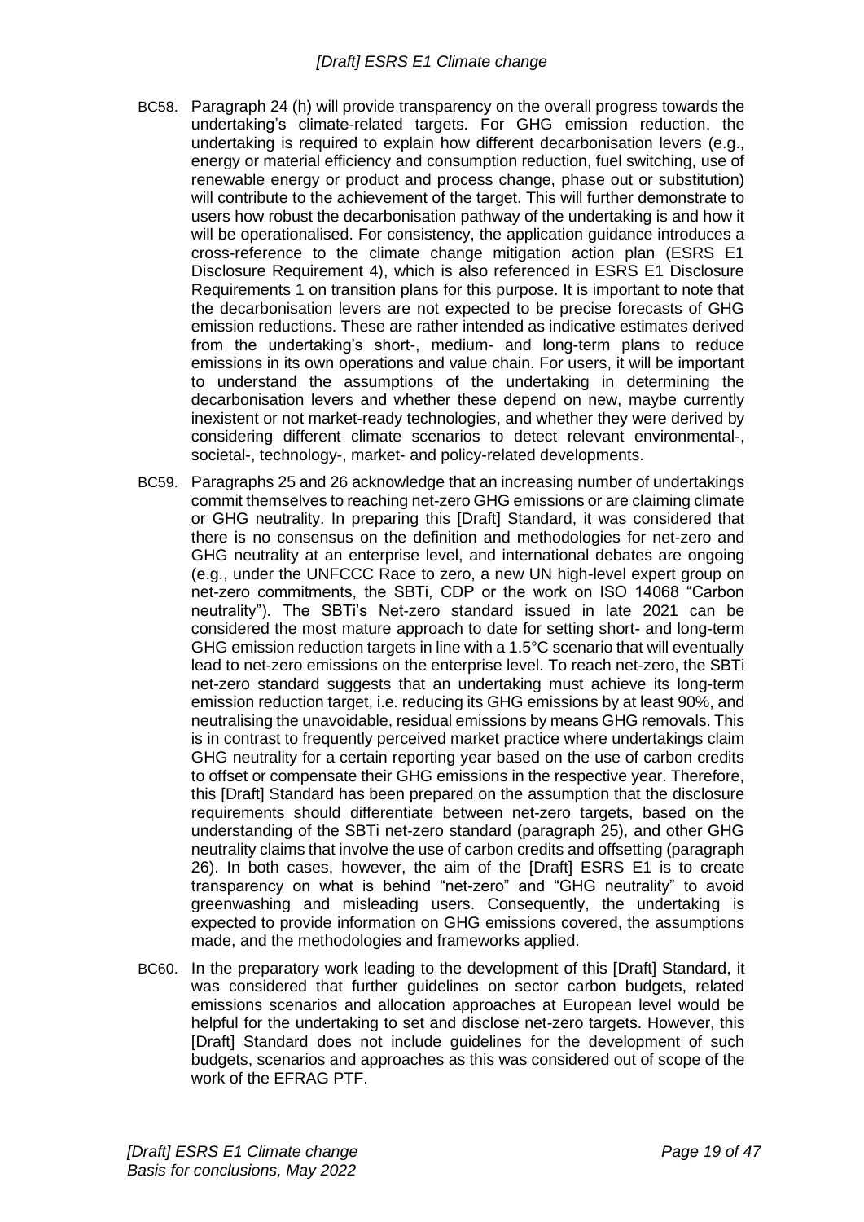BC58. Paragraph 24 (h) will provide transparency on the overall progress towards the undertaking's climate-related targets. For GHG emission reduction, the undertaking is required to explain how different decarbonisation levers (e.g., energy or material efficiency and consumption reduction, fuel switching, use of renewable energy or product and process change, phase out or substitution) will contribute to the achievement of the target. This will further demonstrate to users how robust the decarbonisation pathway of the undertaking is and how it will be operationalised. For consistency, the application guidance introduces a cross-reference to the climate change mitigation action plan (ESRS E1 Disclosure Requirement 4), which is also referenced in ESRS E1 Disclosure Requirements 1 on transition plans for this purpose. It is important to note that the decarbonisation levers are not expected to be precise forecasts of GHG emission reductions. These are rather intended as indicative estimates derived from the undertaking's short-, medium- and long-term plans to reduce emissions in its own operations and value chain. For users, it will be important to understand the assumptions of the undertaking in determining the decarbonisation levers and whether these depend on new, maybe currently inexistent or not market-ready technologies, and whether they were derived by considering different climate scenarios to detect relevant environmental-, societal-, technology-, market- and policy-related developments.

BC59. Paragraphs 25 and 26 acknowledge that an increasing number of undertakings commit themselves to reaching net-zero GHG emissions or are claiming climate or GHG neutrality. In preparing this [Draft] Standard, it was considered that there is no consensus on the definition and methodologies for net-zero and GHG neutrality at an enterprise level, and international debates are ongoing (e.g., under the UNFCCC Race to zero, a new UN high-level expert group on net-zero commitments, the SBTi, CDP or the work on ISO 14068 "Carbon neutrality"). The SBTi's Net-zero standard issued in late 2021 can be considered the most mature approach to date for setting short- and long-term GHG emission reduction targets in line with a 1.5°C scenario that will eventually lead to net-zero emissions on the enterprise level. To reach net-zero, the SBTi net-zero standard suggests that an undertaking must achieve its long-term emission reduction target, i.e. reducing its GHG emissions by at least 90%, and neutralising the unavoidable, residual emissions by means GHG removals. This is in contrast to frequently perceived market practice where undertakings claim GHG neutrality for a certain reporting year based on the use of carbon credits to offset or compensate their GHG emissions in the respective year. Therefore, this [Draft] Standard has been prepared on the assumption that the disclosure requirements should differentiate between net-zero targets, based on the understanding of the SBTi net-zero standard (paragraph 25), and other GHG neutrality claims that involve the use of carbon credits and offsetting (paragraph 26). In both cases, however, the aim of the [Draft] ESRS E1 is to create transparency on what is behind "net-zero" and "GHG neutrality" to avoid greenwashing and misleading users. Consequently, the undertaking is expected to provide information on GHG emissions covered, the assumptions made, and the methodologies and frameworks applied.

BC60. In the preparatory work leading to the development of this [Draft] Standard, it was considered that further guidelines on sector carbon budgets, related emissions scenarios and allocation approaches at European level would be helpful for the undertaking to set and disclose net-zero targets. However, this [Draft] Standard does not include guidelines for the development of such budgets, scenarios and approaches as this was considered out of scope of the work of the EFRAG PTF.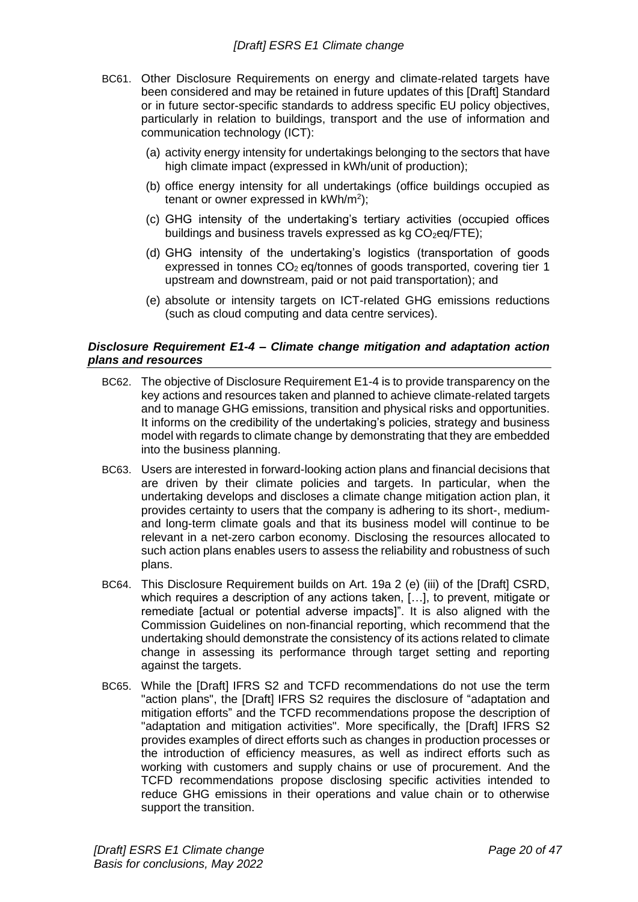BC61. Other Disclosure Requirements on energy and climate-related targets have been considered and may be retained in future updates of this [Draft] Standard or in future sector-specific standards to address specific EU policy objectives, particularly in relation to buildings, transport and the use of information and communication technology (ICT):

(a) activity energy intensity for undertakings belonging to the sectors that have high climate impact (expressed in kWh/unit of production);

(b) office energy intensity for all undertakings (office buildings occupied as tenant or owner expressed in kWh/$m^2$);

(c) GHG intensity of the undertaking's tertiary activities (occupied offices buildings and business travels expressed as kg $CO_2$eq/FTE);

(d) GHG intensity of the undertaking's logistics (transportation of goods expressed in tonnes $CO_2$ eq/tonnes of goods transported, covering tier 1 upstream and downstream, paid or not paid transportation); and

(e) absolute or intensity targets on ICT-related GHG emissions reductions (such as cloud computing and data centre services).

### *Disclosure Requirement E1-4 – Climate change mitigation and adaptation action plans and resources*

BC62. The objective of Disclosure Requirement E1-4 is to provide transparency on the key actions and resources taken and planned to achieve climate-related targets and to manage GHG emissions, transition and physical risks and opportunities. It informs on the credibility of the undertaking's policies, strategy and business model with regards to climate change by demonstrating that they are embedded into the business planning.

BC63. Users are interested in forward-looking action plans and financial decisions that are driven by their climate policies and targets. In particular, when the undertaking develops and discloses a climate change mitigation action plan, it provides certainty to users that the company is adhering to its short-, medium- and long-term climate goals and that its business model will continue to be relevant in a net-zero carbon economy. Disclosing the resources allocated to such action plans enables users to assess the reliability and robustness of such plans.

BC64. This Disclosure Requirement builds on Art. 19a 2 (e) (iii) of the [Draft] CSRD, which requires a description of any actions taken, […], to prevent, mitigate or remediate [actual or potential adverse impacts]". It is also aligned with the Commission Guidelines on non-financial reporting, which recommend that the undertaking should demonstrate the consistency of its actions related to climate change in assessing its performance through target setting and reporting against the targets.

BC65. While the [Draft] IFRS S2 and TCFD recommendations do not use the term "action plans", the [Draft] IFRS S2 requires the disclosure of "adaptation and mitigation efforts" and the TCFD recommendations propose the description of "adaptation and mitigation activities". More specifically, the [Draft] IFRS S2 provides examples of direct efforts such as changes in production processes or the introduction of efficiency measures, as well as indirect efforts such as working with customers and supply chains or use of procurement. And the TCFD recommendations propose disclosing specific activities intended to reduce GHG emissions in their operations and value chain or to otherwise support the transition.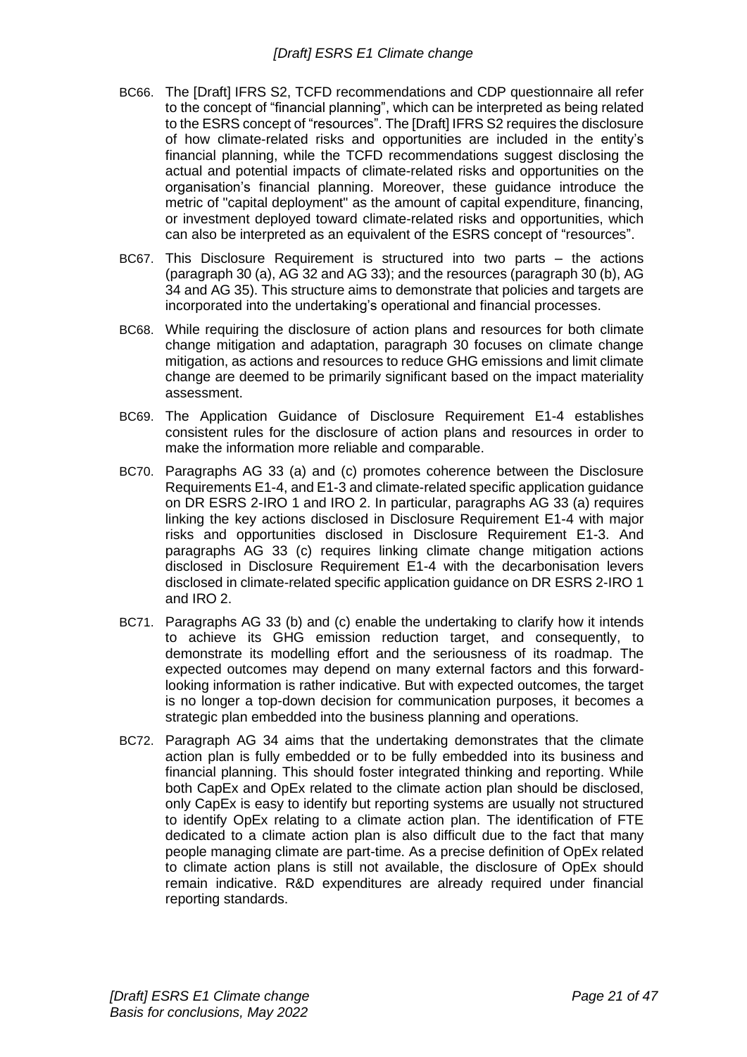BC66. The [Draft] IFRS S2, TCFD recommendations and CDP questionnaire all refer to the concept of "financial planning", which can be interpreted as being related to the ESRS concept of "resources". The [Draft] IFRS S2 requires the disclosure of how climate-related risks and opportunities are included in the entity's financial planning, while the TCFD recommendations suggest disclosing the actual and potential impacts of climate-related risks and opportunities on the organisation's financial planning. Moreover, these guidance introduce the metric of "capital deployment" as the amount of capital expenditure, financing, or investment deployed toward climate-related risks and opportunities, which can also be interpreted as an equivalent of the ESRS concept of "resources".

BC67. This Disclosure Requirement is structured into two parts – the actions (paragraph 30 (a), AG 32 and AG 33); and the resources (paragraph 30 (b), AG 34 and AG 35). This structure aims to demonstrate that policies and targets are incorporated into the undertaking's operational and financial processes.

BC68. While requiring the disclosure of action plans and resources for both climate change mitigation and adaptation, paragraph 30 focuses on climate change mitigation, as actions and resources to reduce GHG emissions and limit climate change are deemed to be primarily significant based on the impact materiality assessment.

BC69. The Application Guidance of Disclosure Requirement E1-4 establishes consistent rules for the disclosure of action plans and resources in order to make the information more reliable and comparable.

BC70. Paragraphs AG 33 (a) and (c) promotes coherence between the Disclosure Requirements E1-4, and E1-3 and climate-related specific application guidance on DR ESRS 2-IRO 1 and IRO 2. In particular, paragraphs AG 33 (a) requires linking the key actions disclosed in Disclosure Requirement E1-4 with major risks and opportunities disclosed in Disclosure Requirement E1-3. And paragraphs AG 33 (c) requires linking climate change mitigation actions disclosed in Disclosure Requirement E1-4 with the decarbonisation levers disclosed in climate-related specific application guidance on DR ESRS 2-IRO 1 and IRO 2.

BC71. Paragraphs AG 33 (b) and (c) enable the undertaking to clarify how it intends to achieve its GHG emission reduction target, and consequently, to demonstrate its modelling effort and the seriousness of its roadmap. The expected outcomes may depend on many external factors and this forward-looking information is rather indicative. But with expected outcomes, the target is no longer a top-down decision for communication purposes, it becomes a strategic plan embedded into the business planning and operations.

BC72. Paragraph AG 34 aims that the undertaking demonstrates that the climate action plan is fully embedded or to be fully embedded into its business and financial planning. This should foster integrated thinking and reporting. While both CapEx and OpEx related to the climate action plan should be disclosed, only CapEx is easy to identify but reporting systems are usually not structured to identify OpEx relating to a climate action plan. The identification of FTE dedicated to a climate action plan is also difficult due to the fact that many people managing climate are part-time. As a precise definition of OpEx related to climate action plans is still not available, the disclosure of OpEx should remain indicative. R&D expenditures are already required under financial reporting standards.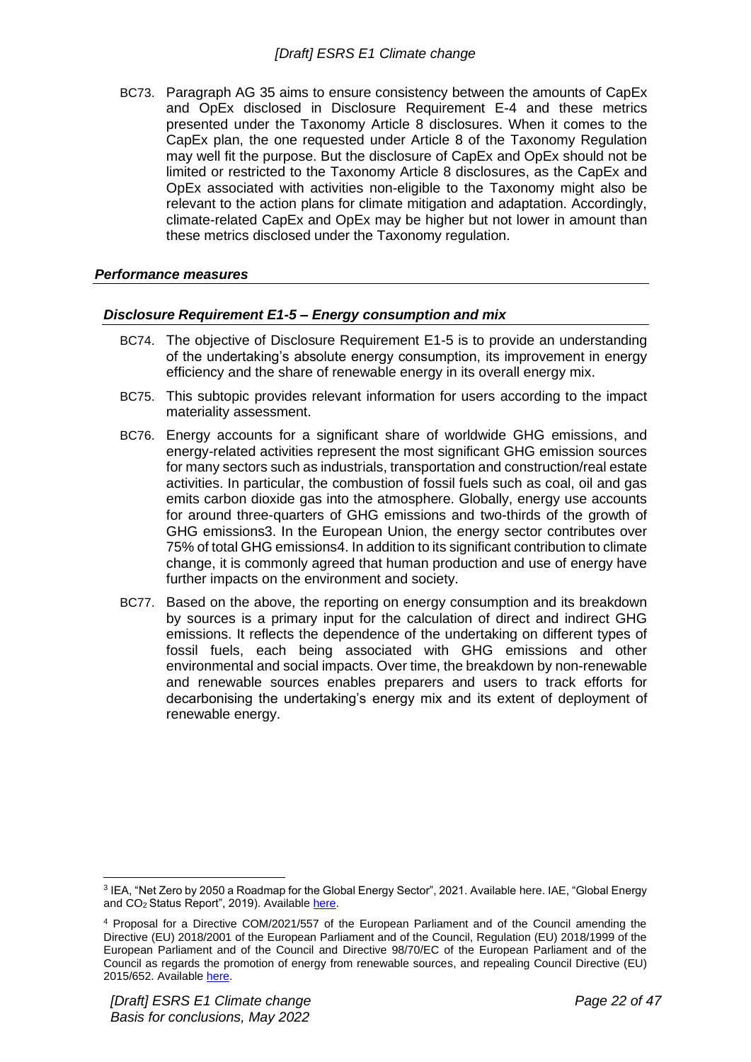BC73. Paragraph AG 35 aims to ensure consistency between the amounts of CapEx and OpEx disclosed in Disclosure Requirement E-4 and these metrics presented under the Taxonomy Article 8 disclosures. When it comes to the CapEx plan, the one requested under Article 8 of the Taxonomy Regulation may well fit the purpose. But the disclosure of CapEx and OpEx should not be limited or restricted to the Taxonomy Article 8 disclosures, as the CapEx and OpEx associated with activities non-eligible to the Taxonomy might also be relevant to the action plans for climate mitigation and adaptation. Accordingly, climate-related CapEx and OpEx may be higher but not lower in amount than these metrics disclosed under the Taxonomy regulation.

### *Performance measures*

### *Disclosure Requirement E1-5 – Energy consumption and mix*

BC74. The objective of Disclosure Requirement E1-5 is to provide an understanding of the undertaking's absolute energy consumption, its improvement in energy efficiency and the share of renewable energy in its overall energy mix.

BC75. This subtopic provides relevant information for users according to the impact materiality assessment.

BC76. Energy accounts for a significant share of worldwide GHG emissions, and energy-related activities represent the most significant GHG emission sources for many sectors such as industrials, transportation and construction/real estate activities. In particular, the combustion of fossil fuels such as coal, oil and gas emits carbon dioxide gas into the atmosphere. Globally, energy use accounts for around three-quarters of GHG emissions and two-thirds of the growth of GHG emissions[3]. In the European Union, the energy sector contributes over 75% of total GHG emissions[4]. In addition to its significant contribution to climate change, it is commonly agreed that human production and use of energy have further impacts on the environment and society.

BC77. Based on the above, the reporting on energy consumption and its breakdown by sources is a primary input for the calculation of direct and indirect GHG emissions. It reflects the dependence of the undertaking on different types of fossil fuels, each being associated with GHG emissions and other environmental and social impacts. Over time, the breakdown by non-renewable and renewable sources enables preparers and users to track efforts for decarbonising the undertaking's energy mix and its extent of deployment of renewable energy.

---

[3] IEA, "Net Zero by 2050 a Roadmap for the Global Energy Sector", 2021. Available here. IAE, "Global Energy and $CO_2$ Status Report", 2019). Available here.

[4] Proposal for a Directive COM/2021/557 of the European Parliament and of the Council amending the Directive (EU) 2018/2001 of the European Parliament and of the Council, Regulation (EU) 2018/1999 of the European Parliament and of the Council and Directive 98/70/EC of the European Parliament and of the Council as regards the promotion of energy from renewable sources, and repealing Council Directive (EU) 2015/652. Available here.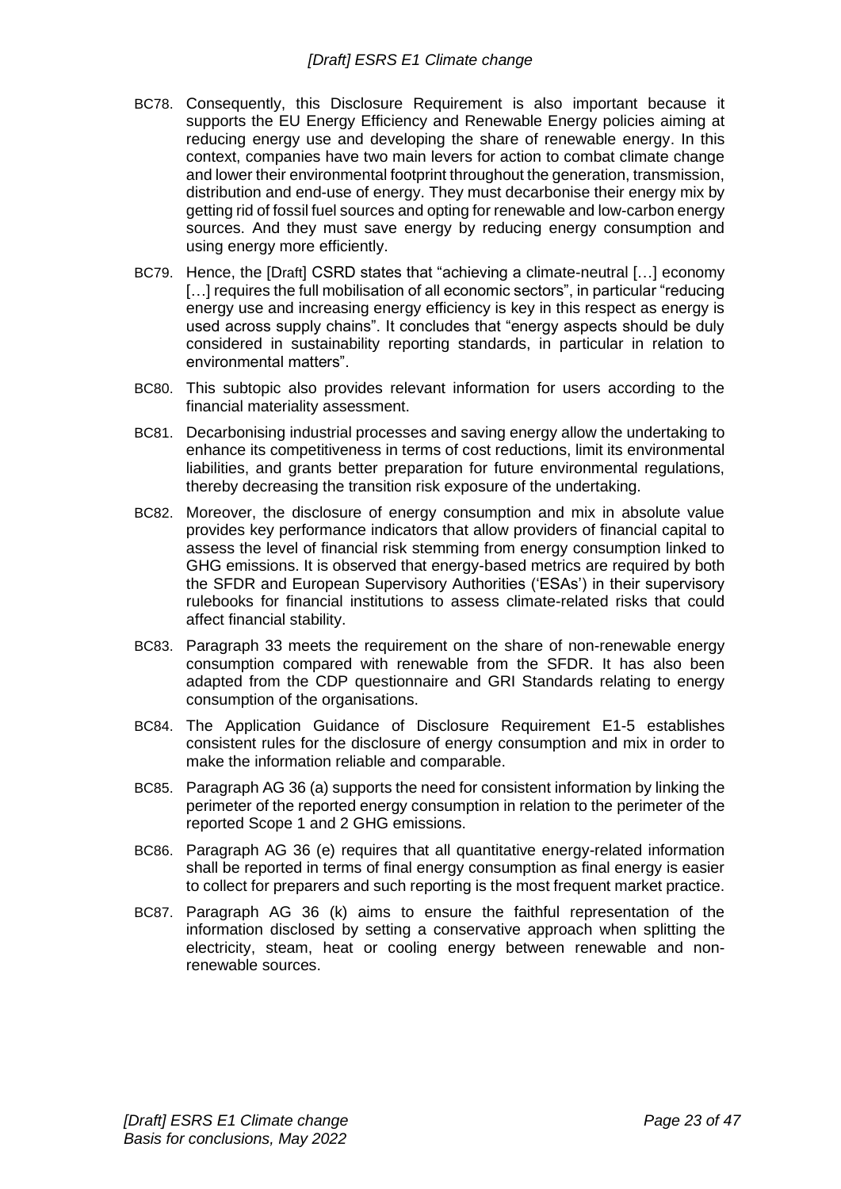BC78. Consequently, this Disclosure Requirement is also important because it supports the EU Energy Efficiency and Renewable Energy policies aiming at reducing energy use and developing the share of renewable energy. In this context, companies have two main levers for action to combat climate change and lower their environmental footprint throughout the generation, transmission, distribution and end-use of energy. They must decarbonise their energy mix by getting rid of fossil fuel sources and opting for renewable and low-carbon energy sources. And they must save energy by reducing energy consumption and using energy more efficiently.

BC79. Hence, the [Draft] CSRD states that "achieving a climate-neutral […] economy […] requires the full mobilisation of all economic sectors", in particular "reducing energy use and increasing energy efficiency is key in this respect as energy is used across supply chains". It concludes that "energy aspects should be duly considered in sustainability reporting standards, in particular in relation to environmental matters".

BC80. This subtopic also provides relevant information for users according to the financial materiality assessment.

BC81. Decarbonising industrial processes and saving energy allow the undertaking to enhance its competitiveness in terms of cost reductions, limit its environmental liabilities, and grants better preparation for future environmental regulations, thereby decreasing the transition risk exposure of the undertaking.

BC82. Moreover, the disclosure of energy consumption and mix in absolute value provides key performance indicators that allow providers of financial capital to assess the level of financial risk stemming from energy consumption linked to GHG emissions. It is observed that energy-based metrics are required by both the SFDR and European Supervisory Authorities ('ESAs') in their supervisory rulebooks for financial institutions to assess climate-related risks that could affect financial stability.

BC83. Paragraph 33 meets the requirement on the share of non-renewable energy consumption compared with renewable from the SFDR. It has also been adapted from the CDP questionnaire and GRI Standards relating to energy consumption of the organisations.

BC84. The Application Guidance of Disclosure Requirement E1-5 establishes consistent rules for the disclosure of energy consumption and mix in order to make the information reliable and comparable.

BC85. Paragraph AG 36 (a) supports the need for consistent information by linking the perimeter of the reported energy consumption in relation to the perimeter of the reported Scope 1 and 2 GHG emissions.

BC86. Paragraph AG 36 (e) requires that all quantitative energy-related information shall be reported in terms of final energy consumption as final energy is easier to collect for preparers and such reporting is the most frequent market practice.

BC87. Paragraph AG 36 (k) aims to ensure the faithful representation of the information disclosed by setting a conservative approach when splitting the electricity, steam, heat or cooling energy between renewable and non-renewable sources.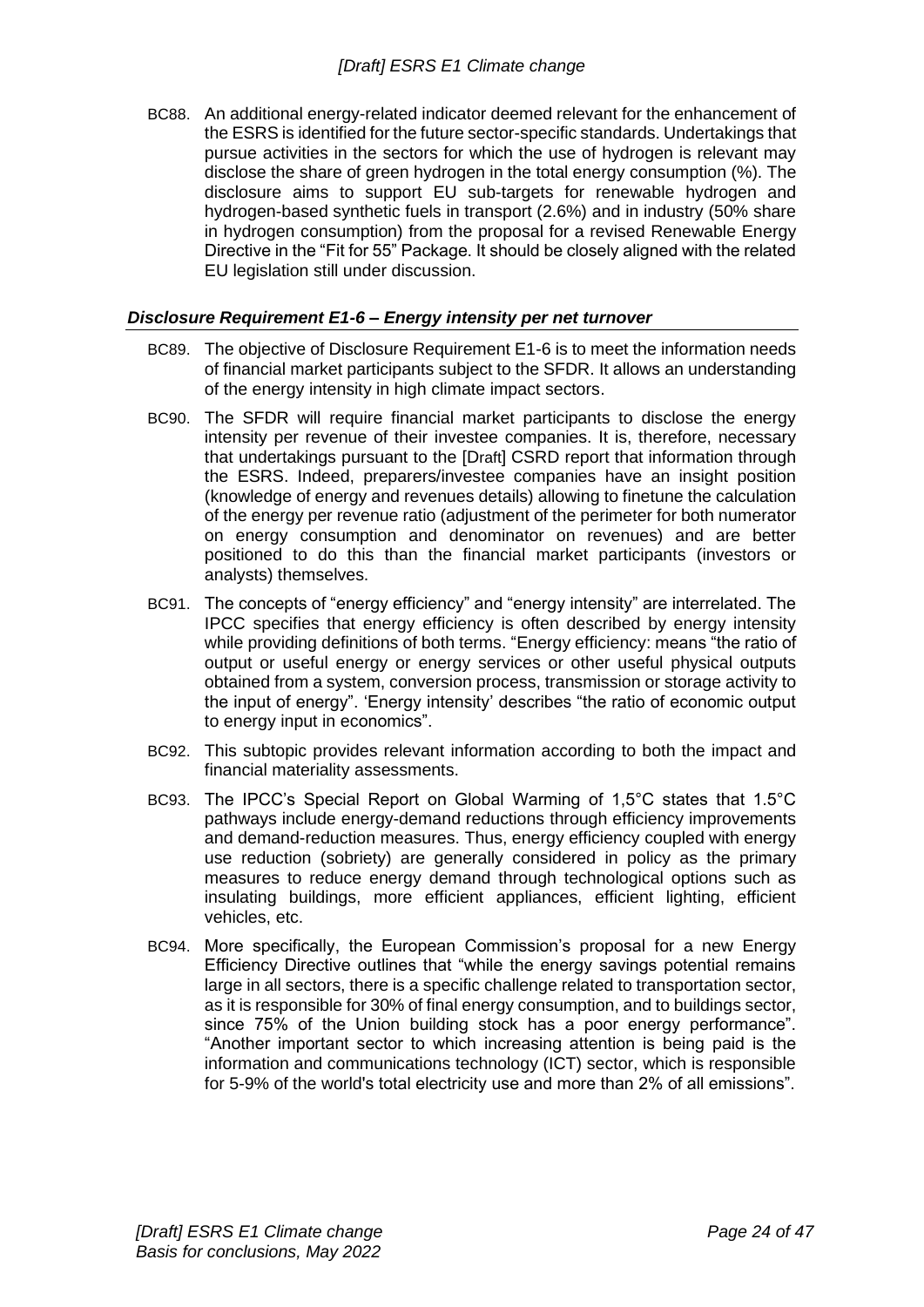BC88. An additional energy-related indicator deemed relevant for the enhancement of the ESRS is identified for the future sector-specific standards. Undertakings that pursue activities in the sectors for which the use of hydrogen is relevant may disclose the share of green hydrogen in the total energy consumption (%). The disclosure aims to support EU sub-targets for renewable hydrogen and hydrogen-based synthetic fuels in transport (2.6%) and in industry (50% share in hydrogen consumption) from the proposal for a revised Renewable Energy Directive in the "Fit for 55" Package. It should be closely aligned with the related EU legislation still under discussion.

### *Disclosure Requirement E1-6 – Energy intensity per net turnover*

BC89. The objective of Disclosure Requirement E1-6 is to meet the information needs of financial market participants subject to the SFDR. It allows an understanding of the energy intensity in high climate impact sectors.

BC90. The SFDR will require financial market participants to disclose the energy intensity per revenue of their investee companies. It is, therefore, necessary that undertakings pursuant to the [Draft] CSRD report that information through the ESRS. Indeed, preparers/investee companies have an insight position (knowledge of energy and revenues details) allowing to finetune the calculation of the energy per revenue ratio (adjustment of the perimeter for both numerator on energy consumption and denominator on revenues) and are better positioned to do this than the financial market participants (investors or analysts) themselves.

BC91. The concepts of "energy efficiency" and "energy intensity" are interrelated. The IPCC specifies that energy efficiency is often described by energy intensity while providing definitions of both terms. "Energy efficiency: means "the ratio of output or useful energy or energy services or other useful physical outputs obtained from a system, conversion process, transmission or storage activity to the input of energy". 'Energy intensity' describes "the ratio of economic output to energy input in economics".

BC92. This subtopic provides relevant information according to both the impact and financial materiality assessments.

BC93. The IPCC's Special Report on Global Warming of 1,5°C states that 1.5°C pathways include energy-demand reductions through efficiency improvements and demand-reduction measures. Thus, energy efficiency coupled with energy use reduction (sobriety) are generally considered in policy as the primary measures to reduce energy demand through technological options such as insulating buildings, more efficient appliances, efficient lighting, efficient vehicles, etc.

BC94. More specifically, the European Commission's proposal for a new Energy Efficiency Directive outlines that "while the energy savings potential remains large in all sectors, there is a specific challenge related to transportation sector, as it is responsible for 30% of final energy consumption, and to buildings sector, since 75% of the Union building stock has a poor energy performance". "Another important sector to which increasing attention is being paid is the information and communications technology (ICT) sector, which is responsible for 5-9% of the world's total electricity use and more than 2% of all emissions".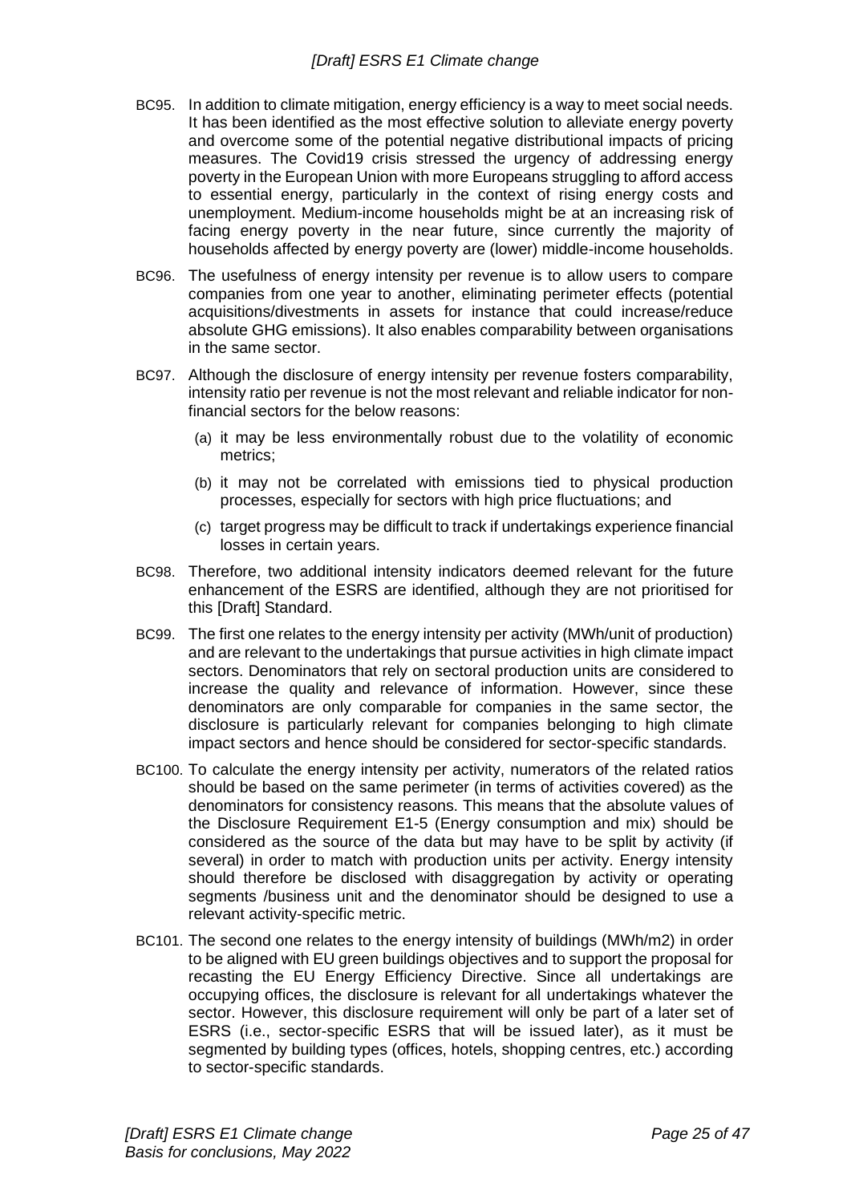BC95. In addition to climate mitigation, energy efficiency is a way to meet social needs. It has been identified as the most effective solution to alleviate energy poverty and overcome some of the potential negative distributional impacts of pricing measures. The Covid19 crisis stressed the urgency of addressing energy poverty in the European Union with more Europeans struggling to afford access to essential energy, particularly in the context of rising energy costs and unemployment. Medium-income households might be at an increasing risk of facing energy poverty in the near future, since currently the majority of households affected by energy poverty are (lower) middle-income households.

BC96. The usefulness of energy intensity per revenue is to allow users to compare companies from one year to another, eliminating perimeter effects (potential acquisitions/divestments in assets for instance that could increase/reduce absolute GHG emissions). It also enables comparability between organisations in the same sector.

BC97. Although the disclosure of energy intensity per revenue fosters comparability, intensity ratio per revenue is not the most relevant and reliable indicator for non-financial sectors for the below reasons:

(a) it may be less environmentally robust due to the volatility of economic metrics;

(b) it may not be correlated with emissions tied to physical production processes, especially for sectors with high price fluctuations; and

(c) target progress may be difficult to track if undertakings experience financial losses in certain years.

BC98. Therefore, two additional intensity indicators deemed relevant for the future enhancement of the ESRS are identified, although they are not prioritised for this [Draft] Standard.

BC99. The first one relates to the energy intensity per activity (MWh/unit of production) and are relevant to the undertakings that pursue activities in high climate impact sectors. Denominators that rely on sectoral production units are considered to increase the quality and relevance of information. However, since these denominators are only comparable for companies in the same sector, the disclosure is particularly relevant for companies belonging to high climate impact sectors and hence should be considered for sector-specific standards.

BC100. To calculate the energy intensity per activity, numerators of the related ratios should be based on the same perimeter (in terms of activities covered) as the denominators for consistency reasons. This means that the absolute values of the Disclosure Requirement E1-5 (Energy consumption and mix) should be considered as the source of the data but may have to be split by activity (if several) in order to match with production units per activity. Energy intensity should therefore be disclosed with disaggregation by activity or operating segments /business unit and the denominator should be designed to use a relevant activity-specific metric.

BC101. The second one relates to the energy intensity of buildings (MWh/m2) in order to be aligned with EU green buildings objectives and to support the proposal for recasting the EU Energy Efficiency Directive. Since all undertakings are occupying offices, the disclosure is relevant for all undertakings whatever the sector. However, this disclosure requirement will only be part of a later set of ESRS (i.e., sector-specific ESRS that will be issued later), as it must be segmented by building types (offices, hotels, shopping centres, etc.) according to sector-specific standards.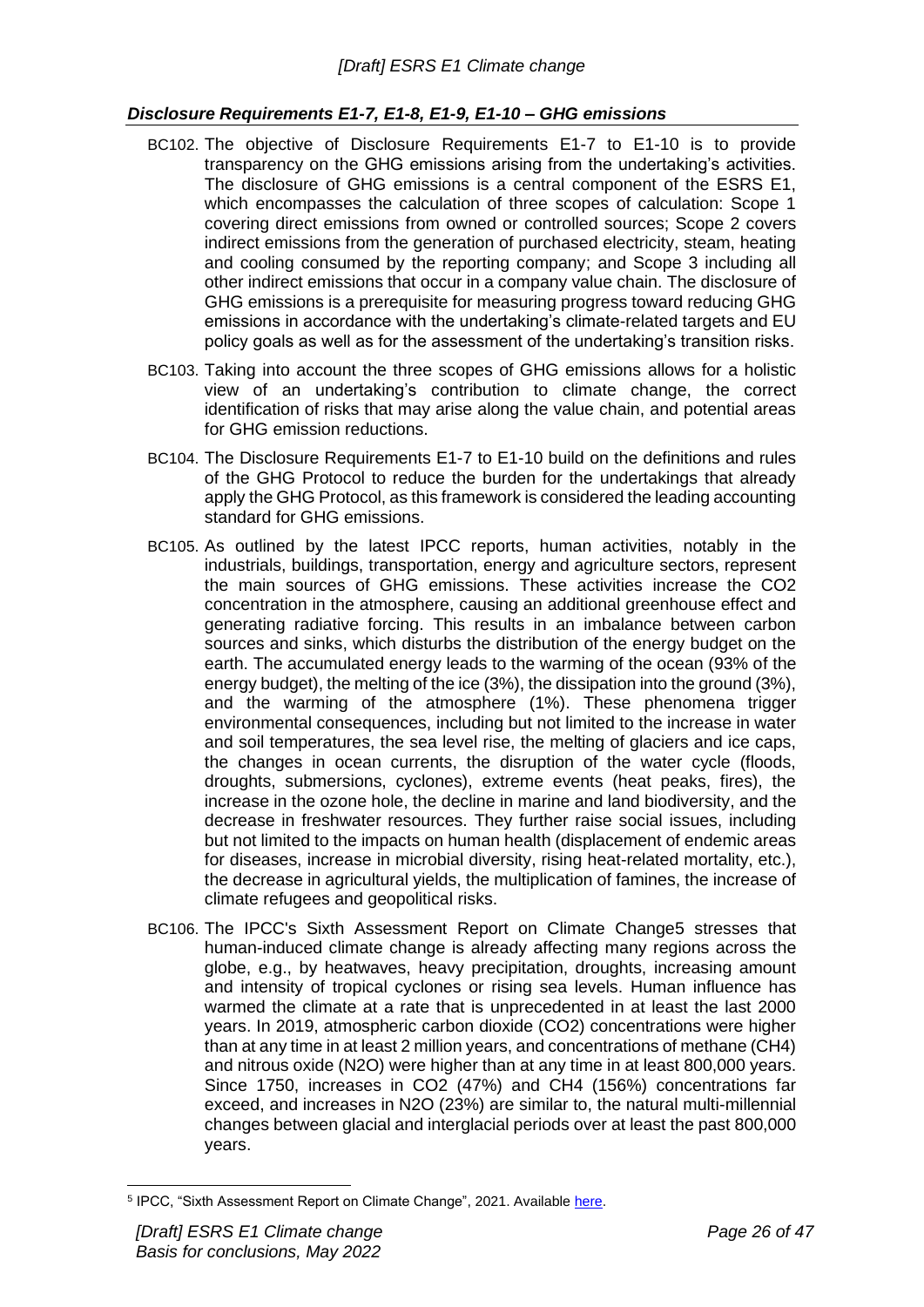### *Disclosure Requirements E1-7, E1-8, E1-9, E1-10 – GHG emissions*

BC102. The objective of Disclosure Requirements E1-7 to E1-10 is to provide transparency on the GHG emissions arising from the undertaking's activities. The disclosure of GHG emissions is a central component of the ESRS E1, which encompasses the calculation of three scopes of calculation: Scope 1 covering direct emissions from owned or controlled sources; Scope 2 covers indirect emissions from the generation of purchased electricity, steam, heating and cooling consumed by the reporting company; and Scope 3 including all other indirect emissions that occur in a company value chain. The disclosure of GHG emissions is a prerequisite for measuring progress toward reducing GHG emissions in accordance with the undertaking's climate-related targets and EU policy goals as well as for the assessment of the undertaking's transition risks.

BC103. Taking into account the three scopes of GHG emissions allows for a holistic view of an undertaking's contribution to climate change, the correct identification of risks that may arise along the value chain, and potential areas for GHG emission reductions.

BC104. The Disclosure Requirements E1-7 to E1-10 build on the definitions and rules of the GHG Protocol to reduce the burden for the undertakings that already apply the GHG Protocol, as this framework is considered the leading accounting standard for GHG emissions.

BC105. As outlined by the latest IPCC reports, human activities, notably in the industrials, buildings, transportation, energy and agriculture sectors, represent the main sources of GHG emissions. These activities increase the $CO_2$ concentration in the atmosphere, causing an additional greenhouse effect and generating radiative forcing. This results in an imbalance between carbon sources and sinks, which disturbs the distribution of the energy budget on the earth. The accumulated energy leads to the warming of the ocean (93% of the energy budget), the melting of the ice (3%), the dissipation into the ground (3%), and the warming of the atmosphere (1%). These phenomena trigger environmental consequences, including but not limited to the increase in water and soil temperatures, the sea level rise, the melting of glaciers and ice caps, the changes in ocean currents, the disruption of the water cycle (floods, droughts, submersions, cyclones), extreme events (heat peaks, fires), the increase in the ozone hole, the decline in marine and land biodiversity, and the decrease in freshwater resources. They further raise social issues, including but not limited to the impacts on human health (displacement of endemic areas for diseases, increase in microbial diversity, rising heat-related mortality, etc.), the decrease in agricultural yields, the multiplication of famines, the increase of climate refugees and geopolitical risks.

BC106. The IPCC's Sixth Assessment Report on Climate Change[5] stresses that human-induced climate change is already affecting many regions across the globe, e.g., by heatwaves, heavy precipitation, droughts, increasing amount and intensity of tropical cyclones or rising sea levels. Human influence has warmed the climate at a rate that is unprecedented in at least the last 2000 years. In 2019, atmospheric carbon dioxide ($CO_2$) concentrations were higher than at any time in at least 2 million years, and concentrations of methane ($CH_4$) and nitrous oxide ($N_2O$) were higher than at any time in at least 800,000 years. Since 1750, increases in $CO_2$ (47%) and $CH_4$ (156%) concentrations far exceed, and increases in $N_2O$ (23%) are similar to, the natural multi-millennial changes between glacial and interglacial periods over at least the past 800,000 years.

[5] IPCC, "Sixth Assessment Report on Climate Change", 2021. Available here.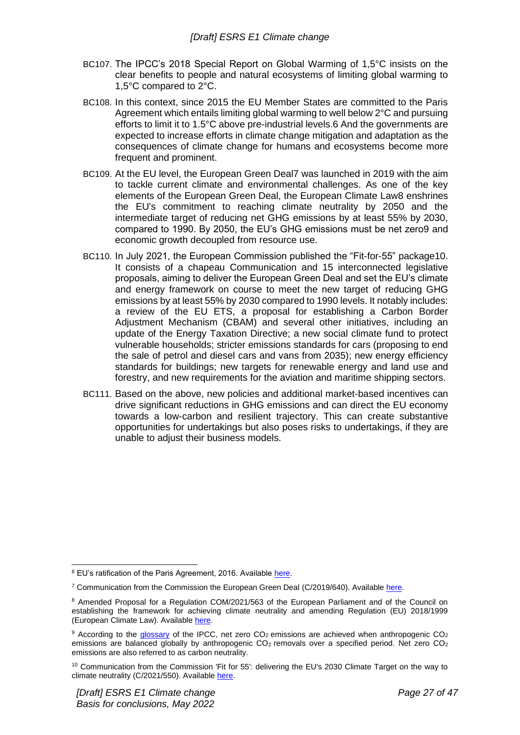BC107. The IPCC's 2018 Special Report on Global Warming of 1,5°C insists on the clear benefits to people and natural ecosystems of limiting global warming to 1,5°C compared to 2°C.

BC108. In this context, since 2015 the EU Member States are committed to the Paris Agreement which entails limiting global warming to well below 2°C and pursuing efforts to limit it to 1.5°C above pre-industrial levels.[6] And the governments are expected to increase efforts in climate change mitigation and adaptation as the consequences of climate change for humans and ecosystems become more frequent and prominent.

BC109. At the EU level, the European Green Deal[7] was launched in 2019 with the aim to tackle current climate and environmental challenges. As one of the key elements of the European Green Deal, the European Climate Law[8] enshrines the EU's commitment to reaching climate neutrality by 2050 and the intermediate target of reducing net GHG emissions by at least 55% by 2030, compared to 1990. By 2050, the EU's GHG emissions must be net zero[9] and economic growth decoupled from resource use.

BC110. In July 2021, the European Commission published the "Fit-for-55" package[10]. It consists of a chapeau Communication and 15 interconnected legislative proposals, aiming to deliver the European Green Deal and set the EU's climate and energy framework on course to meet the new target of reducing GHG emissions by at least 55% by 2030 compared to 1990 levels. It notably includes: a review of the EU ETS, a proposal for establishing a Carbon Border Adjustment Mechanism (CBAM) and several other initiatives, including an update of the Energy Taxation Directive; a new social climate fund to protect vulnerable households; stricter emissions standards for cars (proposing to end the sale of petrol and diesel cars and vans from 2035); new energy efficiency standards for buildings; new targets for renewable energy and land use and forestry, and new requirements for the aviation and maritime shipping sectors.

BC111. Based on the above, new policies and additional market-based incentives can drive significant reductions in GHG emissions and can direct the EU economy towards a low-carbon and resilient trajectory. This can create substantive opportunities for undertakings but also poses risks to undertakings, if they are unable to adjust their business models.

---

[6] EU's ratification of the Paris Agreement, 2016. Available here.

[7] Communication from the Commission the European Green Deal (C/2019/640). Available here.

[8] Amended Proposal for a Regulation COM/2021/563 of the European Parliament and of the Council on establishing the framework for achieving climate neutrality and amending Regulation (EU) 2018/1999 (European Climate Law). Available here.

[9] According to the glossary of the IPCC, net zero $CO_2$ emissions are achieved when anthropogenic $CO_2$ emissions are balanced globally by anthropogenic $CO_2$ removals over a specified period. Net zero $CO_2$ emissions are also referred to as carbon neutrality.

[10] Communication from the Commission 'Fit for 55': delivering the EU's 2030 Climate Target on the way to climate neutrality (C/2021/550). Available here.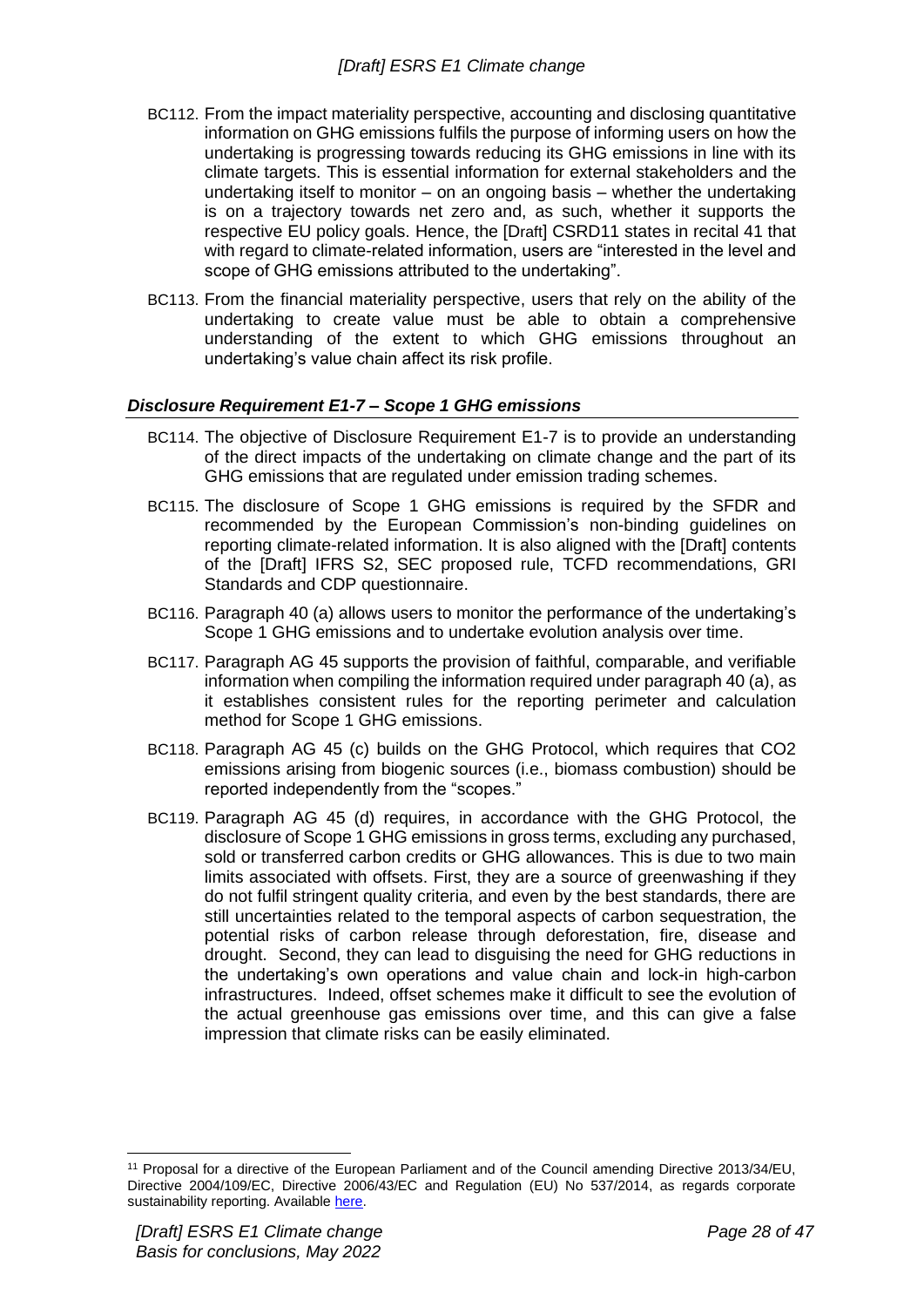BC112. From the impact materiality perspective, accounting and disclosing quantitative information on GHG emissions fulfils the purpose of informing users on how the undertaking is progressing towards reducing its GHG emissions in line with its climate targets. This is essential information for external stakeholders and the undertaking itself to monitor – on an ongoing basis – whether the undertaking is on a trajectory towards net zero and, as such, whether it supports the respective EU policy goals. Hence, the [Draft] CSRD[11] states in recital 41 that with regard to climate-related information, users are "interested in the level and scope of GHG emissions attributed to the undertaking".

BC113. From the financial materiality perspective, users that rely on the ability of the undertaking to create value must be able to obtain a comprehensive understanding of the extent to which GHG emissions throughout an undertaking's value chain affect its risk profile.

***Disclosure Requirement E1-7 – Scope 1 GHG emissions***

BC114. The objective of Disclosure Requirement E1-7 is to provide an understanding of the direct impacts of the undertaking on climate change and the part of its GHG emissions that are regulated under emission trading schemes.

BC115. The disclosure of Scope 1 GHG emissions is required by the SFDR and recommended by the European Commission's non-binding guidelines on reporting climate-related information. It is also aligned with the [Draft] contents of the [Draft] IFRS S2, SEC proposed rule, TCFD recommendations, GRI Standards and CDP questionnaire.

BC116. Paragraph 40 (a) allows users to monitor the performance of the undertaking's Scope 1 GHG emissions and to undertake evolution analysis over time.

BC117. Paragraph AG 45 supports the provision of faithful, comparable, and verifiable information when compiling the information required under paragraph 40 (a), as it establishes consistent rules for the reporting perimeter and calculation method for Scope 1 GHG emissions.

BC118. Paragraph AG 45 (c) builds on the GHG Protocol, which requires that $CO_2$ emissions arising from biogenic sources (i.e., biomass combustion) should be reported independently from the "scopes."

BC119. Paragraph AG 45 (d) requires, in accordance with the GHG Protocol, the disclosure of Scope 1 GHG emissions in gross terms, excluding any purchased, sold or transferred carbon credits or GHG allowances. This is due to two main limits associated with offsets. First, they are a source of greenwashing if they do not fulfil stringent quality criteria, and even by the best standards, there are still uncertainties related to the temporal aspects of carbon sequestration, the potential risks of carbon release through deforestation, fire, disease and drought. Second, they can lead to disguising the need for GHG reductions in the undertaking's own operations and value chain and lock-in high-carbon infrastructures. Indeed, offset schemes make it difficult to see the evolution of the actual greenhouse gas emissions over time, and this can give a false impression that climate risks can be easily eliminated.

---

[11] Proposal for a directive of the European Parliament and of the Council amending Directive 2013/34/EU, Directive 2004/109/EC, Directive 2006/43/EC and Regulation (EU) No 537/2014, as regards corporate sustainability reporting. Available here.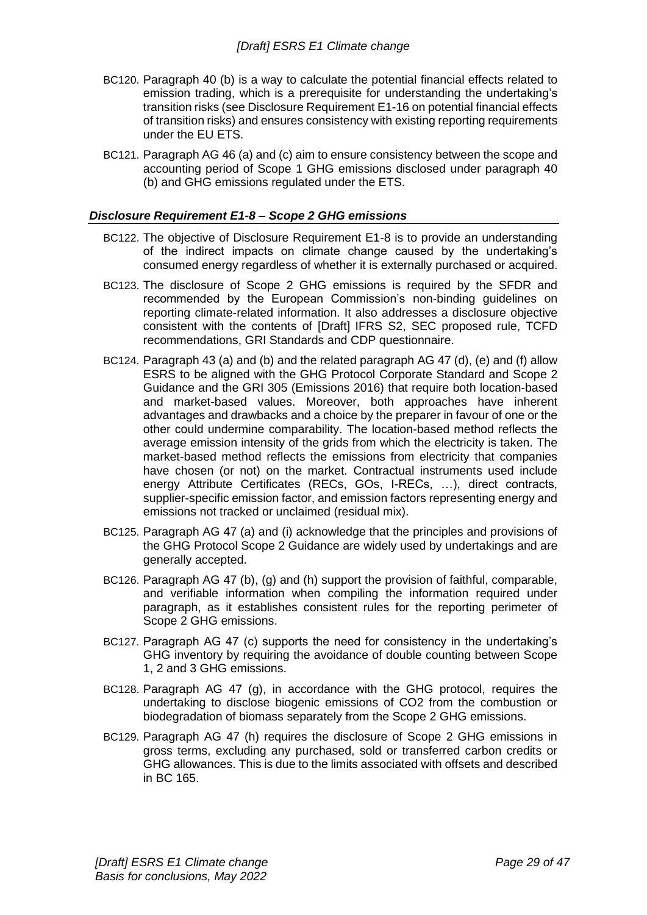BC120. Paragraph 40 (b) is a way to calculate the potential financial effects related to emission trading, which is a prerequisite for understanding the undertaking's transition risks (see Disclosure Requirement E1-16 on potential financial effects of transition risks) and ensures consistency with existing reporting requirements under the EU ETS.

BC121. Paragraph AG 46 (a) and (c) aim to ensure consistency between the scope and accounting period of Scope 1 GHG emissions disclosed under paragraph 40 (b) and GHG emissions regulated under the ETS.

### *Disclosure Requirement E1-8 – Scope 2 GHG emissions*

BC122. The objective of Disclosure Requirement E1-8 is to provide an understanding of the indirect impacts on climate change caused by the undertaking's consumed energy regardless of whether it is externally purchased or acquired.

BC123. The disclosure of Scope 2 GHG emissions is required by the SFDR and recommended by the European Commission's non-binding guidelines on reporting climate-related information. It also addresses a disclosure objective consistent with the contents of [Draft] IFRS S2, SEC proposed rule, TCFD recommendations, GRI Standards and CDP questionnaire.

BC124. Paragraph 43 (a) and (b) and the related paragraph AG 47 (d), (e) and (f) allow ESRS to be aligned with the GHG Protocol Corporate Standard and Scope 2 Guidance and the GRI 305 (Emissions 2016) that require both location-based and market-based values. Moreover, both approaches have inherent advantages and drawbacks and a choice by the preparer in favour of one or the other could undermine comparability. The location-based method reflects the average emission intensity of the grids from which the electricity is taken. The market-based method reflects the emissions from electricity that companies have chosen (or not) on the market. Contractual instruments used include energy Attribute Certificates (RECs, GOs, I-RECs, …), direct contracts, supplier-specific emission factor, and emission factors representing energy and emissions not tracked or unclaimed (residual mix).

BC125. Paragraph AG 47 (a) and (i) acknowledge that the principles and provisions of the GHG Protocol Scope 2 Guidance are widely used by undertakings and are generally accepted.

BC126. Paragraph AG 47 (b), (g) and (h) support the provision of faithful, comparable, and verifiable information when compiling the information required under paragraph, as it establishes consistent rules for the reporting perimeter of Scope 2 GHG emissions.

BC127. Paragraph AG 47 (c) supports the need for consistency in the undertaking's GHG inventory by requiring the avoidance of double counting between Scope 1, 2 and 3 GHG emissions.

BC128. Paragraph AG 47 (g), in accordance with the GHG protocol, requires the undertaking to disclose biogenic emissions of $CO_2$ from the combustion or biodegradation of biomass separately from the Scope 2 GHG emissions.

BC129. Paragraph AG 47 (h) requires the disclosure of Scope 2 GHG emissions in gross terms, excluding any purchased, sold or transferred carbon credits or GHG allowances. This is due to the limits associated with offsets and described in BC 165.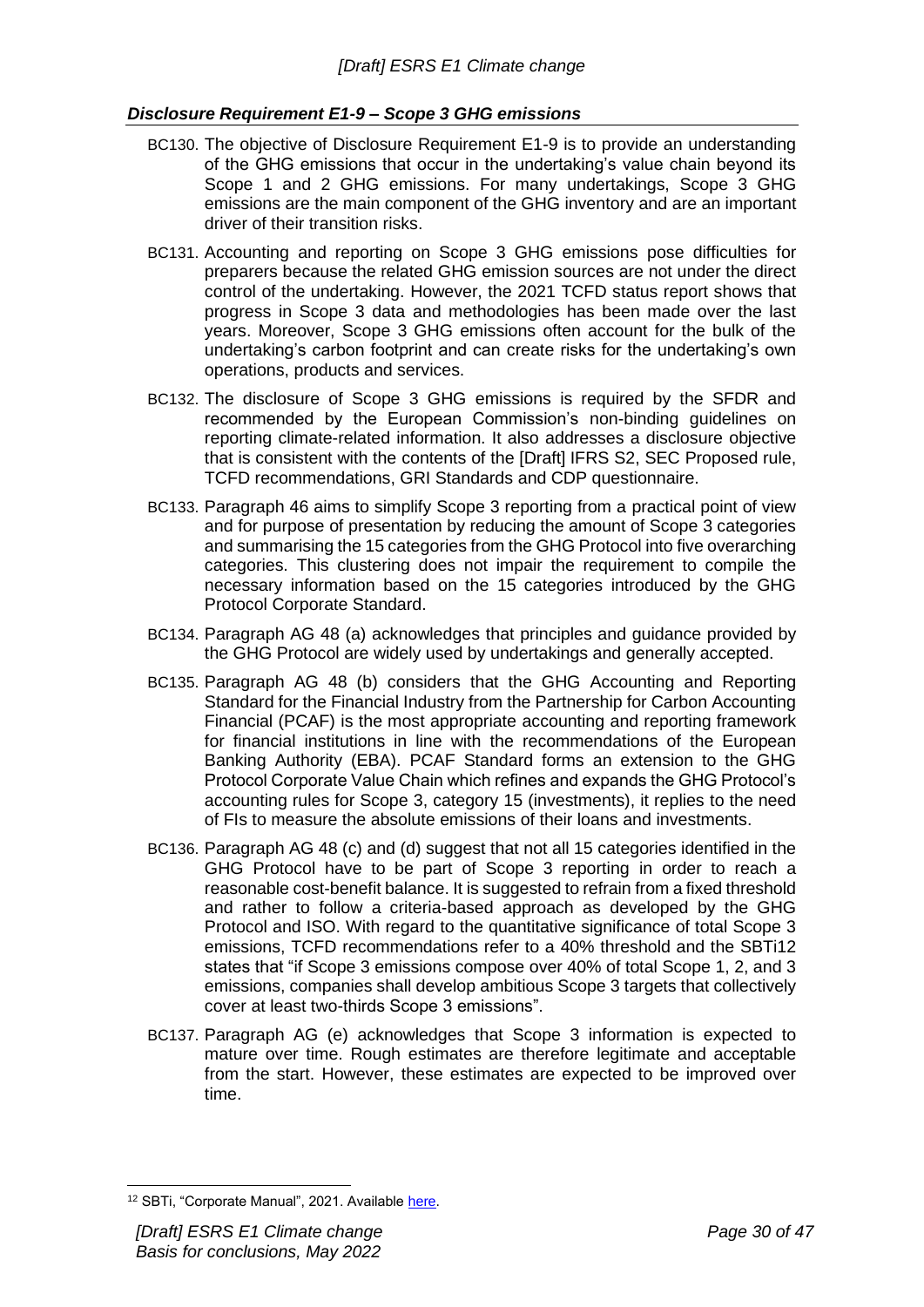### *Disclosure Requirement E1-9 – Scope 3 GHG emissions*

BC130. The objective of Disclosure Requirement E1-9 is to provide an understanding of the GHG emissions that occur in the undertaking's value chain beyond its Scope 1 and 2 GHG emissions. For many undertakings, Scope 3 GHG emissions are the main component of the GHG inventory and are an important driver of their transition risks.

BC131. Accounting and reporting on Scope 3 GHG emissions pose difficulties for preparers because the related GHG emission sources are not under the direct control of the undertaking. However, the 2021 TCFD status report shows that progress in Scope 3 data and methodologies has been made over the last years. Moreover, Scope 3 GHG emissions often account for the bulk of the undertaking's carbon footprint and can create risks for the undertaking's own operations, products and services.

BC132. The disclosure of Scope 3 GHG emissions is required by the SFDR and recommended by the European Commission's non-binding guidelines on reporting climate-related information. It also addresses a disclosure objective that is consistent with the contents of the [Draft] IFRS S2, SEC Proposed rule, TCFD recommendations, GRI Standards and CDP questionnaire.

BC133. Paragraph 46 aims to simplify Scope 3 reporting from a practical point of view and for purpose of presentation by reducing the amount of Scope 3 categories and summarising the 15 categories from the GHG Protocol into five overarching categories. This clustering does not impair the requirement to compile the necessary information based on the 15 categories introduced by the GHG Protocol Corporate Standard.

BC134. Paragraph AG 48 (a) acknowledges that principles and guidance provided by the GHG Protocol are widely used by undertakings and generally accepted.

BC135. Paragraph AG 48 (b) considers that the GHG Accounting and Reporting Standard for the Financial Industry from the Partnership for Carbon Accounting Financial (PCAF) is the most appropriate accounting and reporting framework for financial institutions in line with the recommendations of the European Banking Authority (EBA). PCAF Standard forms an extension to the GHG Protocol Corporate Value Chain which refines and expands the GHG Protocol's accounting rules for Scope 3, category 15 (investments), it replies to the need of FIs to measure the absolute emissions of their loans and investments.

BC136. Paragraph AG 48 (c) and (d) suggest that not all 15 categories identified in the GHG Protocol have to be part of Scope 3 reporting in order to reach a reasonable cost-benefit balance. It is suggested to refrain from a fixed threshold and rather to follow a criteria-based approach as developed by the GHG Protocol and ISO. With regard to the quantitative significance of total Scope 3 emissions, TCFD recommendations refer to a 40% threshold and the SBTi[12] states that "if Scope 3 emissions compose over 40% of total Scope 1, 2, and 3 emissions, companies shall develop ambitious Scope 3 targets that collectively cover at least two-thirds Scope 3 emissions".

BC137. Paragraph AG (e) acknowledges that Scope 3 information is expected to mature over time. Rough estimates are therefore legitimate and acceptable from the start. However, these estimates are expected to be improved over time.

[12] SBTi, "Corporate Manual", 2021. Available here.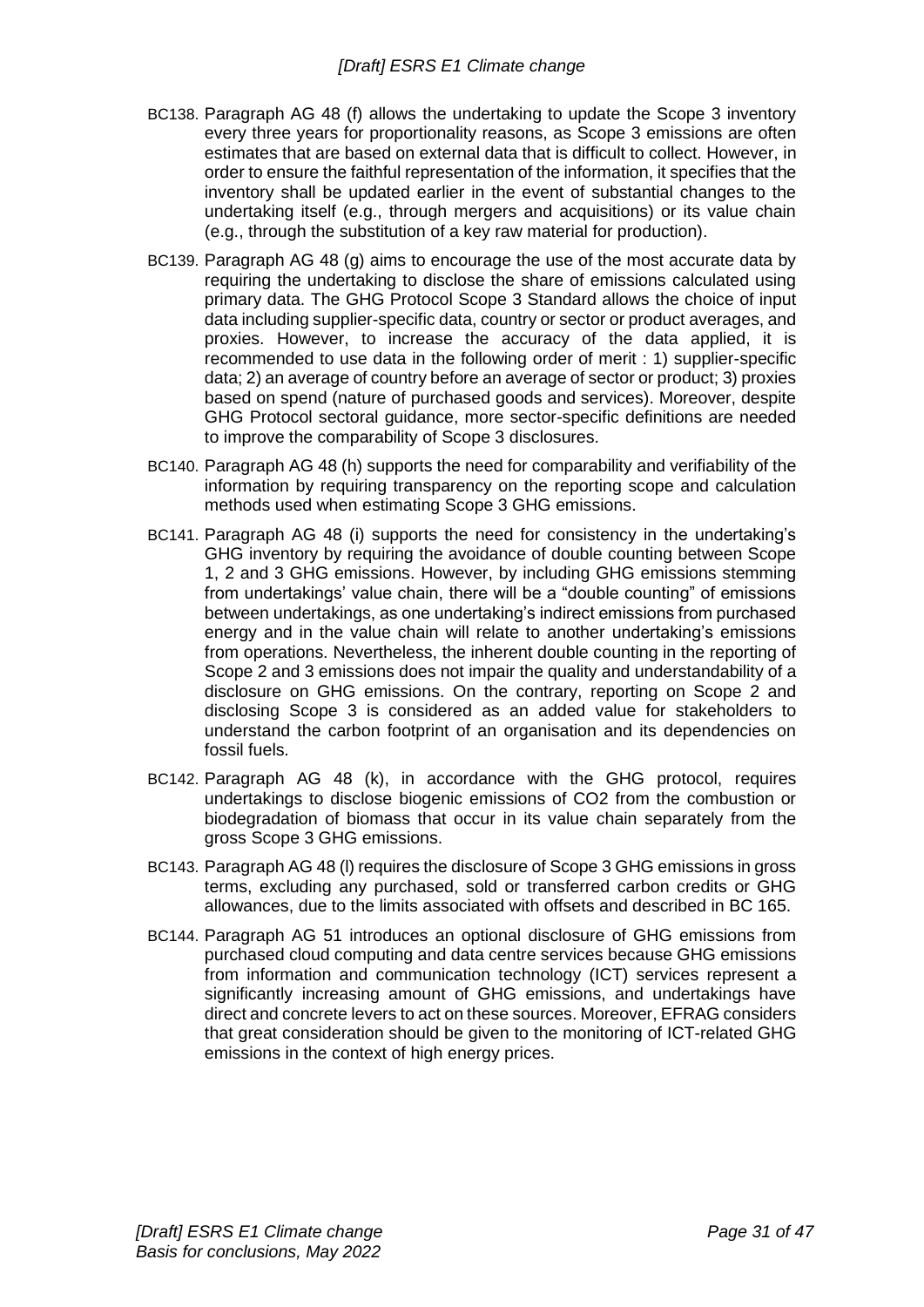BC138. Paragraph AG 48 (f) allows the undertaking to update the Scope 3 inventory every three years for proportionality reasons, as Scope 3 emissions are often estimates that are based on external data that is difficult to collect. However, in order to ensure the faithful representation of the information, it specifies that the inventory shall be updated earlier in the event of substantial changes to the undertaking itself (e.g., through mergers and acquisitions) or its value chain (e.g., through the substitution of a key raw material for production).

BC139. Paragraph AG 48 (g) aims to encourage the use of the most accurate data by requiring the undertaking to disclose the share of emissions calculated using primary data. The GHG Protocol Scope 3 Standard allows the choice of input data including supplier-specific data, country or sector or product averages, and proxies. However, to increase the accuracy of the data applied, it is recommended to use data in the following order of merit : 1) supplier-specific data; 2) an average of country before an average of sector or product; 3) proxies based on spend (nature of purchased goods and services). Moreover, despite GHG Protocol sectoral guidance, more sector-specific definitions are needed to improve the comparability of Scope 3 disclosures.

BC140. Paragraph AG 48 (h) supports the need for comparability and verifiability of the information by requiring transparency on the reporting scope and calculation methods used when estimating Scope 3 GHG emissions.

BC141. Paragraph AG 48 (i) supports the need for consistency in the undertaking's GHG inventory by requiring the avoidance of double counting between Scope 1, 2 and 3 GHG emissions. However, by including GHG emissions stemming from undertakings' value chain, there will be a "double counting" of emissions between undertakings, as one undertaking's indirect emissions from purchased energy and in the value chain will relate to another undertaking's emissions from operations. Nevertheless, the inherent double counting in the reporting of Scope 2 and 3 emissions does not impair the quality and understandability of a disclosure on GHG emissions. On the contrary, reporting on Scope 2 and disclosing Scope 3 is considered as an added value for stakeholders to understand the carbon footprint of an organisation and its dependencies on fossil fuels.

BC142. Paragraph AG 48 (k), in accordance with the GHG protocol, requires undertakings to disclose biogenic emissions of $CO_2$ from the combustion or biodegradation of biomass that occur in its value chain separately from the gross Scope 3 GHG emissions.

BC143. Paragraph AG 48 (l) requires the disclosure of Scope 3 GHG emissions in gross terms, excluding any purchased, sold or transferred carbon credits or GHG allowances, due to the limits associated with offsets and described in BC 165.

BC144. Paragraph AG 51 introduces an optional disclosure of GHG emissions from purchased cloud computing and data centre services because GHG emissions from information and communication technology (ICT) services represent a significantly increasing amount of GHG emissions, and undertakings have direct and concrete levers to act on these sources. Moreover, EFRAG considers that great consideration should be given to the monitoring of ICT-related GHG emissions in the context of high energy prices.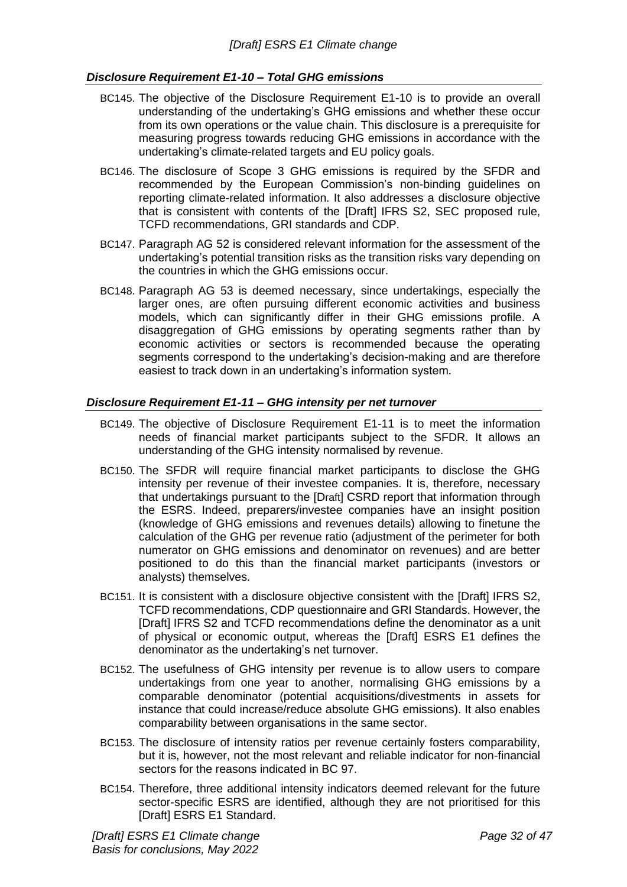### *Disclosure Requirement E1-10 – Total GHG emissions*

BC145. The objective of the Disclosure Requirement E1-10 is to provide an overall understanding of the undertaking's GHG emissions and whether these occur from its own operations or the value chain. This disclosure is a prerequisite for measuring progress towards reducing GHG emissions in accordance with the undertaking's climate-related targets and EU policy goals.

BC146. The disclosure of Scope 3 GHG emissions is required by the SFDR and recommended by the European Commission's non-binding guidelines on reporting climate-related information. It also addresses a disclosure objective that is consistent with contents of the [Draft] IFRS S2, SEC proposed rule, TCFD recommendations, GRI standards and CDP.

BC147. Paragraph AG 52 is considered relevant information for the assessment of the undertaking's potential transition risks as the transition risks vary depending on the countries in which the GHG emissions occur.

BC148. Paragraph AG 53 is deemed necessary, since undertakings, especially the larger ones, are often pursuing different economic activities and business models, which can significantly differ in their GHG emissions profile. A disaggregation of GHG emissions by operating segments rather than by economic activities or sectors is recommended because the operating segments correspond to the undertaking's decision-making and are therefore easiest to track down in an undertaking's information system.

### *Disclosure Requirement E1-11 – GHG intensity per net turnover*

BC149. The objective of Disclosure Requirement E1-11 is to meet the information needs of financial market participants subject to the SFDR. It allows an understanding of the GHG intensity normalised by revenue.

BC150. The SFDR will require financial market participants to disclose the GHG intensity per revenue of their investee companies. It is, therefore, necessary that undertakings pursuant to the [Draft] CSRD report that information through the ESRS. Indeed, preparers/investee companies have an insight position (knowledge of GHG emissions and revenues details) allowing to finetune the calculation of the GHG per revenue ratio (adjustment of the perimeter for both numerator on GHG emissions and denominator on revenues) and are better positioned to do this than the financial market participants (investors or analysts) themselves.

BC151. It is consistent with a disclosure objective consistent with the [Draft] IFRS S2, TCFD recommendations, CDP questionnaire and GRI Standards. However, the [Draft] IFRS S2 and TCFD recommendations define the denominator as a unit of physical or economic output, whereas the [Draft] ESRS E1 defines the denominator as the undertaking's net turnover.

BC152. The usefulness of GHG intensity per revenue is to allow users to compare undertakings from one year to another, normalising GHG emissions by a comparable denominator (potential acquisitions/divestments in assets for instance that could increase/reduce absolute GHG emissions). It also enables comparability between organisations in the same sector.

BC153. The disclosure of intensity ratios per revenue certainly fosters comparability, but it is, however, not the most relevant and reliable indicator for non-financial sectors for the reasons indicated in BC 97.

BC154. Therefore, three additional intensity indicators deemed relevant for the future sector-specific ESRS are identified, although they are not prioritised for this [Draft] ESRS E1 Standard.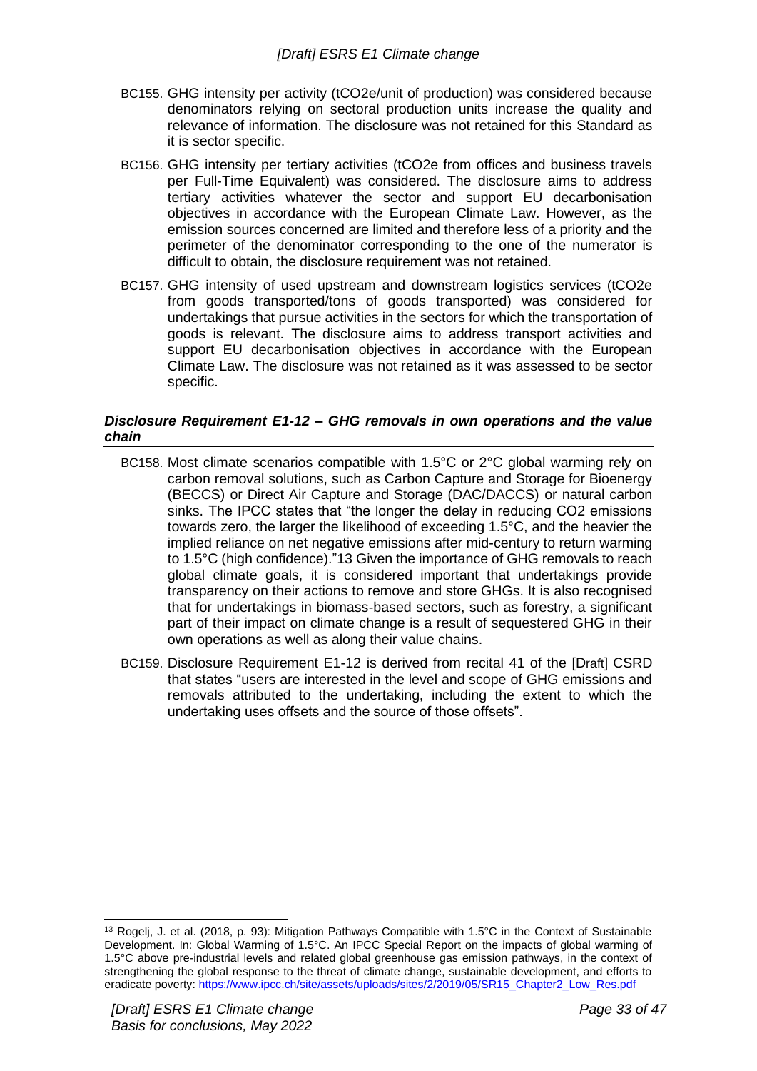BC155. GHG intensity per activity (tCO2e/unit of production) was considered because denominators relying on sectoral production units increase the quality and relevance of information. The disclosure was not retained for this Standard as it is sector specific.

BC156. GHG intensity per tertiary activities (tCO2e from offices and business travels per Full-Time Equivalent) was considered. The disclosure aims to address tertiary activities whatever the sector and support EU decarbonisation objectives in accordance with the European Climate Law. However, as the emission sources concerned are limited and therefore less of a priority and the perimeter of the denominator corresponding to the one of the numerator is difficult to obtain, the disclosure requirement was not retained.

BC157. GHG intensity of used upstream and downstream logistics services (tCO2e from goods transported/tons of goods transported) was considered for undertakings that pursue activities in the sectors for which the transportation of goods is relevant. The disclosure aims to address transport activities and support EU decarbonisation objectives in accordance with the European Climate Law. The disclosure was not retained as it was assessed to be sector specific.

### *Disclosure Requirement E1-12 – GHG removals in own operations and the value chain*

BC158. Most climate scenarios compatible with 1.5°C or 2°C global warming rely on carbon removal solutions, such as Carbon Capture and Storage for Bioenergy (BECCS) or Direct Air Capture and Storage (DAC/DACCS) or natural carbon sinks. The IPCC states that "the longer the delay in reducing CO2 emissions towards zero, the larger the likelihood of exceeding 1.5°C, and the heavier the implied reliance on net negative emissions after mid-century to return warming to 1.5°C (high confidence)."[13] Given the importance of GHG removals to reach global climate goals, it is considered important that undertakings provide transparency on their actions to remove and store GHGs. It is also recognised that for undertakings in biomass-based sectors, such as forestry, a significant part of their impact on climate change is a result of sequestered GHG in their own operations as well as along their value chains.

BC159. Disclosure Requirement E1-12 is derived from recital 41 of the [Draft] CSRD that states "users are interested in the level and scope of GHG emissions and removals attributed to the undertaking, including the extent to which the undertaking uses offsets and the source of those offsets".

[13] Rogelj, J. et al. (2018, p. 93): Mitigation Pathways Compatible with 1.5°C in the Context of Sustainable Development. In: Global Warming of 1.5°C. An IPCC Special Report on the impacts of global warming of 1.5°C above pre-industrial levels and related global greenhouse gas emission pathways, in the context of strengthening the global response to the threat of climate change, sustainable development, and efforts to eradicate poverty: https://www.ipcc.ch/site/assets/uploads/sites/2/2019/05/SR15_Chapter2_Low_Res.pdf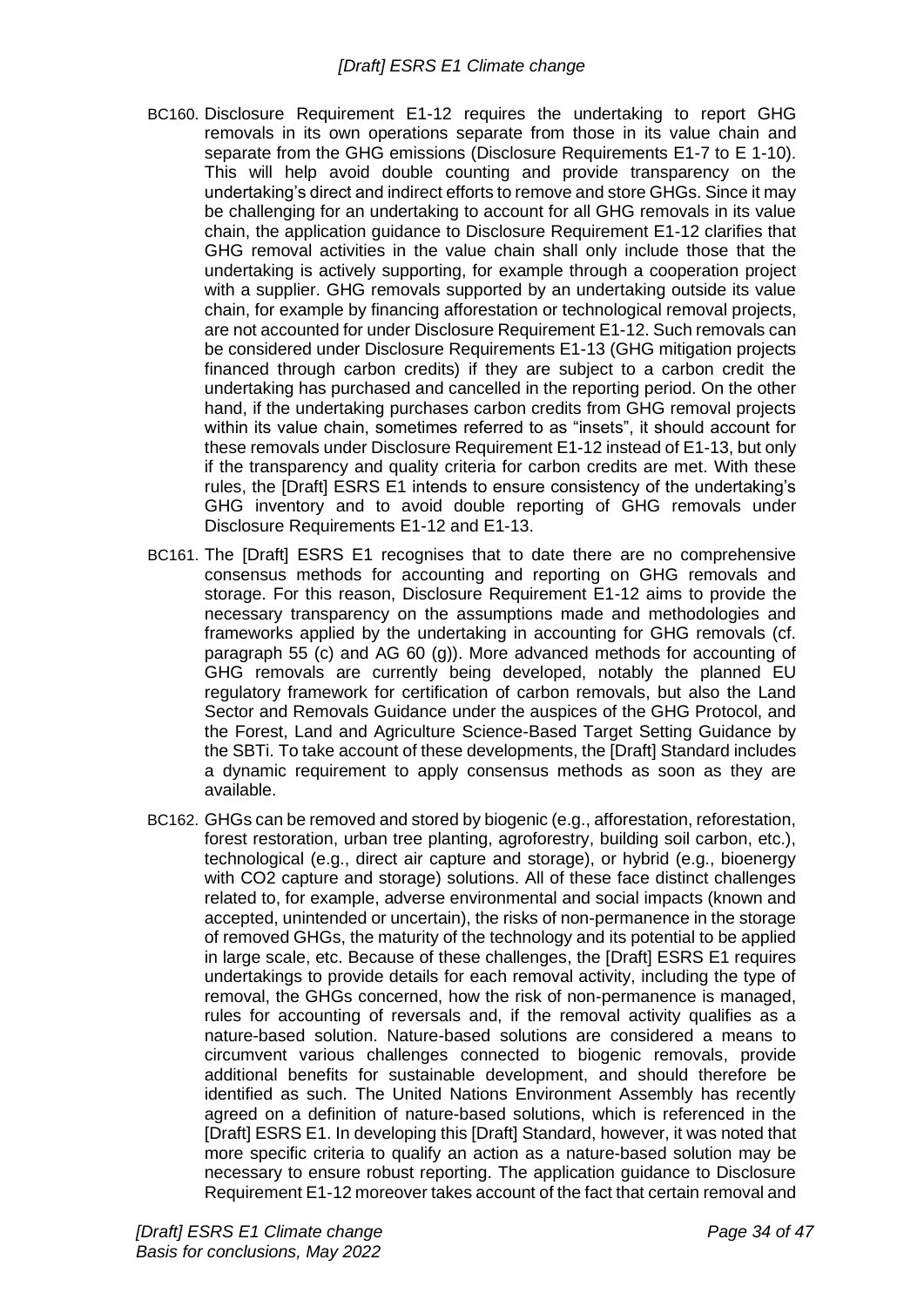BC160. Disclosure Requirement E1-12 requires the undertaking to report GHG removals in its own operations separate from those in its value chain and separate from the GHG emissions (Disclosure Requirements E1-7 to E 1-10). This will help avoid double counting and provide transparency on the undertaking's direct and indirect efforts to remove and store GHGs. Since it may be challenging for an undertaking to account for all GHG removals in its value chain, the application guidance to Disclosure Requirement E1-12 clarifies that GHG removal activities in the value chain shall only include those that the undertaking is actively supporting, for example through a cooperation project with a supplier. GHG removals supported by an undertaking outside its value chain, for example by financing afforestation or technological removal projects, are not accounted for under Disclosure Requirement E1-12. Such removals can be considered under Disclosure Requirements E1-13 (GHG mitigation projects financed through carbon credits) if they are subject to a carbon credit the undertaking has purchased and cancelled in the reporting period. On the other hand, if the undertaking purchases carbon credits from GHG removal projects within its value chain, sometimes referred to as "insets", it should account for these removals under Disclosure Requirement E1-12 instead of E1-13, but only if the transparency and quality criteria for carbon credits are met. With these rules, the [Draft] ESRS E1 intends to ensure consistency of the undertaking's GHG inventory and to avoid double reporting of GHG removals under Disclosure Requirements E1-12 and E1-13.

BC161. The [Draft] ESRS E1 recognises that to date there are no comprehensive consensus methods for accounting and reporting on GHG removals and storage. For this reason, Disclosure Requirement E1-12 aims to provide the necessary transparency on the assumptions made and methodologies and frameworks applied by the undertaking in accounting for GHG removals (cf. paragraph 55 (c) and AG 60 (g)). More advanced methods for accounting of GHG removals are currently being developed, notably the planned EU regulatory framework for certification of carbon removals, but also the Land Sector and Removals Guidance under the auspices of the GHG Protocol, and the Forest, Land and Agriculture Science-Based Target Setting Guidance by the SBTi. To take account of these developments, the [Draft] Standard includes a dynamic requirement to apply consensus methods as soon as they are available.

BC162. GHGs can be removed and stored by biogenic (e.g., afforestation, reforestation, forest restoration, urban tree planting, agroforestry, building soil carbon, etc.), technological (e.g., direct air capture and storage), or hybrid (e.g., bioenergy with CO2 capture and storage) solutions. All of these face distinct challenges related to, for example, adverse environmental and social impacts (known and accepted, unintended or uncertain), the risks of non-permanence in the storage of removed GHGs, the maturity of the technology and its potential to be applied in large scale, etc. Because of these challenges, the [Draft] ESRS E1 requires undertakings to provide details for each removal activity, including the type of removal, the GHGs concerned, how the risk of non-permanence is managed, rules for accounting of reversals and, if the removal activity qualifies as a nature-based solution. Nature-based solutions are considered a means to circumvent various challenges connected to biogenic removals, provide additional benefits for sustainable development, and should therefore be identified as such. The United Nations Environment Assembly has recently agreed on a definition of nature-based solutions, which is referenced in the [Draft] ESRS E1. In developing this [Draft] Standard, however, it was noted that more specific criteria to qualify an action as a nature-based solution may be necessary to ensure robust reporting. The application guidance to Disclosure Requirement E1-12 moreover takes account of the fact that certain removal and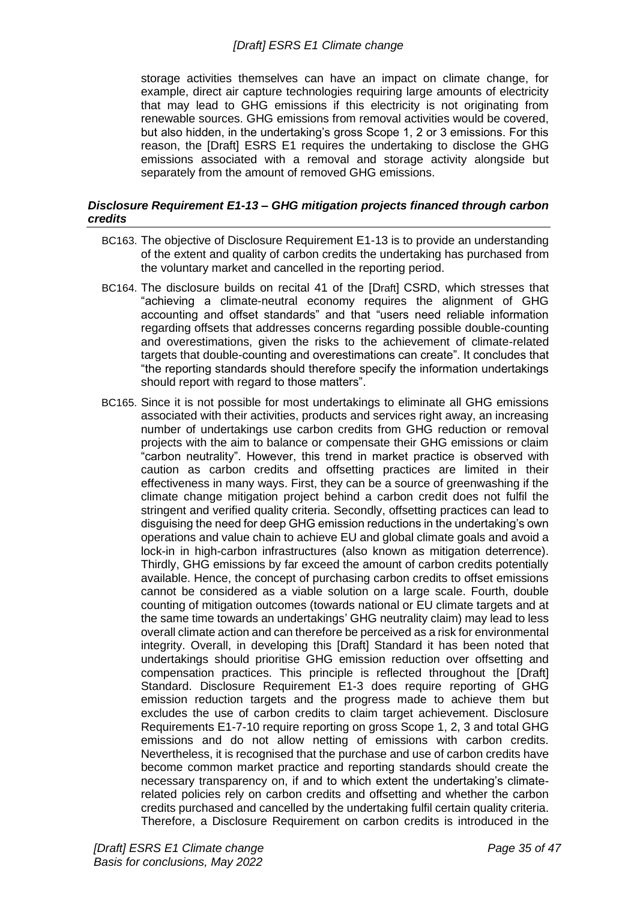storage activities themselves can have an impact on climate change, for example, direct air capture technologies requiring large amounts of electricity that may lead to GHG emissions if this electricity is not originating from renewable sources. GHG emissions from removal activities would be covered, but also hidden, in the undertaking's gross Scope 1, 2 or 3 emissions. For this reason, the [Draft] ESRS E1 requires the undertaking to disclose the GHG emissions associated with a removal and storage activity alongside but separately from the amount of removed GHG emissions.

### *Disclosure Requirement E1-13 – GHG mitigation projects financed through carbon credits*

BC163. The objective of Disclosure Requirement E1-13 is to provide an understanding of the extent and quality of carbon credits the undertaking has purchased from the voluntary market and cancelled in the reporting period.

BC164. The disclosure builds on recital 41 of the [Draft] CSRD, which stresses that "achieving a climate-neutral economy requires the alignment of GHG accounting and offset standards" and that "users need reliable information regarding offsets that addresses concerns regarding possible double-counting and overestimations, given the risks to the achievement of climate-related targets that double-counting and overestimations can create". It concludes that "the reporting standards should therefore specify the information undertakings should report with regard to those matters".

BC165. Since it is not possible for most undertakings to eliminate all GHG emissions associated with their activities, products and services right away, an increasing number of undertakings use carbon credits from GHG reduction or removal projects with the aim to balance or compensate their GHG emissions or claim "carbon neutrality". However, this trend in market practice is observed with caution as carbon credits and offsetting practices are limited in their effectiveness in many ways. First, they can be a source of greenwashing if the climate change mitigation project behind a carbon credit does not fulfil the stringent and verified quality criteria. Secondly, offsetting practices can lead to disguising the need for deep GHG emission reductions in the undertaking's own operations and value chain to achieve EU and global climate goals and avoid a lock-in in high-carbon infrastructures (also known as mitigation deterrence). Thirdly, GHG emissions by far exceed the amount of carbon credits potentially available. Hence, the concept of purchasing carbon credits to offset emissions cannot be considered as a viable solution on a large scale. Fourth, double counting of mitigation outcomes (towards national or EU climate targets and at the same time towards an undertakings' GHG neutrality claim) may lead to less overall climate action and can therefore be perceived as a risk for environmental integrity. Overall, in developing this [Draft] Standard it has been noted that undertakings should prioritise GHG emission reduction over offsetting and compensation practices. This principle is reflected throughout the [Draft] Standard. Disclosure Requirement E1-3 does require reporting of GHG emission reduction targets and the progress made to achieve them but excludes the use of carbon credits to claim target achievement. Disclosure Requirements E1-7-10 require reporting on gross Scope 1, 2, 3 and total GHG emissions and do not allow netting of emissions with carbon credits. Nevertheless, it is recognised that the purchase and use of carbon credits have become common market practice and reporting standards should create the necessary transparency on, if and to which extent the undertaking's climate-related policies rely on carbon credits and offsetting and whether the carbon credits purchased and cancelled by the undertaking fulfil certain quality criteria. Therefore, a Disclosure Requirement on carbon credits is introduced in the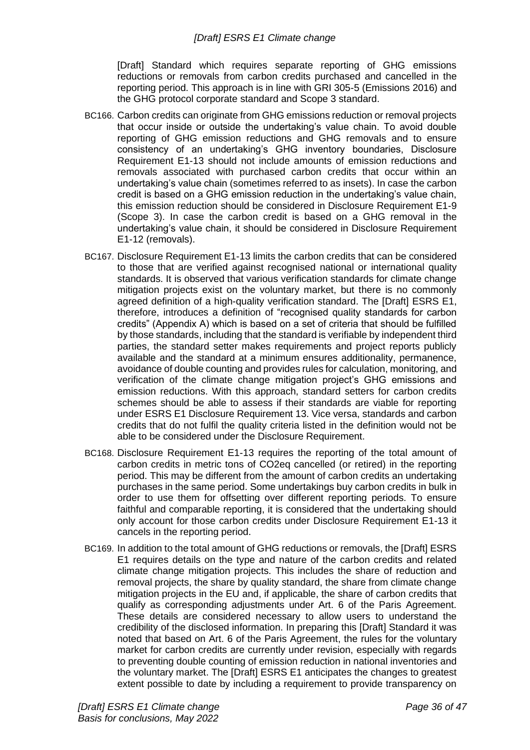[Draft] Standard which requires separate reporting of GHG emissions reductions or removals from carbon credits purchased and cancelled in the reporting period. This approach is in line with GRI 305-5 (Emissions 2016) and the GHG protocol corporate standard and Scope 3 standard.

BC166. Carbon credits can originate from GHG emissions reduction or removal projects that occur inside or outside the undertaking's value chain. To avoid double reporting of GHG emission reductions and GHG removals and to ensure consistency of an undertaking's GHG inventory boundaries, Disclosure Requirement E1-13 should not include amounts of emission reductions and removals associated with purchased carbon credits that occur within an undertaking's value chain (sometimes referred to as insets). In case the carbon credit is based on a GHG emission reduction in the undertaking's value chain, this emission reduction should be considered in Disclosure Requirement E1-9 (Scope 3). In case the carbon credit is based on a GHG removal in the undertaking's value chain, it should be considered in Disclosure Requirement E1-12 (removals).

BC167. Disclosure Requirement E1-13 limits the carbon credits that can be considered to those that are verified against recognised national or international quality standards. It is observed that various verification standards for climate change mitigation projects exist on the voluntary market, but there is no commonly agreed definition of a high-quality verification standard. The [Draft] ESRS E1, therefore, introduces a definition of "recognised quality standards for carbon credits" (Appendix A) which is based on a set of criteria that should be fulfilled by those standards, including that the standard is verifiable by independent third parties, the standard setter makes requirements and project reports publicly available and the standard at a minimum ensures additionality, permanence, avoidance of double counting and provides rules for calculation, monitoring, and verification of the climate change mitigation project's GHG emissions and emission reductions. With this approach, standard setters for carbon credits schemes should be able to assess if their standards are viable for reporting under ESRS E1 Disclosure Requirement 13. Vice versa, standards and carbon credits that do not fulfil the quality criteria listed in the definition would not be able to be considered under the Disclosure Requirement.

BC168. Disclosure Requirement E1-13 requires the reporting of the total amount of carbon credits in metric tons of $CO_2$eq cancelled (or retired) in the reporting period. This may be different from the amount of carbon credits an undertaking purchases in the same period. Some undertakings buy carbon credits in bulk in order to use them for offsetting over different reporting periods. To ensure faithful and comparable reporting, it is considered that the undertaking should only account for those carbon credits under Disclosure Requirement E1-13 it cancels in the reporting period.

BC169. In addition to the total amount of GHG reductions or removals, the [Draft] ESRS E1 requires details on the type and nature of the carbon credits and related climate change mitigation projects. This includes the share of reduction and removal projects, the share by quality standard, the share from climate change mitigation projects in the EU and, if applicable, the share of carbon credits that qualify as corresponding adjustments under Art. 6 of the Paris Agreement. These details are considered necessary to allow users to understand the credibility of the disclosed information. In preparing this [Draft] Standard it was noted that based on Art. 6 of the Paris Agreement, the rules for the voluntary market for carbon credits are currently under revision, especially with regards to preventing double counting of emission reduction in national inventories and the voluntary market. The [Draft] ESRS E1 anticipates the changes to greatest extent possible to date by including a requirement to provide transparency on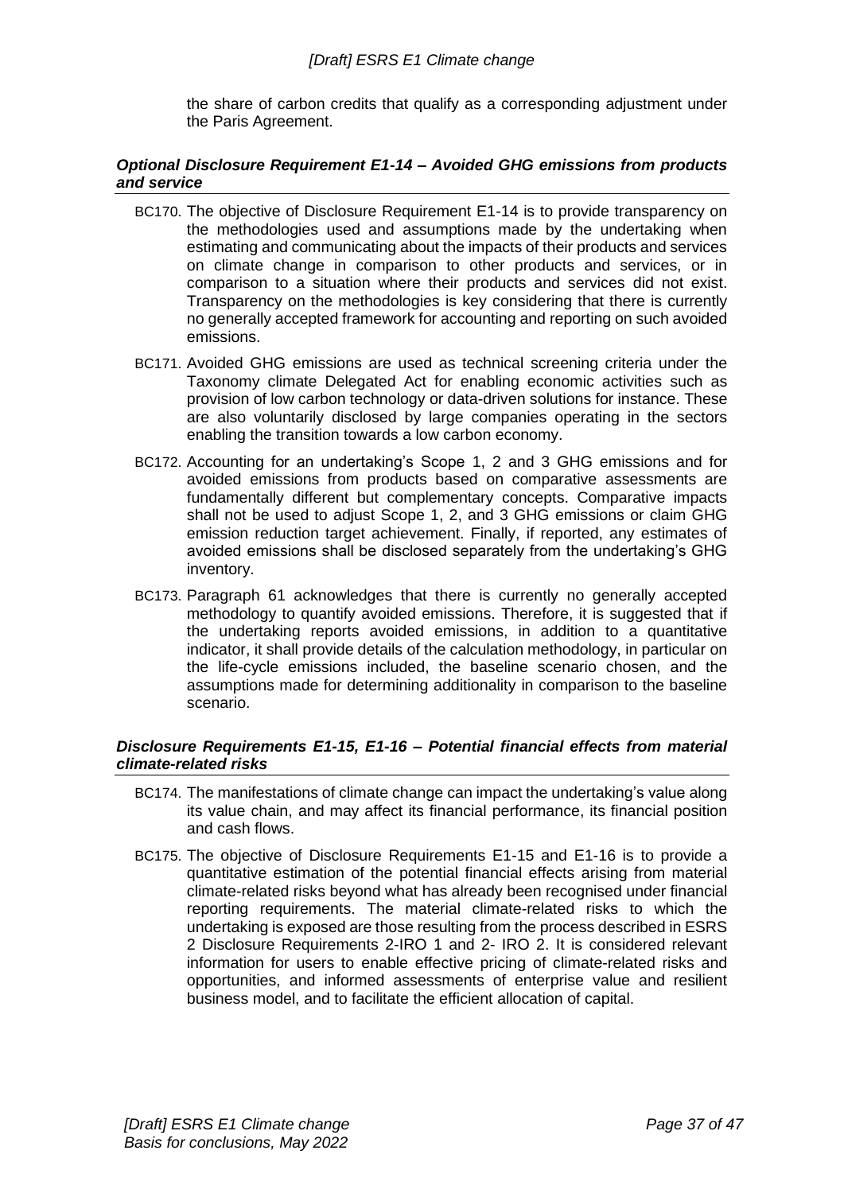the share of carbon credits that qualify as a corresponding adjustment under the Paris Agreement.

### *Optional Disclosure Requirement E1-14 – Avoided GHG emissions from products and service*

BC170. The objective of Disclosure Requirement E1-14 is to provide transparency on the methodologies used and assumptions made by the undertaking when estimating and communicating about the impacts of their products and services on climate change in comparison to other products and services, or in comparison to a situation where their products and services did not exist. Transparency on the methodologies is key considering that there is currently no generally accepted framework for accounting and reporting on such avoided emissions.

BC171. Avoided GHG emissions are used as technical screening criteria under the Taxonomy climate Delegated Act for enabling economic activities such as provision of low carbon technology or data-driven solutions for instance. These are also voluntarily disclosed by large companies operating in the sectors enabling the transition towards a low carbon economy.

BC172. Accounting for an undertaking's Scope 1, 2 and 3 GHG emissions and for avoided emissions from products based on comparative assessments are fundamentally different but complementary concepts. Comparative impacts shall not be used to adjust Scope 1, 2, and 3 GHG emissions or claim GHG emission reduction target achievement. Finally, if reported, any estimates of avoided emissions shall be disclosed separately from the undertaking's GHG inventory.

BC173. Paragraph 61 acknowledges that there is currently no generally accepted methodology to quantify avoided emissions. Therefore, it is suggested that if the undertaking reports avoided emissions, in addition to a quantitative indicator, it shall provide details of the calculation methodology, in particular on the life-cycle emissions included, the baseline scenario chosen, and the assumptions made for determining additionality in comparison to the baseline scenario.

### *Disclosure Requirements E1-15, E1-16 – Potential financial effects from material climate-related risks*

BC174. The manifestations of climate change can impact the undertaking's value along its value chain, and may affect its financial performance, its financial position and cash flows.

BC175. The objective of Disclosure Requirements E1-15 and E1-16 is to provide a quantitative estimation of the potential financial effects arising from material climate-related risks beyond what has already been recognised under financial reporting requirements. The material climate-related risks to which the undertaking is exposed are those resulting from the process described in ESRS 2 Disclosure Requirements 2-IRO 1 and 2- IRO 2. It is considered relevant information for users to enable effective pricing of climate-related risks and opportunities, and informed assessments of enterprise value and resilient business model, and to facilitate the efficient allocation of capital.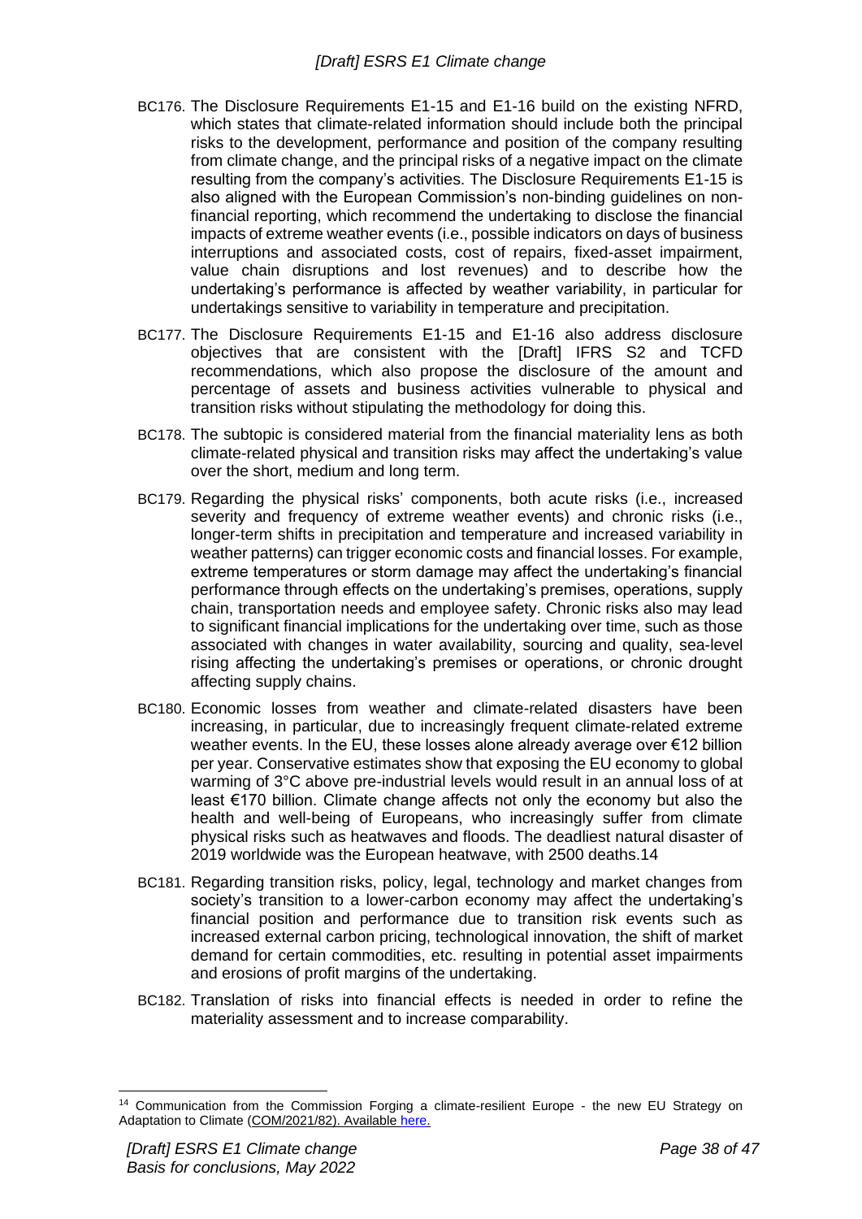BC176. The Disclosure Requirements E1-15 and E1-16 build on the existing NFRD, which states that climate-related information should include both the principal risks to the development, performance and position of the company resulting from climate change, and the principal risks of a negative impact on the climate resulting from the company's activities. The Disclosure Requirements E1-15 is also aligned with the European Commission's non-binding guidelines on non-financial reporting, which recommend the undertaking to disclose the financial impacts of extreme weather events (i.e., possible indicators on days of business interruptions and associated costs, cost of repairs, fixed-asset impairment, value chain disruptions and lost revenues) and to describe how the undertaking's performance is affected by weather variability, in particular for undertakings sensitive to variability in temperature and precipitation.

BC177. The Disclosure Requirements E1-15 and E1-16 also address disclosure objectives that are consistent with the [Draft] IFRS S2 and TCFD recommendations, which also propose the disclosure of the amount and percentage of assets and business activities vulnerable to physical and transition risks without stipulating the methodology for doing this.

BC178. The subtopic is considered material from the financial materiality lens as both climate-related physical and transition risks may affect the undertaking's value over the short, medium and long term.

BC179. Regarding the physical risks' components, both acute risks (i.e., increased severity and frequency of extreme weather events) and chronic risks (i.e., longer-term shifts in precipitation and temperature and increased variability in weather patterns) can trigger economic costs and financial losses. For example, extreme temperatures or storm damage may affect the undertaking's financial performance through effects on the undertaking's premises, operations, supply chain, transportation needs and employee safety. Chronic risks also may lead to significant financial implications for the undertaking over time, such as those associated with changes in water availability, sourcing and quality, sea-level rising affecting the undertaking's premises or operations, or chronic drought affecting supply chains.

BC180. Economic losses from weather and climate-related disasters have been increasing, in particular, due to increasingly frequent climate-related extreme weather events. In the EU, these losses alone already average over €12 billion per year. Conservative estimates show that exposing the EU economy to global warming of 3°C above pre-industrial levels would result in an annual loss of at least €170 billion. Climate change affects not only the economy but also the health and well-being of Europeans, who increasingly suffer from climate physical risks such as heatwaves and floods. The deadliest natural disaster of 2019 worldwide was the European heatwave, with 2500 deaths.[14]

BC181. Regarding transition risks, policy, legal, technology and market changes from society's transition to a lower-carbon economy may affect the undertaking's financial position and performance due to transition risk events such as increased external carbon pricing, technological innovation, the shift of market demand for certain commodities, etc. resulting in potential asset impairments and erosions of profit margins of the undertaking.

BC182. Translation of risks into financial effects is needed in order to refine the materiality assessment and to increase comparability.

---

[14] Communication from the Commission Forging a climate-resilient Europe - the new EU Strategy on Adaptation to Climate (COM/2021/82). Available here.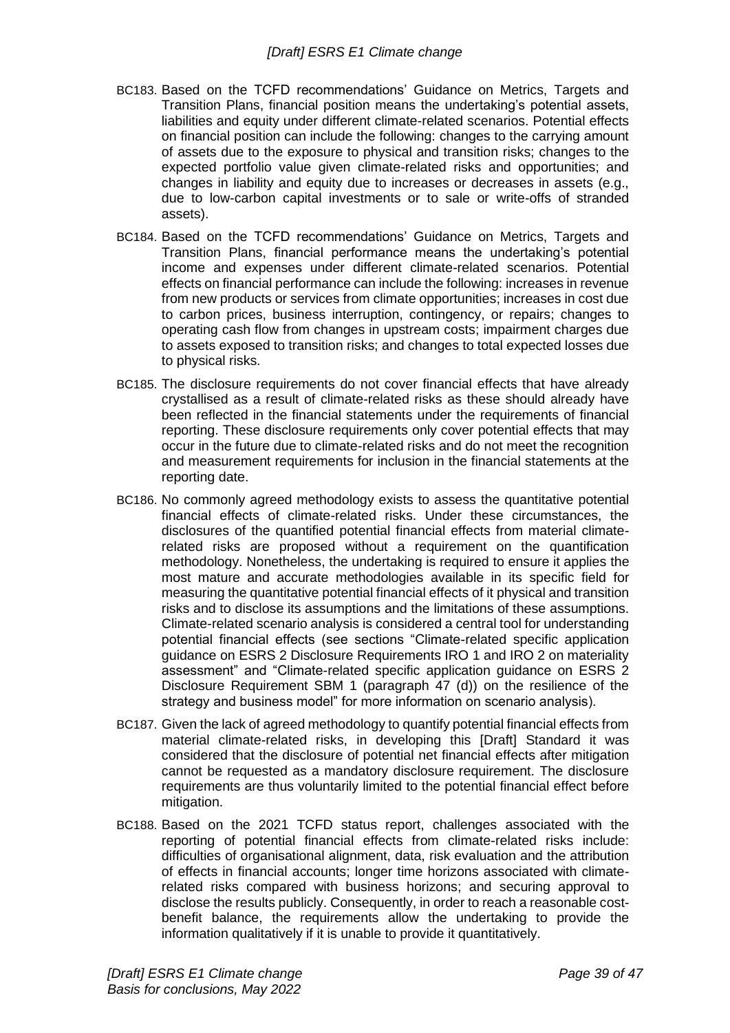BC183. Based on the TCFD recommendations' Guidance on Metrics, Targets and Transition Plans, financial position means the undertaking's potential assets, liabilities and equity under different climate-related scenarios. Potential effects on financial position can include the following: changes to the carrying amount of assets due to the exposure to physical and transition risks; changes to the expected portfolio value given climate-related risks and opportunities; and changes in liability and equity due to increases or decreases in assets (e.g., due to low-carbon capital investments or to sale or write-offs of stranded assets).

BC184. Based on the TCFD recommendations' Guidance on Metrics, Targets and Transition Plans, financial performance means the undertaking's potential income and expenses under different climate-related scenarios. Potential effects on financial performance can include the following: increases in revenue from new products or services from climate opportunities; increases in cost due to carbon prices, business interruption, contingency, or repairs; changes to operating cash flow from changes in upstream costs; impairment charges due to assets exposed to transition risks; and changes to total expected losses due to physical risks.

BC185. The disclosure requirements do not cover financial effects that have already crystallised as a result of climate-related risks as these should already have been reflected in the financial statements under the requirements of financial reporting. These disclosure requirements only cover potential effects that may occur in the future due to climate-related risks and do not meet the recognition and measurement requirements for inclusion in the financial statements at the reporting date.

BC186. No commonly agreed methodology exists to assess the quantitative potential financial effects of climate-related risks. Under these circumstances, the disclosures of the quantified potential financial effects from material climate-related risks are proposed without a requirement on the quantification methodology. Nonetheless, the undertaking is required to ensure it applies the most mature and accurate methodologies available in its specific field for measuring the quantitative potential financial effects of it physical and transition risks and to disclose its assumptions and the limitations of these assumptions. Climate-related scenario analysis is considered a central tool for understanding potential financial effects (see sections "Climate-related specific application guidance on ESRS 2 Disclosure Requirements IRO 1 and IRO 2 on materiality assessment" and "Climate-related specific application guidance on ESRS 2 Disclosure Requirement SBM 1 (paragraph 47 (d)) on the resilience of the strategy and business model" for more information on scenario analysis).

BC187. Given the lack of agreed methodology to quantify potential financial effects from material climate-related risks, in developing this [Draft] Standard it was considered that the disclosure of potential net financial effects after mitigation cannot be requested as a mandatory disclosure requirement. The disclosure requirements are thus voluntarily limited to the potential financial effect before mitigation.

BC188. Based on the 2021 TCFD status report, challenges associated with the reporting of potential financial effects from climate-related risks include: difficulties of organisational alignment, data, risk evaluation and the attribution of effects in financial accounts; longer time horizons associated with climate-related risks compared with business horizons; and securing approval to disclose the results publicly. Consequently, in order to reach a reasonable cost-benefit balance, the requirements allow the undertaking to provide the information qualitatively if it is unable to provide it quantitatively.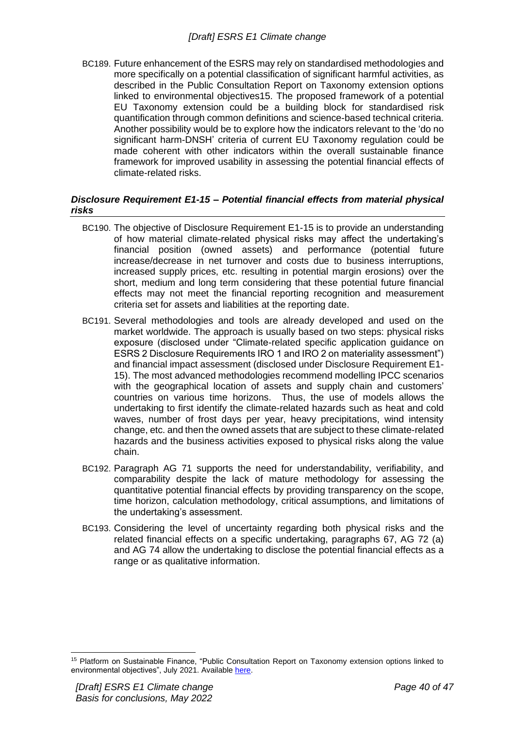BC189. Future enhancement of the ESRS may rely on standardised methodologies and more specifically on a potential classification of significant harmful activities, as described in the Public Consultation Report on Taxonomy extension options linked to environmental objectives[15]. The proposed framework of a potential EU Taxonomy extension could be a building block for standardised risk quantification through common definitions and science-based technical criteria. Another possibility would be to explore how the indicators relevant to the 'do no significant harm-DNSH' criteria of current EU Taxonomy regulation could be made coherent with other indicators within the overall sustainable finance framework for improved usability in assessing the potential financial effects of climate-related risks.

### *Disclosure Requirement E1-15 – Potential financial effects from material physical risks*

BC190. The objective of Disclosure Requirement E1-15 is to provide an understanding of how material climate-related physical risks may affect the undertaking's financial position (owned assets) and performance (potential future increase/decrease in net turnover and costs due to business interruptions, increased supply prices, etc. resulting in potential margin erosions) over the short, medium and long term considering that these potential future financial effects may not meet the financial reporting recognition and measurement criteria set for assets and liabilities at the reporting date.

BC191. Several methodologies and tools are already developed and used on the market worldwide. The approach is usually based on two steps: physical risks exposure (disclosed under "Climate-related specific application guidance on ESRS 2 Disclosure Requirements IRO 1 and IRO 2 on materiality assessment") and financial impact assessment (disclosed under Disclosure Requirement E1-15). The most advanced methodologies recommend modelling IPCC scenarios with the geographical location of assets and supply chain and customers' countries on various time horizons. Thus, the use of models allows the undertaking to first identify the climate-related hazards such as heat and cold waves, number of frost days per year, heavy precipitations, wind intensity change, etc. and then the owned assets that are subject to these climate-related hazards and the business activities exposed to physical risks along the value chain.

BC192. Paragraph AG 71 supports the need for understandability, verifiability, and comparability despite the lack of mature methodology for assessing the quantitative potential financial effects by providing transparency on the scope, time horizon, calculation methodology, critical assumptions, and limitations of the undertaking's assessment.

BC193. Considering the level of uncertainty regarding both physical risks and the related financial effects on a specific undertaking, paragraphs 67, AG 72 (a) and AG 74 allow the undertaking to disclose the potential financial effects as a range or as qualitative information.

[15] Platform on Sustainable Finance, "Public Consultation Report on Taxonomy extension options linked to environmental objectives", July 2021. Available here.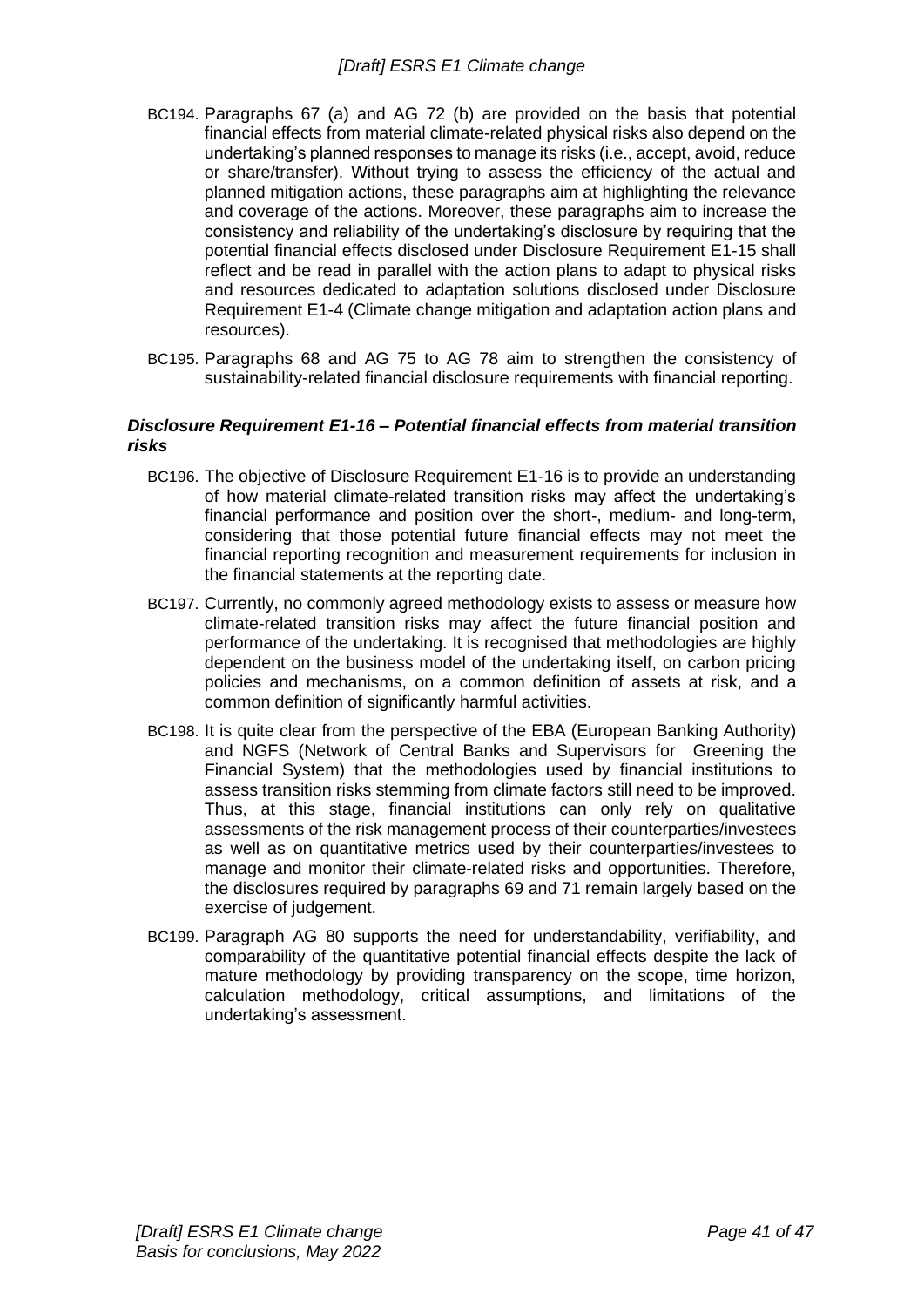BC194. Paragraphs 67 (a) and AG 72 (b) are provided on the basis that potential financial effects from material climate-related physical risks also depend on the undertaking's planned responses to manage its risks (i.e., accept, avoid, reduce or share/transfer). Without trying to assess the efficiency of the actual and planned mitigation actions, these paragraphs aim at highlighting the relevance and coverage of the actions. Moreover, these paragraphs aim to increase the consistency and reliability of the undertaking's disclosure by requiring that the potential financial effects disclosed under Disclosure Requirement E1-15 shall reflect and be read in parallel with the action plans to adapt to physical risks and resources dedicated to adaptation solutions disclosed under Disclosure Requirement E1-4 (Climate change mitigation and adaptation action plans and resources).

BC195. Paragraphs 68 and AG 75 to AG 78 aim to strengthen the consistency of sustainability-related financial disclosure requirements with financial reporting.

### *Disclosure Requirement E1-16 – Potential financial effects from material transition risks*

BC196. The objective of Disclosure Requirement E1-16 is to provide an understanding of how material climate-related transition risks may affect the undertaking's financial performance and position over the short-, medium- and long-term, considering that those potential future financial effects may not meet the financial reporting recognition and measurement requirements for inclusion in the financial statements at the reporting date.

BC197. Currently, no commonly agreed methodology exists to assess or measure how climate-related transition risks may affect the future financial position and performance of the undertaking. It is recognised that methodologies are highly dependent on the business model of the undertaking itself, on carbon pricing policies and mechanisms, on a common definition of assets at risk, and a common definition of significantly harmful activities.

BC198. It is quite clear from the perspective of the EBA (European Banking Authority) and NGFS (Network of Central Banks and Supervisors for Greening the Financial System) that the methodologies used by financial institutions to assess transition risks stemming from climate factors still need to be improved. Thus, at this stage, financial institutions can only rely on qualitative assessments of the risk management process of their counterparties/investees as well as on quantitative metrics used by their counterparties/investees to manage and monitor their climate-related risks and opportunities. Therefore, the disclosures required by paragraphs 69 and 71 remain largely based on the exercise of judgement.

BC199. Paragraph AG 80 supports the need for understandability, verifiability, and comparability of the quantitative potential financial effects despite the lack of mature methodology by providing transparency on the scope, time horizon, calculation methodology, critical assumptions, and limitations of the undertaking's assessment.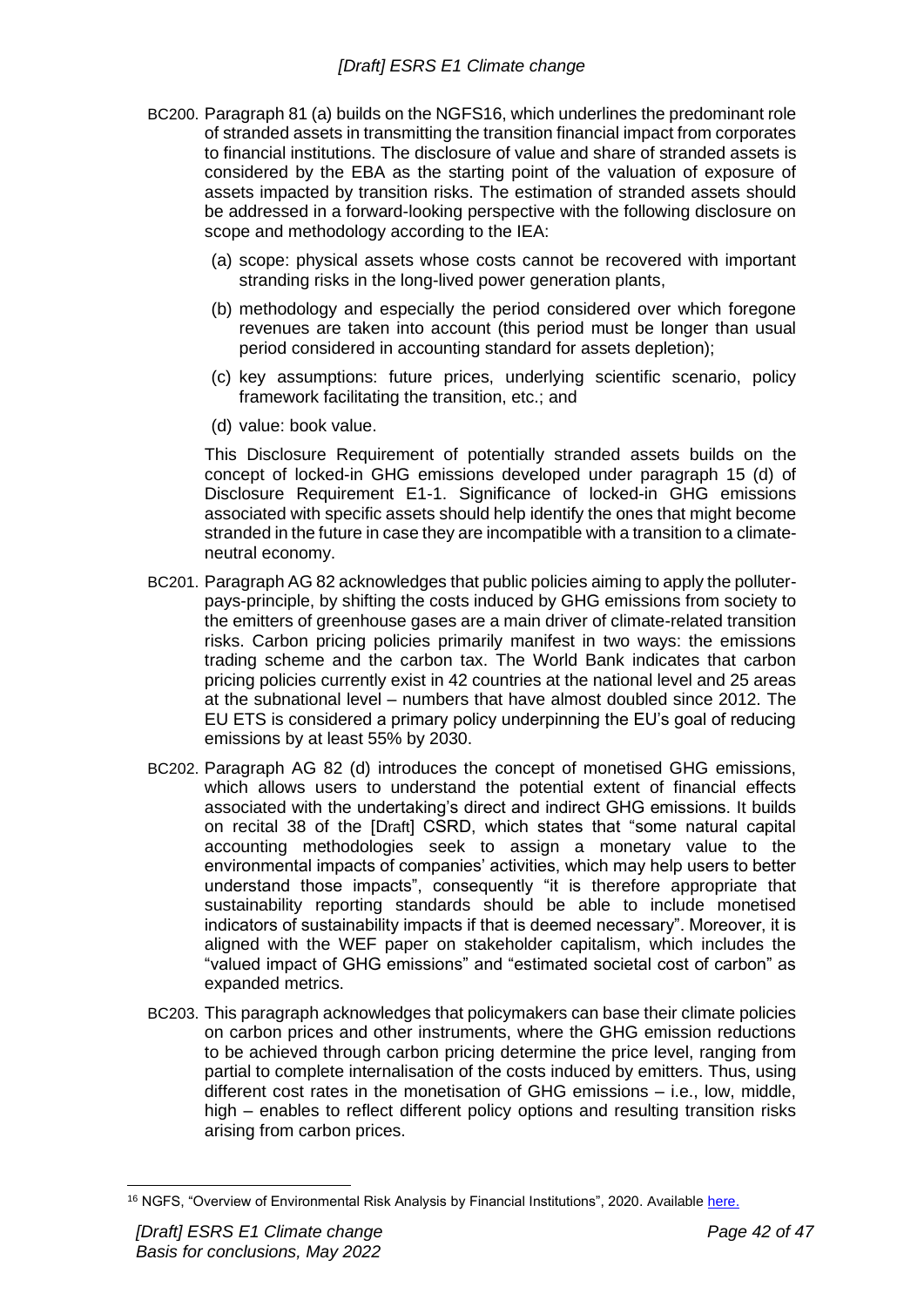BC200. Paragraph 81 (a) builds on the NGFS[16], which underlines the predominant role of stranded assets in transmitting the transition financial impact from corporates to financial institutions. The disclosure of value and share of stranded assets is considered by the EBA as the starting point of the valuation of exposure of assets impacted by transition risks. The estimation of stranded assets should be addressed in a forward-looking perspective with the following disclosure on scope and methodology according to the IEA:

(a) scope: physical assets whose costs cannot be recovered with important stranding risks in the long-lived power generation plants,

(b) methodology and especially the period considered over which foregone revenues are taken into account (this period must be longer than usual period considered in accounting standard for assets depletion);

(c) key assumptions: future prices, underlying scientific scenario, policy framework facilitating the transition, etc.; and

(d) value: book value.

This Disclosure Requirement of potentially stranded assets builds on the concept of locked-in GHG emissions developed under paragraph 15 (d) of Disclosure Requirement E1-1. Significance of locked-in GHG emissions associated with specific assets should help identify the ones that might become stranded in the future in case they are incompatible with a transition to a climate-neutral economy.

BC201. Paragraph AG 82 acknowledges that public policies aiming to apply the polluter-pays-principle, by shifting the costs induced by GHG emissions from society to the emitters of greenhouse gases are a main driver of climate-related transition risks. Carbon pricing policies primarily manifest in two ways: the emissions trading scheme and the carbon tax. The World Bank indicates that carbon pricing policies currently exist in 42 countries at the national level and 25 areas at the subnational level – numbers that have almost doubled since 2012. The EU ETS is considered a primary policy underpinning the EU's goal of reducing emissions by at least 55% by 2030.

BC202. Paragraph AG 82 (d) introduces the concept of monetised GHG emissions, which allows users to understand the potential extent of financial effects associated with the undertaking's direct and indirect GHG emissions. It builds on recital 38 of the [Draft] CSRD, which states that "some natural capital accounting methodologies seek to assign a monetary value to the environmental impacts of companies' activities, which may help users to better understand those impacts", consequently "it is therefore appropriate that sustainability reporting standards should be able to include monetised indicators of sustainability impacts if that is deemed necessary". Moreover, it is aligned with the WEF paper on stakeholder capitalism, which includes the "valued impact of GHG emissions" and "estimated societal cost of carbon" as expanded metrics.

BC203. This paragraph acknowledges that policymakers can base their climate policies on carbon prices and other instruments, where the GHG emission reductions to be achieved through carbon pricing determine the price level, ranging from partial to complete internalisation of the costs induced by emitters. Thus, using different cost rates in the monetisation of GHG emissions – i.e., low, middle, high – enables to reflect different policy options and resulting transition risks arising from carbon prices.

[16] NGFS, "Overview of Environmental Risk Analysis by Financial Institutions", 2020. Available here.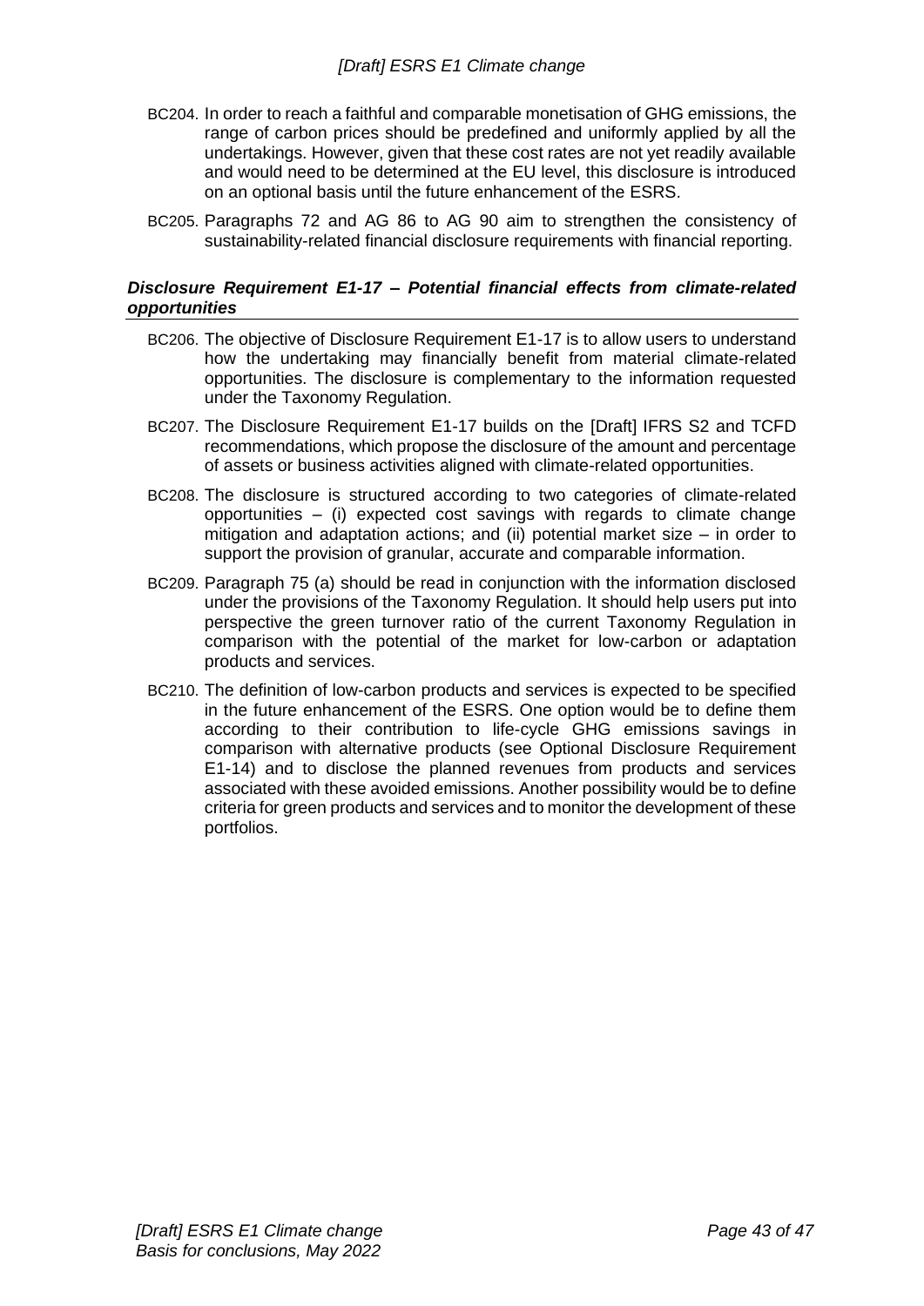BC204. In order to reach a faithful and comparable monetisation of GHG emissions, the range of carbon prices should be predefined and uniformly applied by all the undertakings. However, given that these cost rates are not yet readily available and would need to be determined at the EU level, this disclosure is introduced on an optional basis until the future enhancement of the ESRS.

BC205. Paragraphs 72 and AG 86 to AG 90 aim to strengthen the consistency of sustainability-related financial disclosure requirements with financial reporting.

#### *Disclosure Requirement E1-17 – Potential financial effects from climate-related opportunities*

BC206. The objective of Disclosure Requirement E1-17 is to allow users to understand how the undertaking may financially benefit from material climate-related opportunities. The disclosure is complementary to the information requested under the Taxonomy Regulation.

BC207. The Disclosure Requirement E1-17 builds on the [Draft] IFRS S2 and TCFD recommendations, which propose the disclosure of the amount and percentage of assets or business activities aligned with climate-related opportunities.

BC208. The disclosure is structured according to two categories of climate-related opportunities – (i) expected cost savings with regards to climate change mitigation and adaptation actions; and (ii) potential market size – in order to support the provision of granular, accurate and comparable information.

BC209. Paragraph 75 (a) should be read in conjunction with the information disclosed under the provisions of the Taxonomy Regulation. It should help users put into perspective the green turnover ratio of the current Taxonomy Regulation in comparison with the potential of the market for low-carbon or adaptation products and services.

BC210. The definition of low-carbon products and services is expected to be specified in the future enhancement of the ESRS. One option would be to define them according to their contribution to life-cycle GHG emissions savings in comparison with alternative products (see Optional Disclosure Requirement E1-14) and to disclose the planned revenues from products and services associated with these avoided emissions. Another possibility would be to define criteria for green products and services and to monitor the development of these portfolios.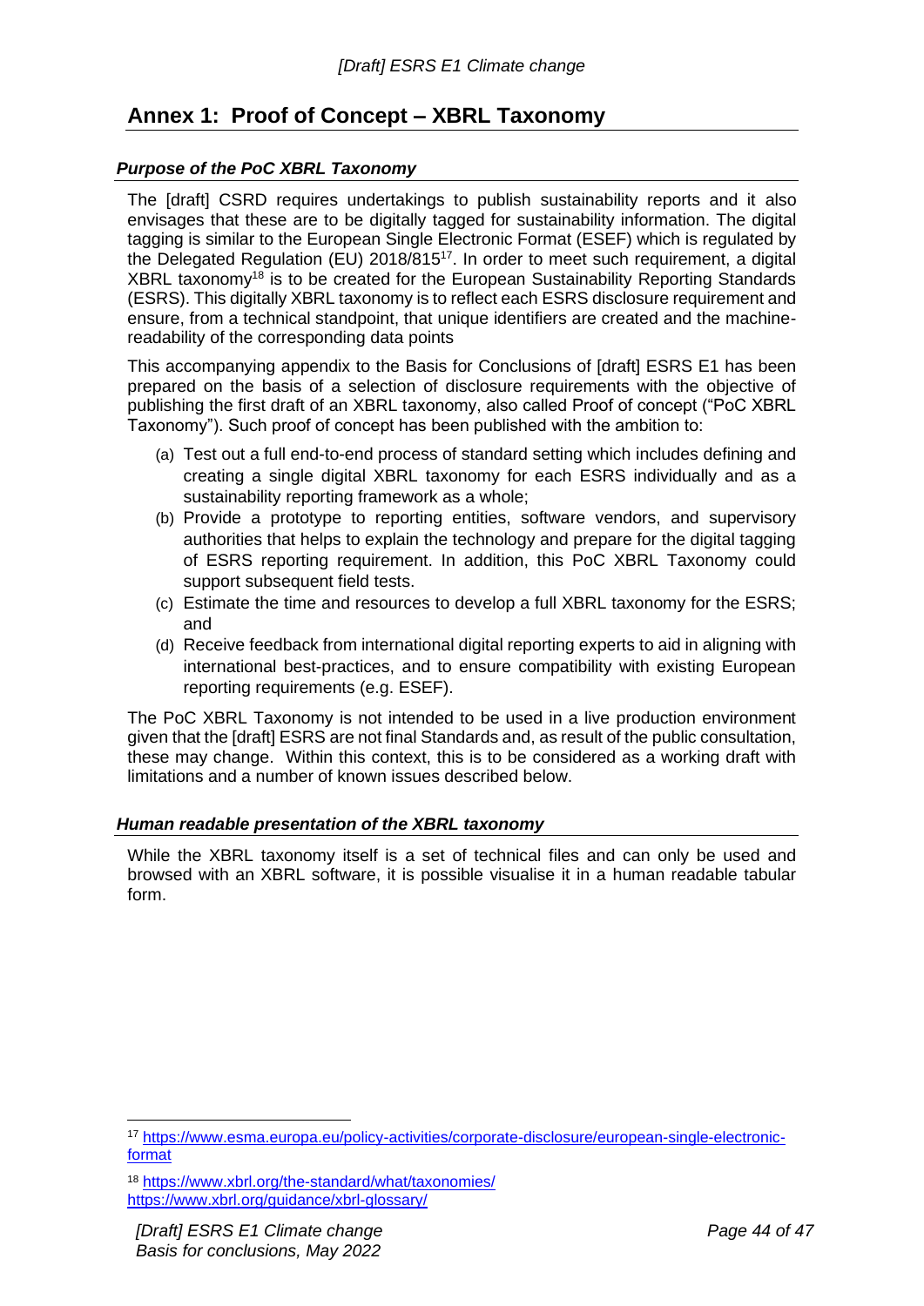## Annex 1: Proof of Concept – XBRL Taxonomy

### *Purpose of the PoC XBRL Taxonomy*

The [draft] CSRD requires undertakings to publish sustainability reports and it also envisages that these are to be digitally tagged for sustainability information. The digital tagging is similar to the European Single Electronic Format (ESEF) which is regulated by the Delegated Regulation (EU) 2018/815[17]. In order to meet such requirement, a digital XBRL taxonomy[18] is to be created for the European Sustainability Reporting Standards (ESRS). This digitally XBRL taxonomy is to reflect each ESRS disclosure requirement and ensure, from a technical standpoint, that unique identifiers are created and the machine-readability of the corresponding data points

This accompanying appendix to the Basis for Conclusions of [draft] ESRS E1 has been prepared on the basis of a selection of disclosure requirements with the objective of publishing the first draft of an XBRL taxonomy, also called Proof of concept ("PoC XBRL Taxonomy"). Such proof of concept has been published with the ambition to:

(a) Test out a full end-to-end process of standard setting which includes defining and creating a single digital XBRL taxonomy for each ESRS individually and as a sustainability reporting framework as a whole;

(b) Provide a prototype to reporting entities, software vendors, and supervisory authorities that helps to explain the technology and prepare for the digital tagging of ESRS reporting requirement. In addition, this PoC XBRL Taxonomy could support subsequent field tests.

(c) Estimate the time and resources to develop a full XBRL taxonomy for the ESRS; and

(d) Receive feedback from international digital reporting experts to aid in aligning with international best-practices, and to ensure compatibility with existing European reporting requirements (e.g. ESEF).

The PoC XBRL Taxonomy is not intended to be used in a live production environment given that the [draft] ESRS are not final Standards and, as result of the public consultation, these may change. Within this context, this is to be considered as a working draft with limitations and a number of known issues described below.

### *Human readable presentation of the XBRL taxonomy*

While the XBRL taxonomy itself is a set of technical files and can only be used and browsed with an XBRL software, it is possible visualise it in a human readable tabular form.

---

[17] https://www.esma.europa.eu/policy-activities/corporate-disclosure/european-single-electronic-format

[18] https://www.xbrl.org/the-standard/what/taxonomies/
https://www.xbrl.org/guidance/xbrl-glossary/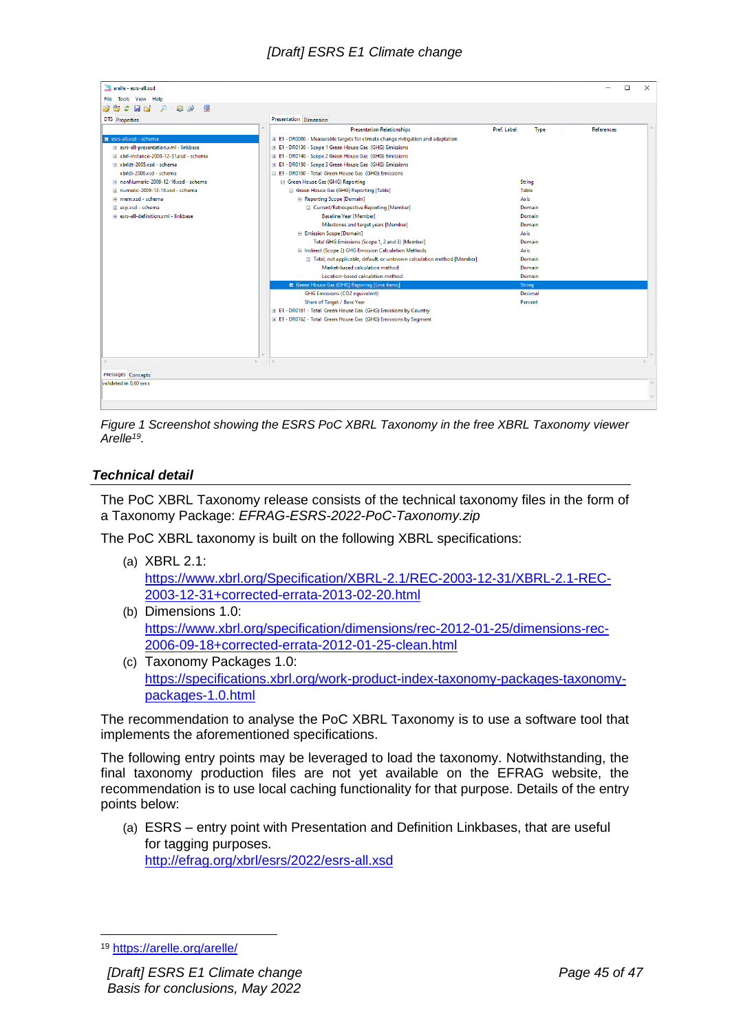Figure 1 Screenshot showing the ESRS PoC XBRL Taxonomy in the free XBRL Taxonomy viewer Arelle[19].

### Technical detail

The PoC XBRL Taxonomy release consists of the technical taxonomy files in the form of a Taxonomy Package: *EFRAG-ESRS-2022-PoC-Taxonomy.zip*

The PoC XBRL taxonomy is built on the following XBRL specifications:

(a) XBRL 2.1: https://www.xbrl.org/Specification/XBRL-2.1/REC-2003-12-31/XBRL-2.1-REC-2003-12-31+corrected-errata-2013-02-20.html

(b) Dimensions 1.0: https://www.xbrl.org/specification/dimensions/rec-2012-01-25/dimensions-rec-2006-09-18+corrected-errata-2012-01-25-clean.html

(c) Taxonomy Packages 1.0: https://specifications.xbrl.org/work-product-index-taxonomy-packages-taxonomy-packages-1.0.html

The recommendation to analyse the PoC XBRL Taxonomy is to use a software tool that implements the aforementioned specifications.

The following points may be leveraged to load the taxonomy. Notwithstanding, the final taxonomy production files are not yet available on the EFRAG website, the recommendation is to use local caching functionality for that purpose. Details of the entry points below:

(a) ESRS – entry point with Presentation and Definition Linkbases, that are useful for tagging purposes. http://efrag.org/xbrl/esrs/2022/esrs-all.xsd

[19] https://arelle.org/arelle/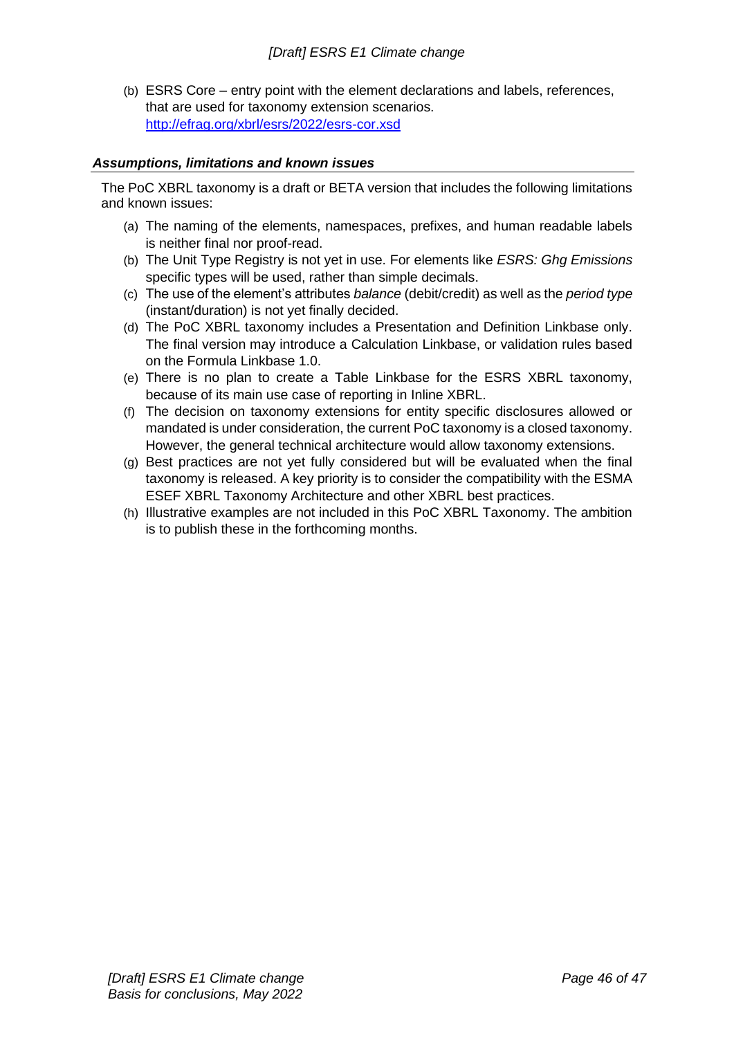(b) ESRS Core – entry point with the element declarations and labels, references, that are used for taxonomy extension scenarios. [http://efrag.org/xbrl/esrs/2022/esrs-cor.xsd](http://efrag.org/xbrl/esrs/2022/esrs-cor.xsd)

### *Assumptions, limitations and known issues*

The PoC XBRL taxonomy is a draft or BETA version that includes the following limitations and known issues:

(a) The naming of the elements, namespaces, prefixes, and human readable labels is neither final nor proof-read.

(b) The Unit Type Registry is not yet in use. For elements like *ESRS: Ghg Emissions* specific types will be used, rather than simple decimals.

(c) The use of the element's attributes *balance* (debit/credit) as well as the *period type* (instant/duration) is not yet finally decided.

(d) The PoC XBRL taxonomy includes a Presentation and Definition Linkbase only. The final version may introduce a Calculation Linkbase, or validation rules based on the Formula Linkbase 1.0.

(e) There is no plan to create a Table Linkbase for the ESRS XBRL taxonomy, because of its main use case of reporting in Inline XBRL.

(f) The decision on taxonomy extensions for entity specific disclosures allowed or mandated is under consideration, the current PoC taxonomy is a closed taxonomy. However, the general technical architecture would allow taxonomy extensions.

(g) Best practices are not yet fully considered but will be evaluated when the final taxonomy is released. A key priority is to consider the compatibility with the ESMA ESEF XBRL Taxonomy Architecture and other XBRL best practices.

(h) Illustrative examples are not included in this PoC XBRL Taxonomy. The ambition is to publish these in the forthcoming months.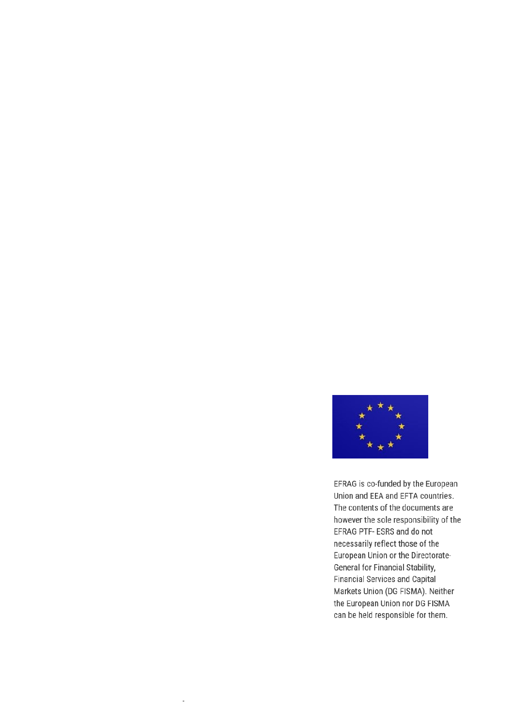EFRAG is co-funded by the European Union and EEA and EFTA countries. The contents of the documents are however the sole responsibility of the EFRAG PTF- ESRS and do not necessarily reflect those of the European Union or the Directorate-General for Financial Stability, Financial Services and Capital Markets Union (DG FISMA). Neither the European Union nor DG FISMA can be held responsible for them.